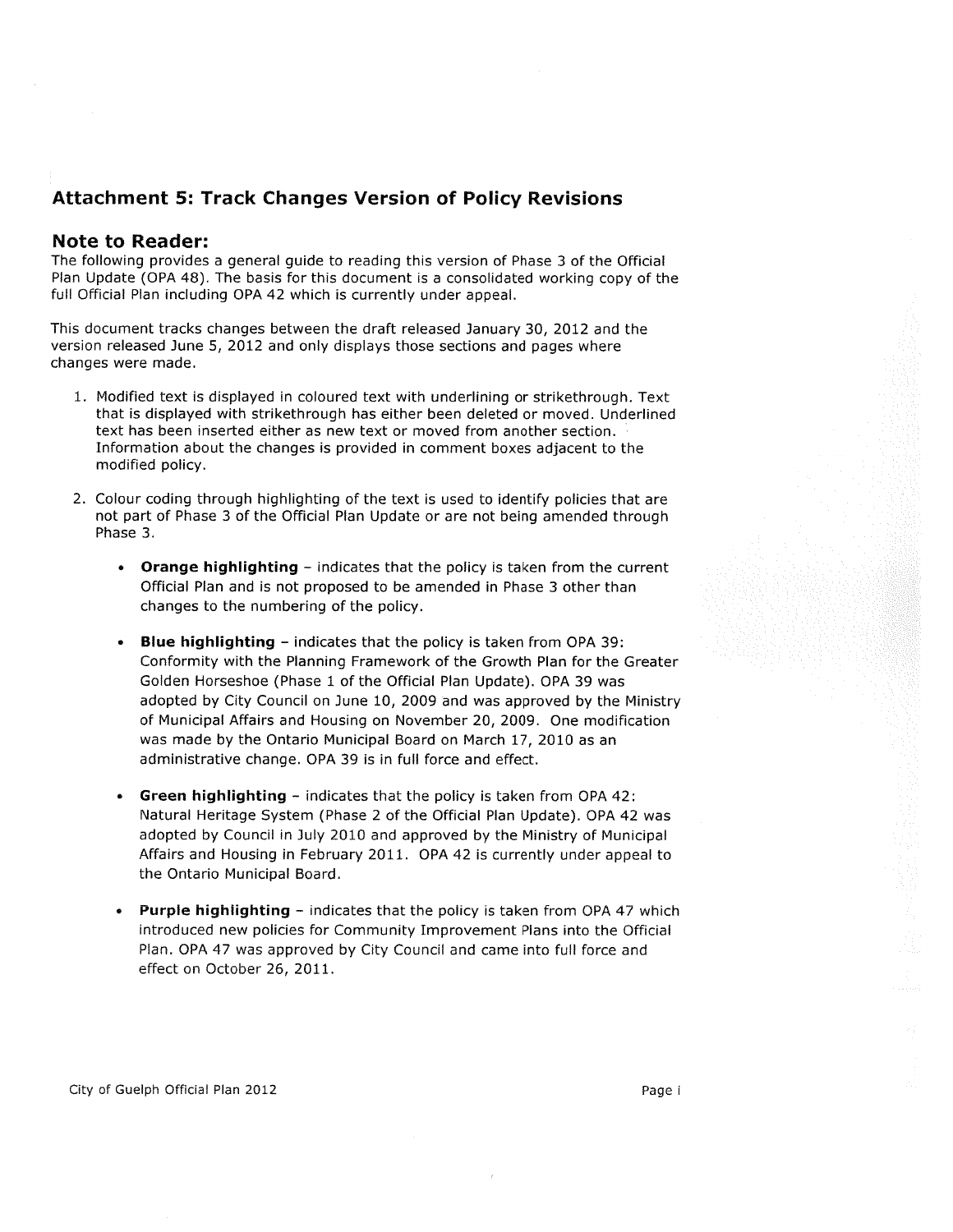## Attachment 5: Track Changes Version of Policy Revisions

## Note to Reader:

The following provides a general guide to reading this version of Phase 3 of the Official Plan Update (OPA 48). The basis for this document is a consolidated working copy of the full Official Plan including OPA 42 which is currently under appeal.

This document tracks changes between the draft released January 30, 2012 and the version released June 5, 2012 and only displays those sections and pages where changes were made.

1. Modified text is displayed in coloured text with underlining or strikethrough. Text that is displayed with strikethrough has either been deleted or moved. Underlined text has been inserted either as new text or moved from another section. Information about the changes is provided in comment boxes adjacent to the modified policy.

2. Colour coding through highlighting of the text is used to identify policies that are not part of Phase 3 of the Official Plan Update or are not being amended through Phase 3.

   - **Orange highlighting** – indicates that the policy is taken from the current Official Plan and is not proposed to be amended in Phase 3 other than changes to the numbering of the policy.

   - **Blue highlighting** – indicates that the policy is taken from OPA 39: Conformity with the Planning Framework of the Growth Plan for the Greater Golden Horseshoe (Phase 1 of the Official Plan Update). OPA 39 was adopted by City Council on June 10, 2009 and was approved by the Ministry of Municipal Affairs and Housing on November 20, 2009. One modification was made by the Ontario Municipal Board on March 17, 2010 as an administrative change. OPA 39 is in full force and effect.

   - **Green highlighting** – indicates that the policy is taken from OPA 42: Natural Heritage System (Phase 2 of the Official Plan Update). OPA 42 was adopted by Council in July 2010 and approved by the Ministry of Municipal Affairs and Housing in February 2011. OPA 42 is currently under appeal to the Ontario Municipal Board.

   - **Purple highlighting** – indicates that the policy is taken from OPA 47 which introduced new policies for Community Improvement Plans into the Official Plan. OPA 47 was approved by City Council and came into full force and effect on October 26, 2011.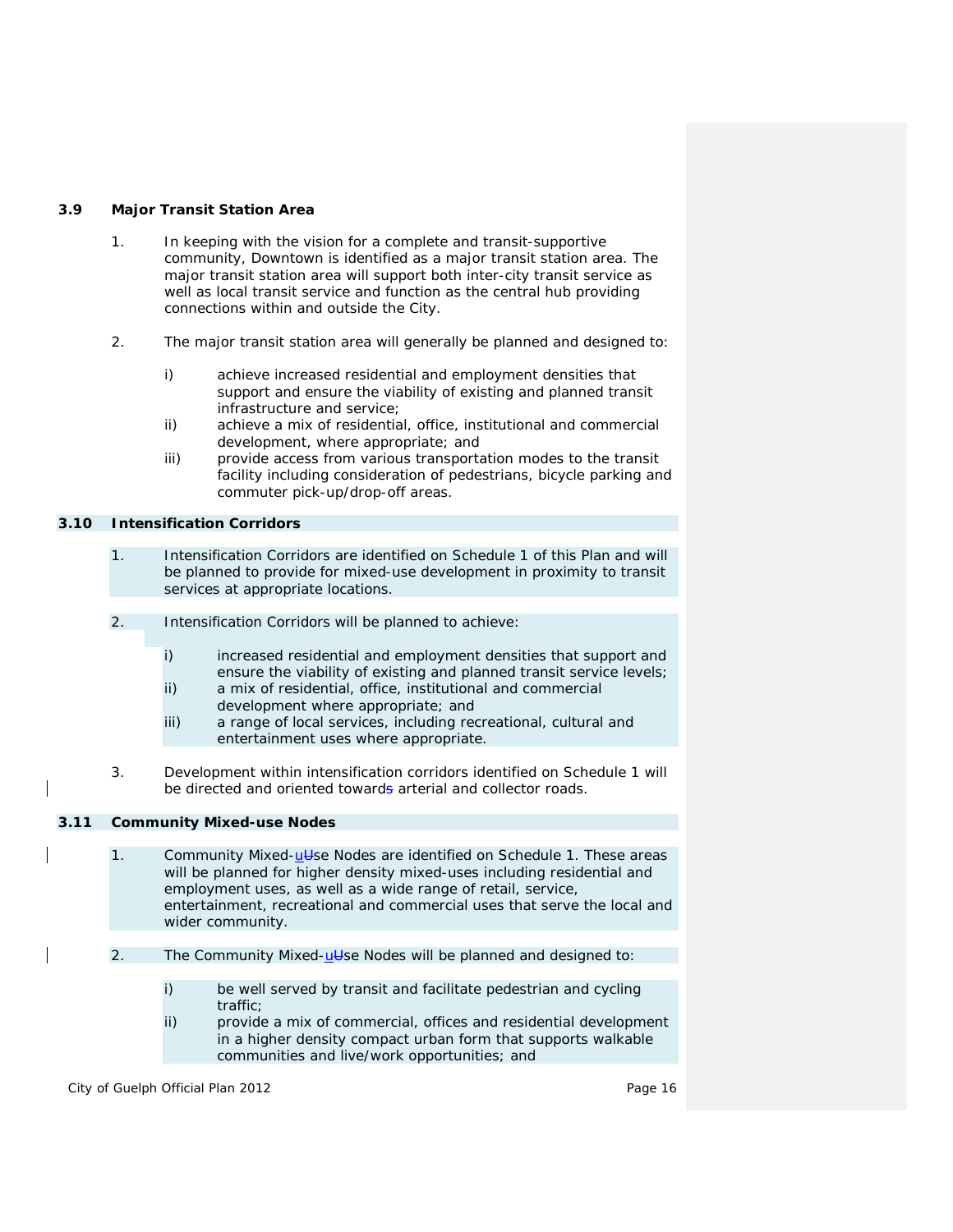### 3.9 Major Transit Station Area

1. In keeping with the vision for a complete and transit-supportive community, Downtown is identified as a major transit station area. The major transit station area will support both inter-city transit service as well as local transit service and function as the central hub providing connections within and outside the City.

2. The major transit station area will generally be planned and designed to:

   i) achieve increased residential and employment densities that support and ensure the viability of existing and planned transit infrastructure and service;
   ii) achieve a mix of residential, office, institutional and commercial development, where appropriate; and
   iii) provide access from various transportation modes to the transit facility including consideration of pedestrians, bicycle parking and commuter pick-up/drop-off areas.

### 3.10 Intensification Corridors

1. Intensification Corridors are identified on Schedule 1 of this Plan and will be planned to provide for mixed-use development in proximity to transit services at appropriate locations.

2. Intensification Corridors will be planned to achieve:

   i) increased residential and employment densities that support and ensure the viability of existing and planned transit service levels;
   ii) a mix of residential, office, institutional and commercial development where appropriate; and
   iii) a range of local services, including recreational, cultural and entertainment uses where appropriate.

3. Development within intensification corridors identified on Schedule 1 will be directed and oriented toward arterial and collector roads.

### 3.11 Community Mixed-use Nodes

1. Community Mixed-use Nodes are identified on Schedule 1. These areas will be planned for higher density mixed-uses including residential and employment uses, as well as a wide range of retail, service, entertainment, recreational and commercial uses that serve the local and wider community.

2. The Community Mixed-use Nodes will be planned and designed to:

   i) be well served by transit and facilitate pedestrian and cycling traffic;
   ii) provide a mix of commercial, offices and residential development in a higher density compact urban form that supports walkable communities and live/work opportunities; and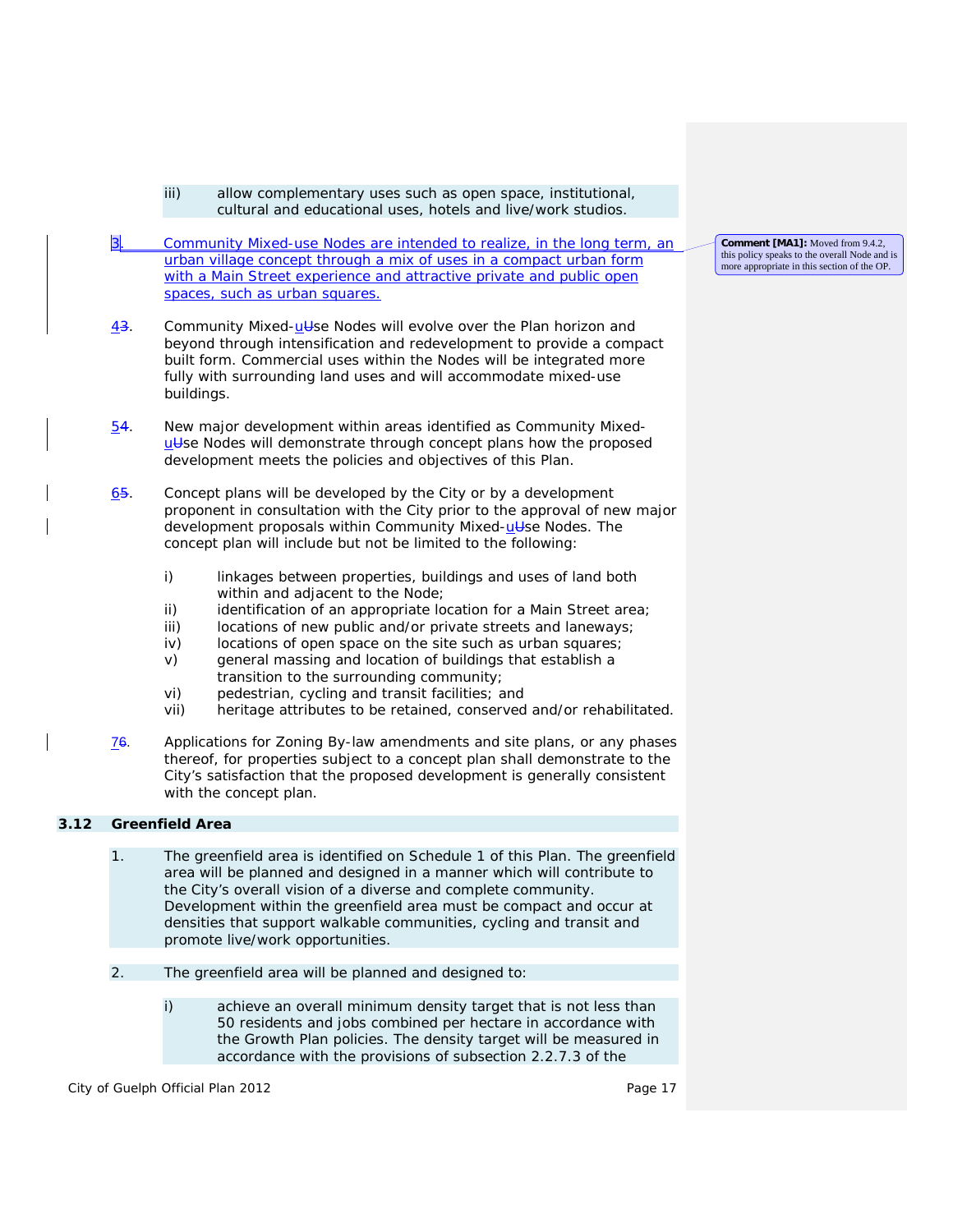iii) allow complementary uses such as open space, institutional, cultural and educational uses, hotels and live/work studios.

3. Community Mixed-use Nodes are intended to realize, in the long term, an urban village concept through a mix of uses in a compact urban form with a Main Street experience and attractive private and public open spaces, such as urban squares.

Comment [MA1]: Moved from 9.4.2, this policy speaks to the overall Node and is more appropriate in this section of the OP.

43. Community Mixed-uUse Nodes will evolve over the Plan horizon and beyond through intensification and redevelopment to provide a compact built form. Commercial uses within the Nodes will be integrated more fully with surrounding land uses and will accommodate mixed-use buildings.

54. New major development within areas identified as Community Mixed-uUse Nodes will demonstrate through concept plans how the proposed development meets the policies and objectives of this Plan.

65. Concept plans will be developed by the City or by a development proponent in consultation with the City prior to the approval of new major development proposals within Community Mixed-uUse Nodes. The concept plan will include but not be limited to the following:

   i) linkages between properties, buildings and uses of land both within and adjacent to the Node;
   ii) identification of an appropriate location for a Main Street area;
   iii) locations of new public and/or private streets and laneways;
   iv) locations of open space on the site such as urban squares;
   v) general massing and location of buildings that establish a transition to the surrounding community;
   vi) pedestrian, cycling and transit facilities; and
   vii) heritage attributes to be retained, conserved and/or rehabilitated.

76. Applications for Zoning By-law amendments and site plans, or any phases thereof, for properties subject to a concept plan shall demonstrate to the City's satisfaction that the proposed development is generally consistent with the concept plan.

## 3.12 Greenfield Area

1. The greenfield area is identified on Schedule 1 of this Plan. The greenfield area will be planned and designed in a manner which will contribute to the City's overall vision of a diverse and complete community. Development within the greenfield area must be compact and occur at densities that support walkable communities, cycling and transit and promote live/work opportunities.

2. The greenfield area will be planned and designed to:

   i) achieve an overall minimum density target that is not less than 50 residents and jobs combined per hectare in accordance with the Growth Plan policies. The density target will be measured in accordance with the provisions of subsection 2.2.7.3 of the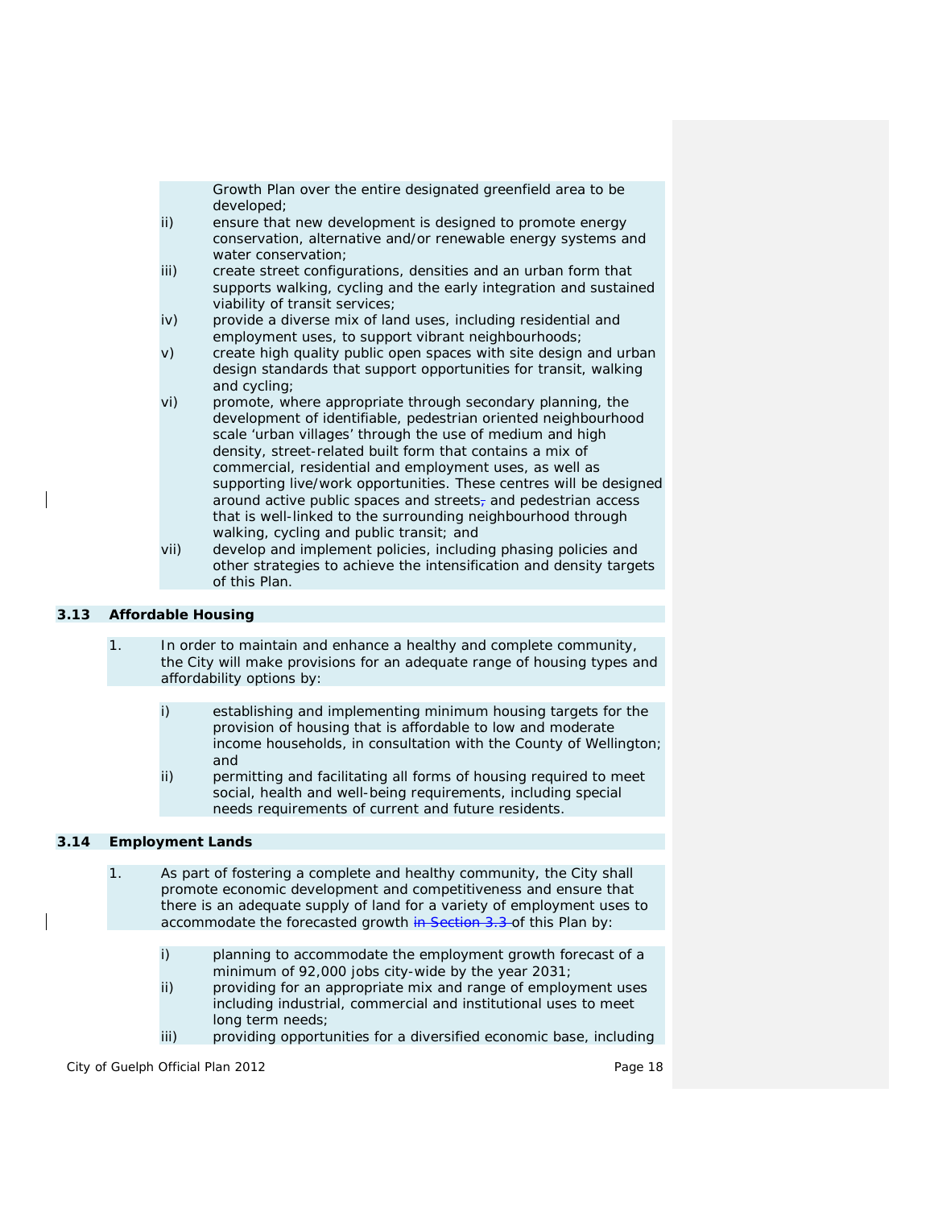Growth Plan over the entire designated greenfield area to be developed;

ii) ensure that new development is designed to promote energy conservation, alternative and/or renewable energy systems and water conservation;

iii) create street configurations, densities and an urban form that supports walking, cycling and the early integration and sustained viability of transit services;

iv) provide a diverse mix of land uses, including residential and employment uses, to support vibrant neighbourhoods;

v) create high quality public open spaces with site design and urban design standards that support opportunities for transit, walking and cycling;

vi) promote, where appropriate through secondary planning, the development of identifiable, pedestrian oriented neighbourhood scale 'urban villages' through the use of medium and high density, street-related built form that contains a mix of commercial, residential and employment uses, as well as supporting live/work opportunities. These centres will be designed around active public spaces and streets, and pedestrian access that is well-linked to the surrounding neighbourhood through walking, cycling and public transit; and

vii) develop and implement policies, including phasing policies and other strategies to achieve the intensification and density targets of this Plan.

## 3.13 Affordable Housing

1. In order to maintain and enhance a healthy and complete community, the City will make provisions for an adequate range of housing types and affordability options by:

   i) establishing and implementing minimum housing targets for the provision of housing that is affordable to low and moderate income households, in consultation with the County of Wellington; and

   ii) permitting and facilitating all forms of housing required to meet social, health and well-being requirements, including special needs requirements of current and future residents.

## 3.14 Employment Lands

1. As part of fostering a complete and healthy community, the City shall promote economic development and competitiveness and ensure that there is an adequate supply of land for a variety of employment uses to accommodate the forecasted growth in Section 3.3 of this Plan by:

   i) planning to accommodate the employment growth forecast of a minimum of 92,000 jobs city-wide by the year 2031;

   ii) providing for an appropriate mix and range of employment uses including industrial, commercial and institutional uses to meet long term needs;

   iii) providing opportunities for a diversified economic base, including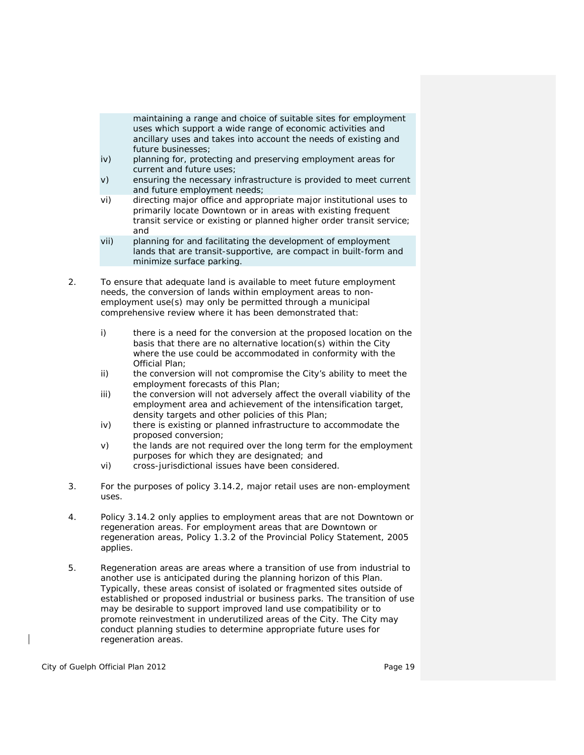maintaining a range and choice of suitable sites for employment uses which support a wide range of economic activities and ancillary uses and takes into account the needs of existing and future businesses;

iv) planning for, protecting and preserving employment areas for current and future uses;

v) ensuring the necessary infrastructure is provided to meet current and future employment needs;

vi) directing major office and appropriate major institutional uses to primarily locate Downtown or in areas with existing frequent transit service or existing or planned higher order transit service; and

vii) planning for and facilitating the development of employment lands that are transit-supportive, are compact in built-form and minimize surface parking.

2. To ensure that adequate land is available to meet future employment needs, the conversion of lands within employment areas to non-employment use(s) may only be permitted through a municipal comprehensive review where it has been demonstrated that:

    i) there is a need for the conversion at the proposed location on the basis that there are no alternative location(s) within the City where the use could be accommodated in conformity with the Official Plan;
    ii) the conversion will not compromise the City's ability to meet the employment forecasts of this Plan;
    iii) the conversion will not adversely affect the overall viability of the employment area and achievement of the intensification target, density targets and other policies of this Plan;
    iv) there is existing or planned infrastructure to accommodate the proposed conversion;
    v) the lands are not required over the long term for the employment purposes for which they are designated; and
    vi) cross-jurisdictional issues have been considered.

3. For the purposes of policy 3.14.2, major retail uses are non-employment uses.

4. Policy 3.14.2 only applies to employment areas that are not Downtown or regeneration areas. For employment areas that are Downtown or regeneration areas, Policy 1.3.2 of the Provincial Policy Statement, 2005 applies.

5. Regeneration areas are areas where a transition of use from industrial to another use is anticipated during the planning horizon of this Plan. Typically, these areas consist of isolated or fragmented sites outside of established or proposed industrial or business parks. The transition of use may be desirable to support improved land use compatibility or to promote reinvestment in underutilized areas of the City. The City may conduct planning studies to determine appropriate future uses for regeneration areas.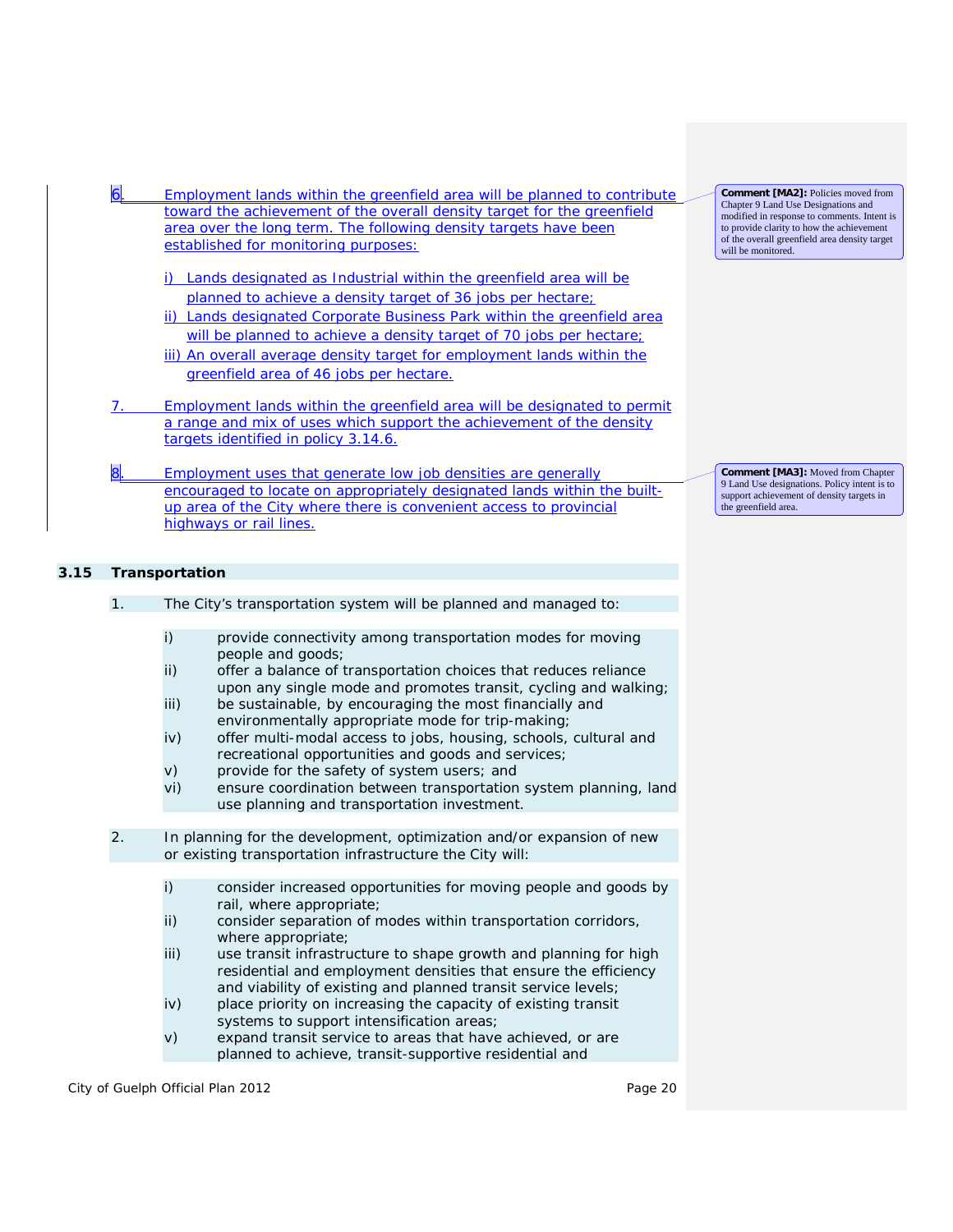6. Employment lands within the greenfield area will be planned to contribute toward the achievement of the overall density target for the greenfield area over the long term. The following density targets have been established for monitoring purposes:

   i) Lands designated as Industrial within the greenfield area will be planned to achieve a density target of 36 jobs per hectare;
   ii) Lands designated Corporate Business Park within the greenfield area will be planned to achieve a density target of 70 jobs per hectare;
   iii) An overall average density target for employment lands within the greenfield area of 46 jobs per hectare.

**Comment [MA2]:** Policies moved from Chapter 9 Land Use Designations and modified in response to comments. Intent is to provide clarity to how the achievement of the overall greenfield area density target will be monitored.

7. Employment lands within the greenfield area will be designated to permit a range and mix of uses which support the achievement of the density targets identified in policy 3.14.6.

8. Employment uses that generate low job densities are generally encouraged to locate on appropriately designated lands within the built-up area of the City where there is convenient access to provincial highways or rail lines.

**Comment [MA3]:** Moved from Chapter 9 Land Use designations. Policy intent is to support achievement of density targets in the greenfield area.

## 3.15 Transportation

1. The City's transportation system will be planned and managed to:

   i) provide connectivity among transportation modes for moving people and goods;
   ii) offer a balance of transportation choices that reduces reliance upon any single mode and promotes transit, cycling and walking;
   iii) be sustainable, by encouraging the most financially and environmentally appropriate mode for trip-making;
   iv) offer multi-modal access to jobs, housing, schools, cultural and recreational opportunities and goods and services;
   v) provide for the safety of system users; and
   vi) ensure coordination between transportation system planning, land use planning and transportation investment.

2. In planning for the development, optimization and/or expansion of new or existing transportation infrastructure the City will:

   i) consider increased opportunities for moving people and goods by rail, where appropriate;
   ii) consider separation of modes within transportation corridors, where appropriate;
   iii) use transit infrastructure to shape growth and planning for high residential and employment densities that ensure the efficiency and viability of existing and planned transit service levels;
   iv) place priority on increasing the capacity of existing transit systems to support intensification areas;
   v) expand transit service to areas that have achieved, or are planned to achieve, transit-supportive residential and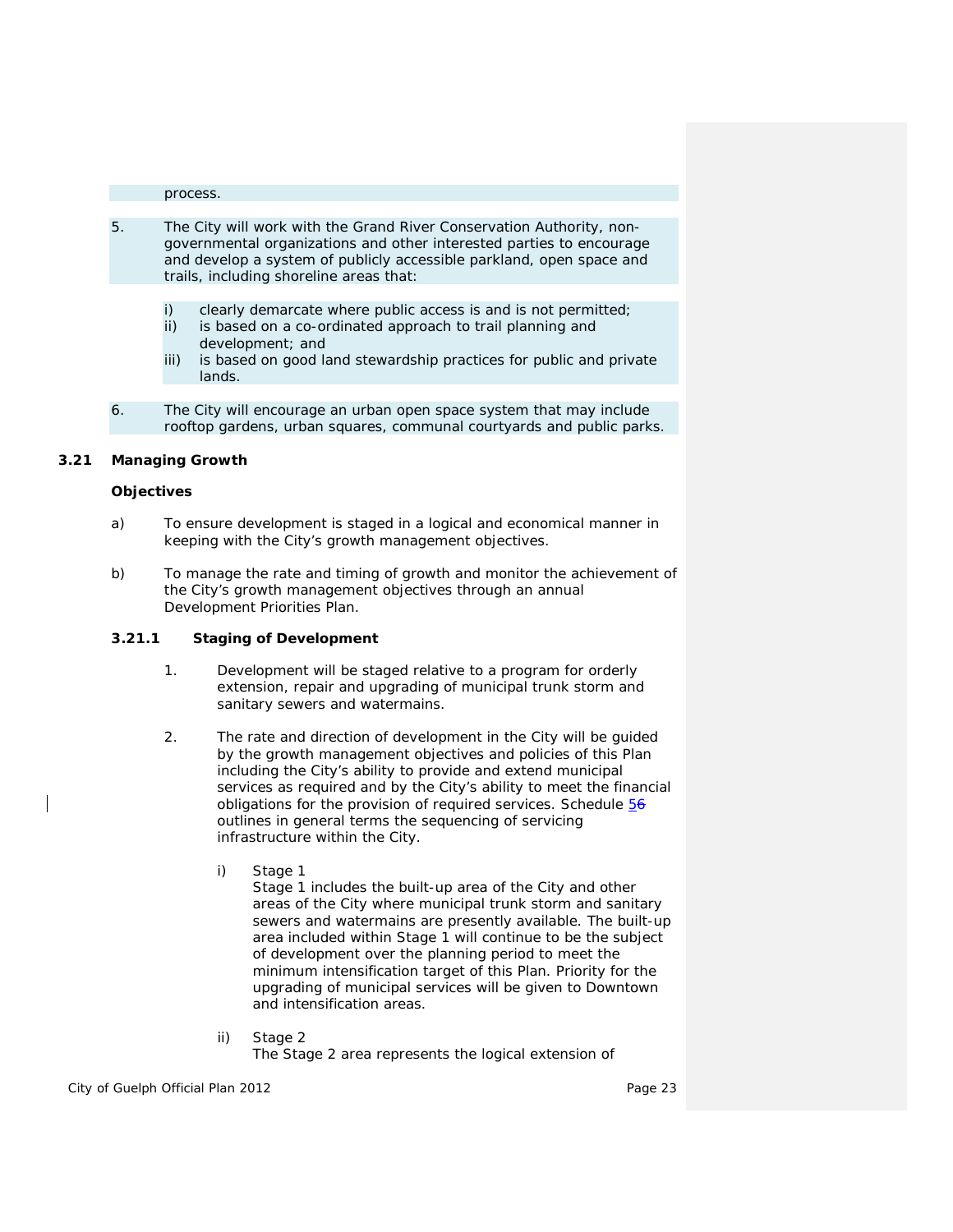process.

5. The City will work with the Grand River Conservation Authority, non-governmental organizations and other interested parties to encourage and develop a system of publicly accessible parkland, open space and trails, including shoreline areas that:

   i) clearly demarcate where public access is and is not permitted;
   ii) is based on a co-ordinated approach to trail planning and development; and
   iii) is based on good land stewardship practices for public and private lands.

6. The City will encourage an urban open space system that may include rooftop gardens, urban squares, communal courtyards and public parks.

## 3.21 Managing Growth

**Objectives**

a) To ensure development is staged in a logical and economical manner in keeping with the City's growth management objectives.

b) To manage the rate and timing of growth and monitor the achievement of the City's growth management objectives through an annual Development Priorities Plan.

### 3.21.1 Staging of Development

1. Development will be staged relative to a program for orderly extension, repair and upgrading of municipal trunk storm and sanitary sewers and watermains.

2. The rate and direction of development in the City will be guided by the growth management objectives and policies of this Plan including the City's ability to provide and extend municipal services as required and by the City's ability to meet the financial obligations for the provision of required services. Schedule 5~~6~~ outlines in general terms the sequencing of servicing infrastructure within the City.

   i) Stage 1
   Stage 1 includes the built-up area of the City and other areas of the City where municipal trunk storm and sanitary sewers and watermains are presently available. The built-up area included within Stage 1 will continue to be the subject of development over the planning period to meet the minimum intensification target of this Plan. Priority for the upgrading of municipal services will be given to Downtown and intensification areas.

   ii) Stage 2
   The Stage 2 area represents the logical extension of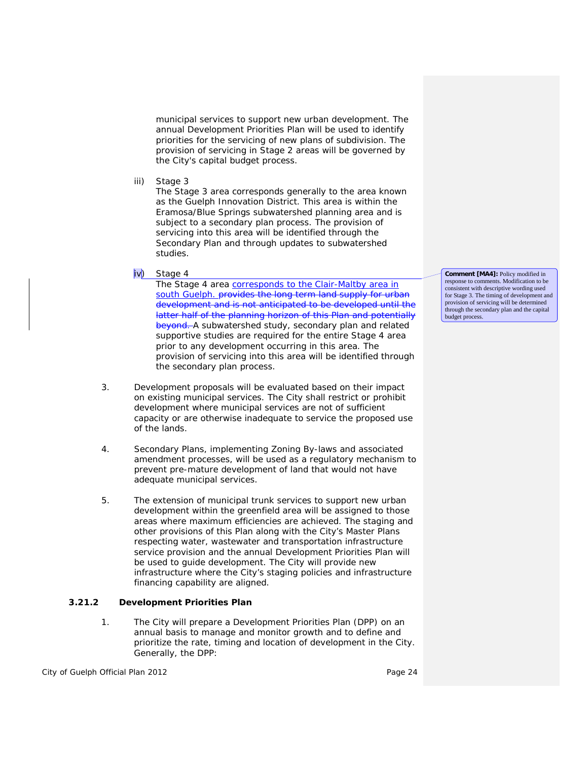municipal services to support new urban development. The annual Development Priorities Plan will be used to identify priorities for the servicing of new plans of subdivision. The provision of servicing in Stage 2 areas will be governed by the City's capital budget process.

iii) Stage 3
The Stage 3 area corresponds generally to the area known as the Guelph Innovation District. This area is within the Eramosa/Blue Springs subwatershed planning area and is subject to a secondary plan process. The provision of servicing into this area will be identified through the Secondary Plan and through updates to subwatershed studies.

iv) Stage 4
The Stage 4 area corresponds to the Clair-Maltby area in south Guelph. ~~provides the long term land supply for urban development and is not anticipated to be developed until the latter half of the planning horizon of this Plan and potentially beyond.~~ A subwatershed study, secondary plan and related supportive studies are required for the entire Stage 4 area prior to any development occurring in this area. The provision of servicing into this area will be identified through the secondary plan process.

**Comment [MA4]:** Policy modified in response to comments. Modification to be consistent with descriptive wording used for Stage 3. The timing of development and provision of servicing will be determined through the secondary plan and the capital budget process.

3. Development proposals will be evaluated based on their impact on existing municipal services. The City shall restrict or prohibit development where municipal services are not of sufficient capacity or are otherwise inadequate to service the proposed use of the lands.

4. Secondary Plans, implementing Zoning By-laws and associated amendment processes, will be used as a regulatory mechanism to prevent pre-mature development of land that would not have adequate municipal services.

5. The extension of municipal trunk services to support new urban development within the greenfield area will be assigned to those areas where maximum efficiencies are achieved. The staging and other provisions of this Plan along with the City's Master Plans respecting water, wastewater and transportation infrastructure service provision and the annual Development Priorities Plan will be used to guide development. The City will provide new infrastructure where the City's staging policies and infrastructure financing capability are aligned.

### 3.21.2 Development Priorities Plan

1. The City will prepare a Development Priorities Plan (DPP) on an annual basis to manage and monitor growth and to define and prioritize the rate, timing and location of development in the City. Generally, the DPP: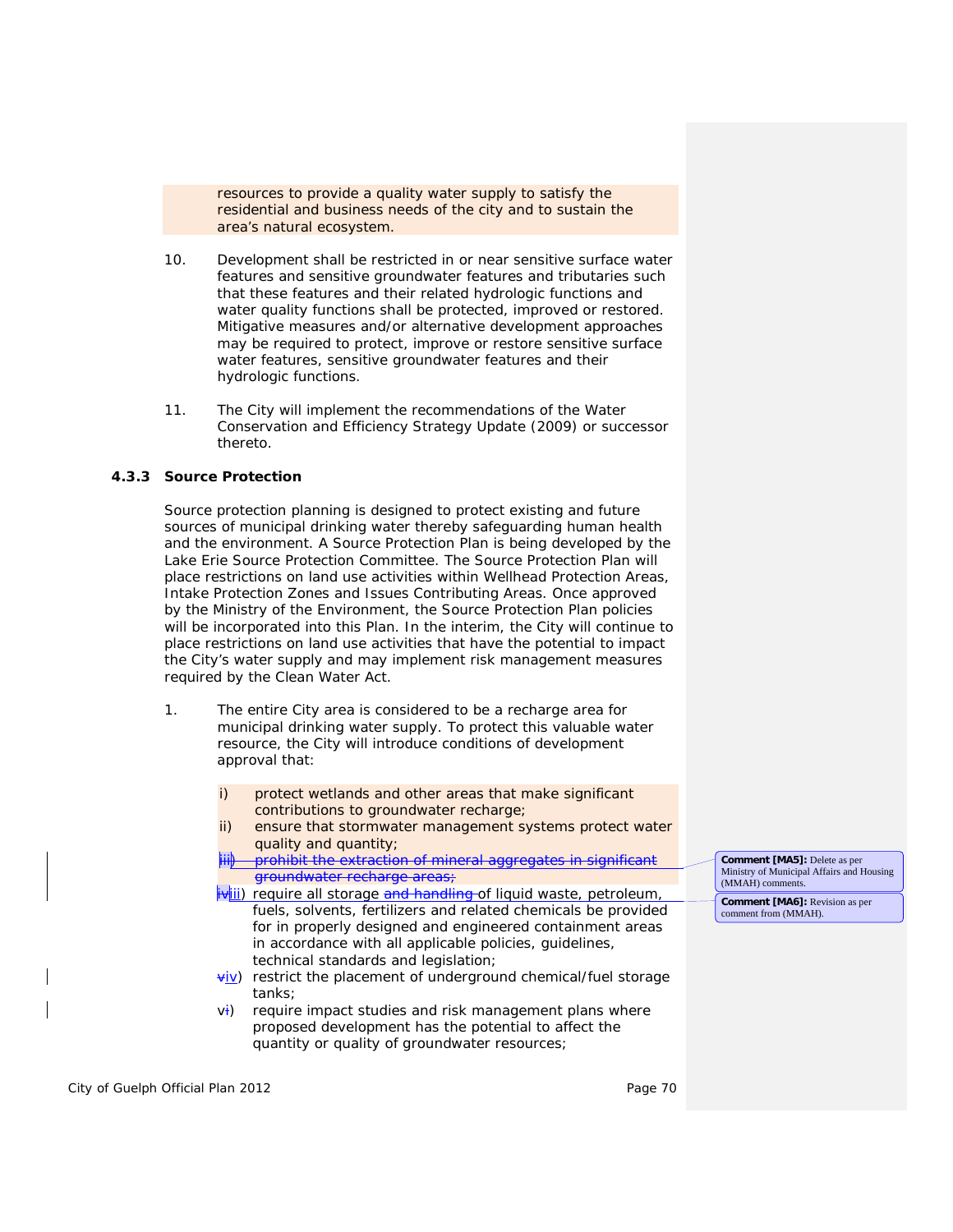resources to provide a quality water supply to satisfy the residential and business needs of the city and to sustain the area's natural ecosystem.

10. Development shall be restricted in or near sensitive surface water features and sensitive groundwater features and tributaries such that these features and their related hydrologic functions and water quality functions shall be protected, improved or restored. Mitigative measures and/or alternative development approaches may be required to protect, improve or restore sensitive surface water features, sensitive groundwater features and their hydrologic functions.

11. The City will implement the recommendations of the Water Conservation and Efficiency Strategy Update (2009) or successor thereto.

### 4.3.3 Source Protection

Source protection planning is designed to protect existing and future sources of municipal drinking water thereby safeguarding human health and the environment. A Source Protection Plan is being developed by the Lake Erie Source Protection Committee. The Source Protection Plan will place restrictions on land use activities within Wellhead Protection Areas, Intake Protection Zones and Issues Contributing Areas. Once approved by the Ministry of the Environment, the Source Protection Plan policies will be incorporated into this Plan. In the interim, the City will continue to place restrictions on land use activities that have the potential to impact the City's water supply and may implement risk management measures required by the Clean Water Act.

1. The entire City area is considered to be a recharge area for municipal drinking water supply. To protect this valuable water resource, the City will introduce conditions of development approval that:

   i) protect wetlands and other areas that make significant contributions to groundwater recharge;
   ii) ensure that stormwater management systems protect water quality and quantity;
   ~~iii) prohibit the extraction of mineral aggregates in significant groundwater recharge areas;~~
   ~~iv~~iii) require all storage ~~and handling~~ of liquid waste, petroleum, fuels, solvents, fertilizers and related chemicals be provided for in properly designed and engineered containment areas in accordance with all applicable policies, guidelines, technical standards and legislation;
   ~~v~~iv) restrict the placement of underground chemical/fuel storage tanks;
   v~~i~~) require impact studies and risk management plans where proposed development has the potential to affect the quantity or quality of groundwater resources;

**Comment [MA5]:** Delete as per Ministry of Municipal Affairs and Housing (MMAH) comments.

**Comment [MA6]:** Revision as per comment from (MMAH).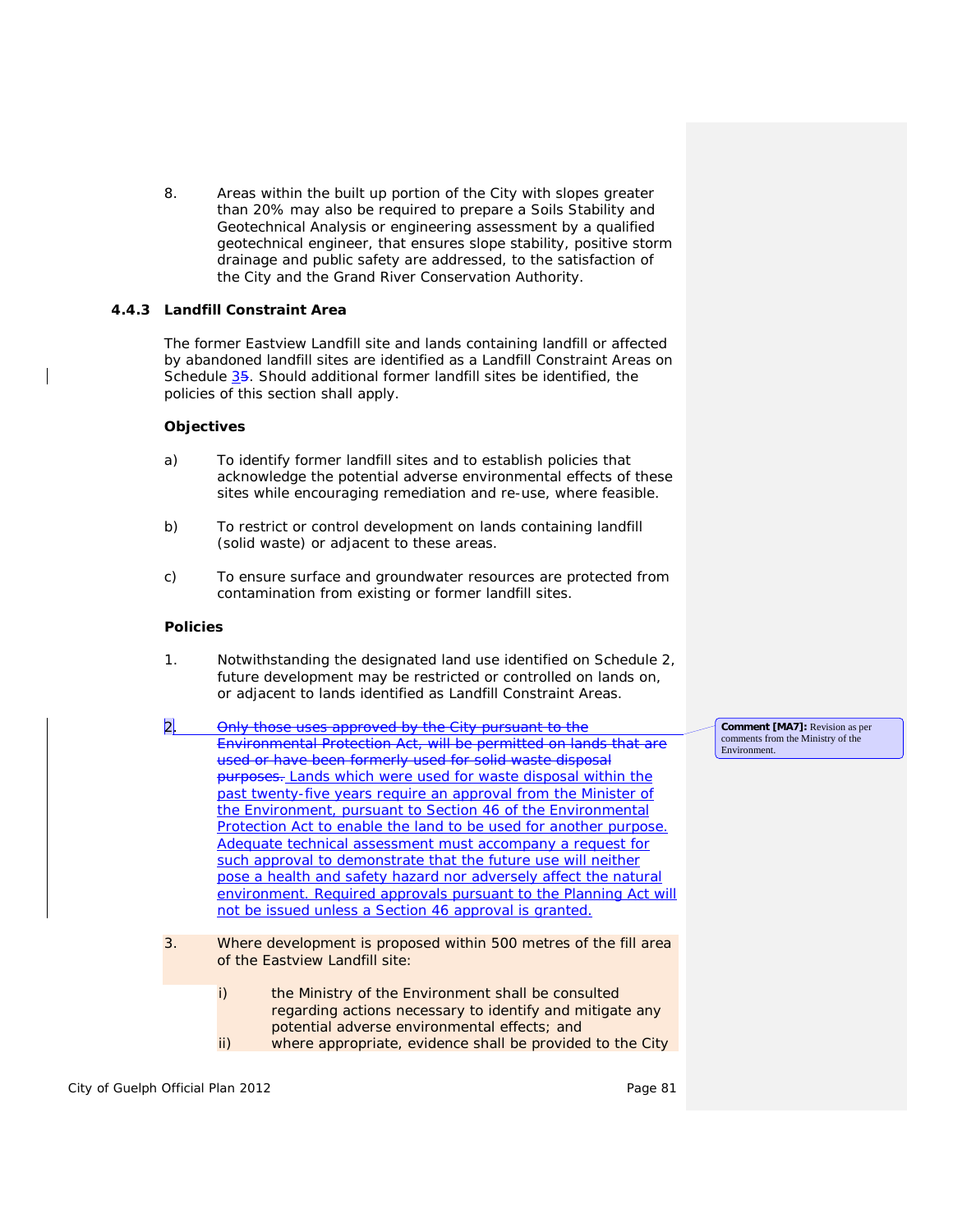8. Areas within the built up portion of the City with slopes greater than 20% may also be required to prepare a Soils Stability and Geotechnical Analysis or engineering assessment by a qualified geotechnical engineer, that ensures slope stability, positive storm drainage and public safety are addressed, to the satisfaction of the City and the Grand River Conservation Authority.

### 4.4.3 Landfill Constraint Area

The former Eastview Landfill site and lands containing landfill or affected by abandoned landfill sites are identified as a Landfill Constraint Areas on Schedule ~~5~~3. Should additional former landfill sites be identified, the policies of this section shall apply.

**Objectives**

a) To identify former landfill sites and to establish policies that acknowledge the potential adverse environmental effects of these sites while encouraging remediation and re-use, where feasible.

b) To restrict or control development on lands containing landfill (solid waste) or adjacent to these areas.

c) To ensure surface and groundwater resources are protected from contamination from existing or former landfill sites.

**Policies**

1. Notwithstanding the designated land use identified on Schedule 2, future development may be restricted or controlled on lands on, or adjacent to lands identified as Landfill Constraint Areas.

2. ~~Only those uses approved by the City pursuant to the Environmental Protection Act, will be permitted on lands that are used or have been formerly used for solid waste disposal purposes.~~ Lands which were used for waste disposal within the past twenty-five years require an approval from the Minister of the Environment, pursuant to Section 46 of the Environmental Protection Act to enable the land to be used for another purpose. Adequate technical assessment must accompany a request for such approval to demonstrate that the future use will neither pose a health and safety hazard nor adversely affect the natural environment. Required approvals pursuant to the Planning Act will not be issued unless a Section 46 approval is granted.

**Comment [MA7]:** Revision as per comments from the Ministry of the Environment.

3. Where development is proposed within 500 metres of the fill area of the Eastview Landfill site:

   i) the Ministry of the Environment shall be consulted regarding actions necessary to identify and mitigate any potential adverse environmental effects; and
   
   ii) where appropriate, evidence shall be provided to the City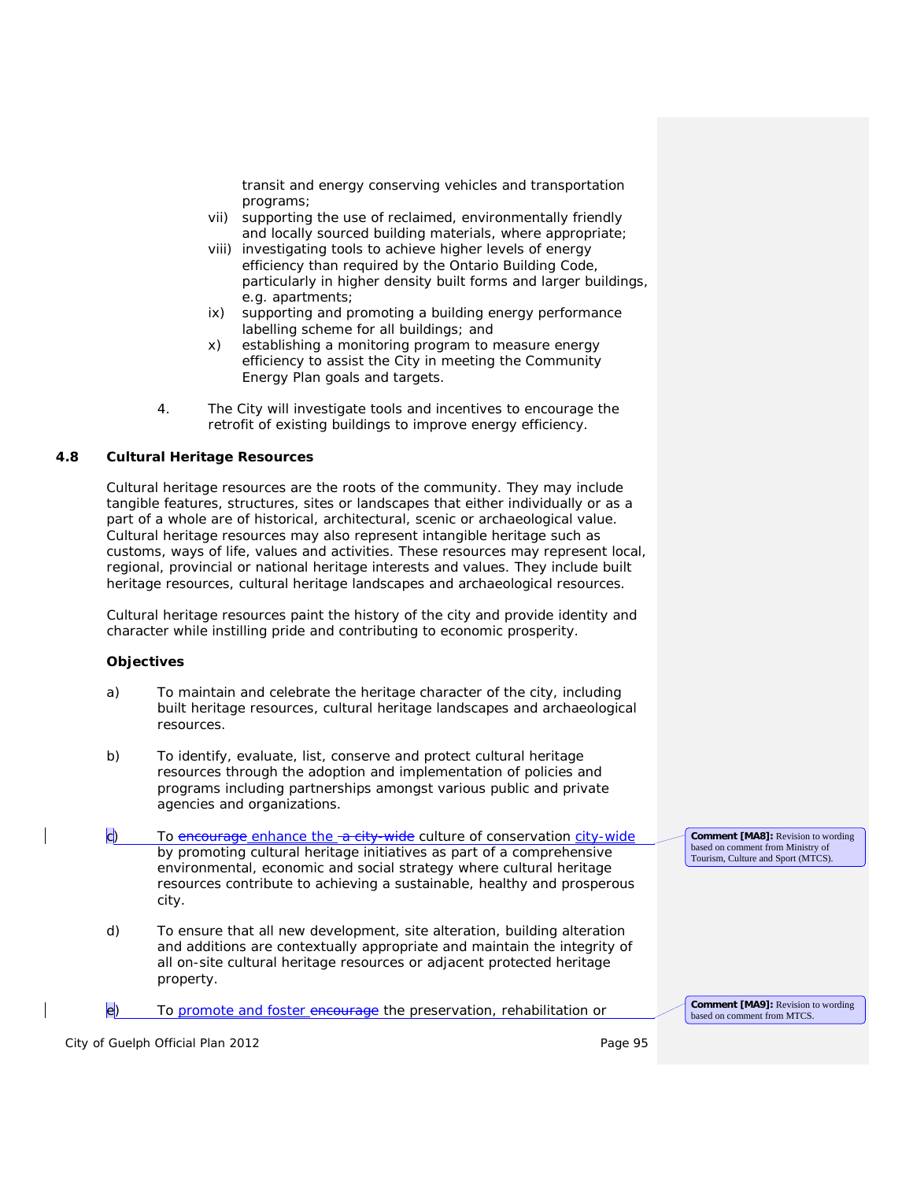transit and energy conserving vehicles and transportation programs;

vii) supporting the use of reclaimed, environmentally friendly and locally sourced building materials, where appropriate;

viii) investigating tools to achieve higher levels of energy efficiency than required by the Ontario Building Code, particularly in higher density built forms and larger buildings, e.g. apartments;

ix) supporting and promoting a building energy performance labelling scheme for all buildings; and

x) establishing a monitoring program to measure energy efficiency to assist the City in meeting the Community Energy Plan goals and targets.

4. The City will investigate tools and incentives to encourage the retrofit of existing buildings to improve energy efficiency.

### 4.8 Cultural Heritage Resources

Cultural heritage resources are the roots of the community. They may include tangible features, structures, sites or landscapes that either individually or as a part of a whole are of historical, architectural, scenic or archaeological value. Cultural heritage resources may also represent intangible heritage such as customs, ways of life, values and activities. These resources may represent local, regional, provincial or national heritage interests and values. They include built heritage resources, cultural heritage landscapes and archaeological resources.

Cultural heritage resources paint the history of the city and provide identity and character while instilling pride and contributing to economic prosperity.

**Objectives**

a) To maintain and celebrate the heritage character of the city, including built heritage resources, cultural heritage landscapes and archaeological resources.

b) To identify, evaluate, list, conserve and protect cultural heritage resources through the adoption and implementation of policies and programs including partnerships amongst various public and private agencies and organizations.

c) To ~~encourage~~ enhance the ~~a city-wide~~ culture of conservation city-wide by promoting cultural heritage initiatives as part of a comprehensive environmental, economic and social strategy where cultural heritage resources contribute to achieving a sustainable, healthy and prosperous city.

d) To ensure that all new development, site alteration, building alteration and additions are contextually appropriate and maintain the integrity of all on-site cultural heritage resources or adjacent protected heritage property.

e) To promote and foster ~~encourage~~ the preservation, rehabilitation or

**Comment [MA8]:** Revision to wording based on comment from Ministry of Tourism, Culture and Sport (MTCS).

**Comment [MA9]:** Revision to wording based on comment from MTCS.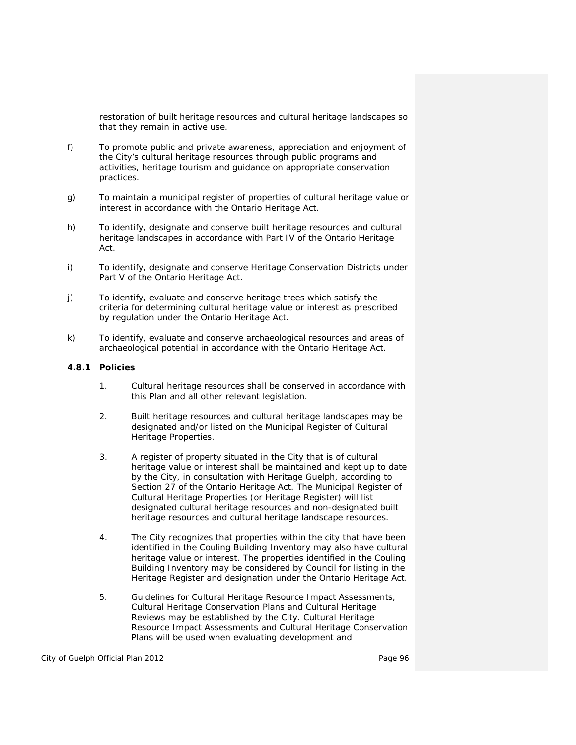restoration of built heritage resources and cultural heritage landscapes so that they remain in active use.

f) To promote public and private awareness, appreciation and enjoyment of the City's cultural heritage resources through public programs and activities, heritage tourism and guidance on appropriate conservation practices.

g) To maintain a municipal register of properties of cultural heritage value or interest in accordance with the Ontario Heritage Act.

h) To identify, designate and conserve built heritage resources and cultural heritage landscapes in accordance with Part IV of the Ontario Heritage Act.

i) To identify, designate and conserve Heritage Conservation Districts under Part V of the Ontario Heritage Act.

j) To identify, evaluate and conserve heritage trees which satisfy the criteria for determining cultural heritage value or interest as prescribed by regulation under the Ontario Heritage Act.

k) To identify, evaluate and conserve archaeological resources and areas of archaeological potential in accordance with the Ontario Heritage Act.

### 4.8.1 Policies

1. Cultural heritage resources shall be conserved in accordance with this Plan and all other relevant legislation.

2. Built heritage resources and cultural heritage landscapes may be designated and/or listed on the Municipal Register of Cultural Heritage Properties.

3. A register of property situated in the City that is of cultural heritage value or interest shall be maintained and kept up to date by the City, in consultation with Heritage Guelph, according to Section 27 of the Ontario Heritage Act. The Municipal Register of Cultural Heritage Properties (or Heritage Register) will list designated cultural heritage resources and non-designated built heritage resources and cultural heritage landscape resources.

4. The City recognizes that properties within the city that have been identified in the Couling Building Inventory may also have cultural heritage value or interest. The properties identified in the Couling Building Inventory may be considered by Council for listing in the Heritage Register and designation under the Ontario Heritage Act.

5. Guidelines for Cultural Heritage Resource Impact Assessments, Cultural Heritage Conservation Plans and Cultural Heritage Reviews may be established by the City. Cultural Heritage Resource Impact Assessments and Cultural Heritage Conservation Plans will be used when evaluating development and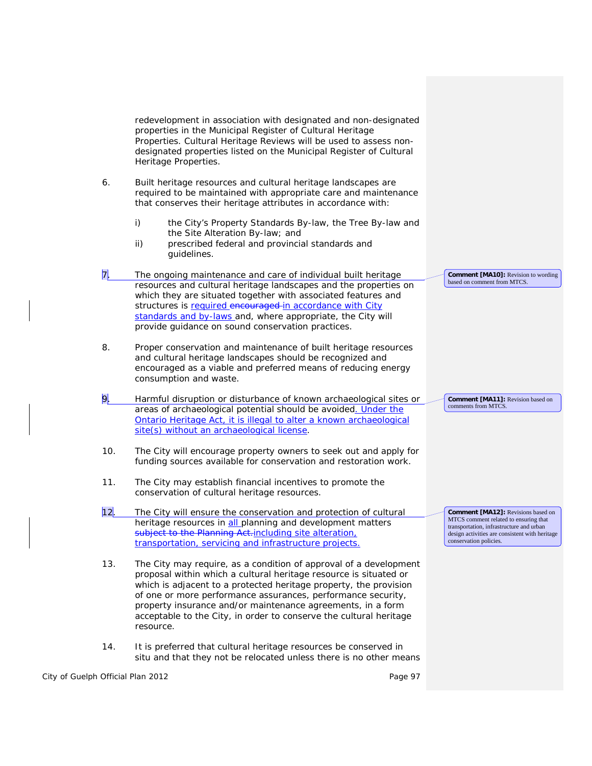redevelopment in association with designated and non-designated properties in the Municipal Register of Cultural Heritage Properties. Cultural Heritage Reviews will be used to assess non-designated properties listed on the Municipal Register of Cultural Heritage Properties.

6. Built heritage resources and cultural heritage landscapes are required to be maintained with appropriate care and maintenance that conserves their heritage attributes in accordance with:

   i) the City's Property Standards By-law, the Tree By-law and the Site Alteration By-law; and
   ii) prescribed federal and provincial standards and guidelines.

7. The ongoing maintenance and care of individual built heritage resources and cultural heritage landscapes and the properties on which they are situated together with associated features and structures is required ~~encouraged~~ in accordance with City standards and by-laws and, where appropriate, the City will provide guidance on sound conservation practices.

8. Proper conservation and maintenance of built heritage resources and cultural heritage landscapes should be recognized and encouraged as a viable and preferred means of reducing energy consumption and waste.

9. Harmful disruption or disturbance of known archaeological sites or areas of archaeological potential should be avoided. Under the Ontario Heritage Act, it is illegal to alter a known archaeological site(s) without an archaeological license.

10. The City will encourage property owners to seek out and apply for funding sources available for conservation and restoration work.

11. The City may establish financial incentives to promote the conservation of cultural heritage resources.

12. The City will ensure the conservation and protection of cultural heritage resources in all planning and development matters ~~subject to the Planning Act.~~ including site alteration, transportation, servicing and infrastructure projects.

13. The City may require, as a condition of approval of a development proposal within which a cultural heritage resource is situated or which is adjacent to a protected heritage property, the provision of one or more performance assurances, performance security, property insurance and/or maintenance agreements, in a form acceptable to the City, in order to conserve the cultural heritage resource.

14. It is preferred that cultural heritage resources be conserved in situ and that they not be relocated unless there is no other means

**Comment [MA10]:** Revision to wording based on comment from MTCS.

**Comment [MA11]:** Revision based on comments from MTCS.

**Comment [MA12]:** Revisions based on MTCS comment related to ensuring that transportation, infrastructure and urban design activities are consistent with heritage conservation policies.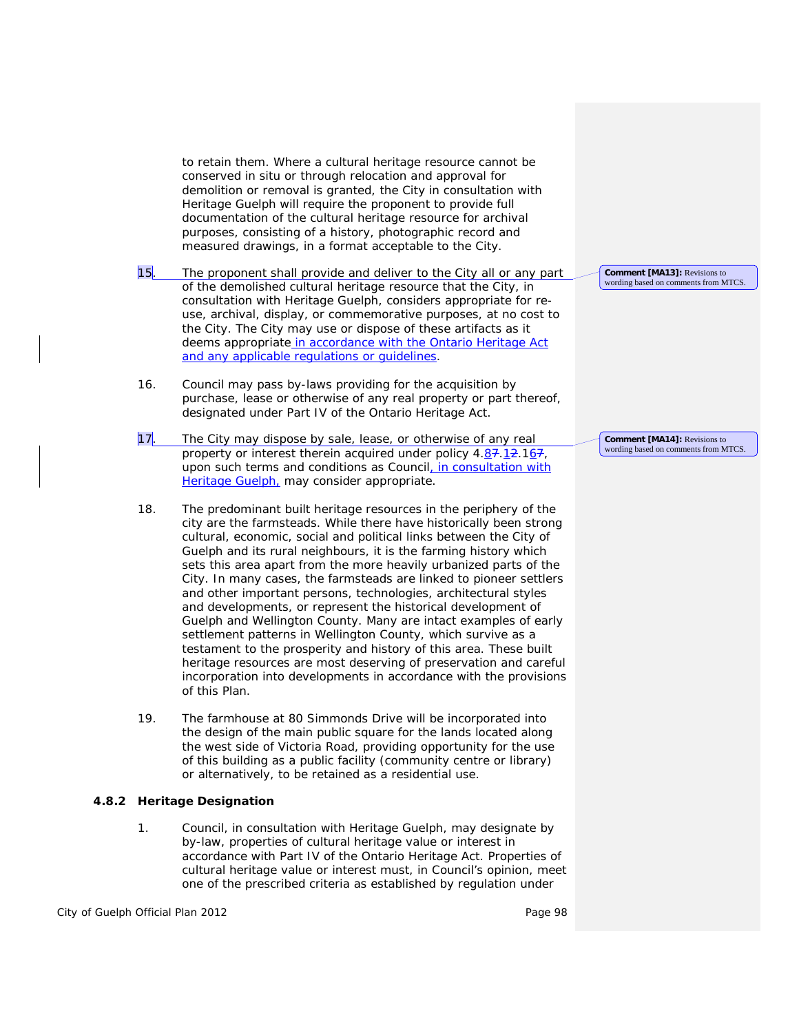to retain them. Where a cultural heritage resource cannot be conserved in situ or through relocation and approval for demolition or removal is granted, the City in consultation with Heritage Guelph will require the proponent to provide full documentation of the cultural heritage resource for archival purposes, consisting of a history, photographic record and measured drawings, in a format acceptable to the City.

15. The proponent shall provide and deliver to the City all or any part of the demolished cultural heritage resource that the City, in consultation with Heritage Guelph, considers appropriate for re-use, archival, display, or commemorative purposes, at no cost to the City. The City may use or dispose of these artifacts as it deems appropriate in accordance with the Ontario Heritage Act and any applicable regulations or guidelines.

16. Council may pass by-laws providing for the acquisition by purchase, lease or otherwise of any real property or part thereof, designated under Part IV of the Ontario Heritage Act.

17. The City may dispose by sale, lease, or otherwise of any real property or interest therein acquired under policy 4.~~7~~8.~~2~~1.1~~7~~6, upon such terms and conditions as Council, in consultation with Heritage Guelph, may consider appropriate.

18. The predominant built heritage resources in the periphery of the city are the farmsteads. While there have historically been strong cultural, economic, social and political links between the City of Guelph and its rural neighbours, it is the farming history which sets this area apart from the more heavily urbanized parts of the City. In many cases, the farmsteads are linked to pioneer settlers and other important persons, technologies, architectural styles and developments, or represent the historical development of Guelph and Wellington County. Many are intact examples of early settlement patterns in Wellington County, which survive as a testament to the prosperity and history of this area. These built heritage resources are most deserving of preservation and careful incorporation into developments in accordance with the provisions of this Plan.

19. The farmhouse at 80 Simmonds Drive will be incorporated into the design of the main public square for the lands located along the west side of Victoria Road, providing opportunity for the use of this building as a public facility (community centre or library) or alternatively, to be retained as a residential use.

### 4.8.2 Heritage Designation

1. Council, in consultation with Heritage Guelph, may designate by by-law, properties of cultural heritage value or interest in accordance with Part IV of the Ontario Heritage Act. Properties of cultural heritage value or interest must, in Council's opinion, meet one of the prescribed criteria as established by regulation under

**Comment [MA13]:** Revisions to wording based on comments from MTCS.

**Comment [MA14]:** Revisions to wording based on comments from MTCS.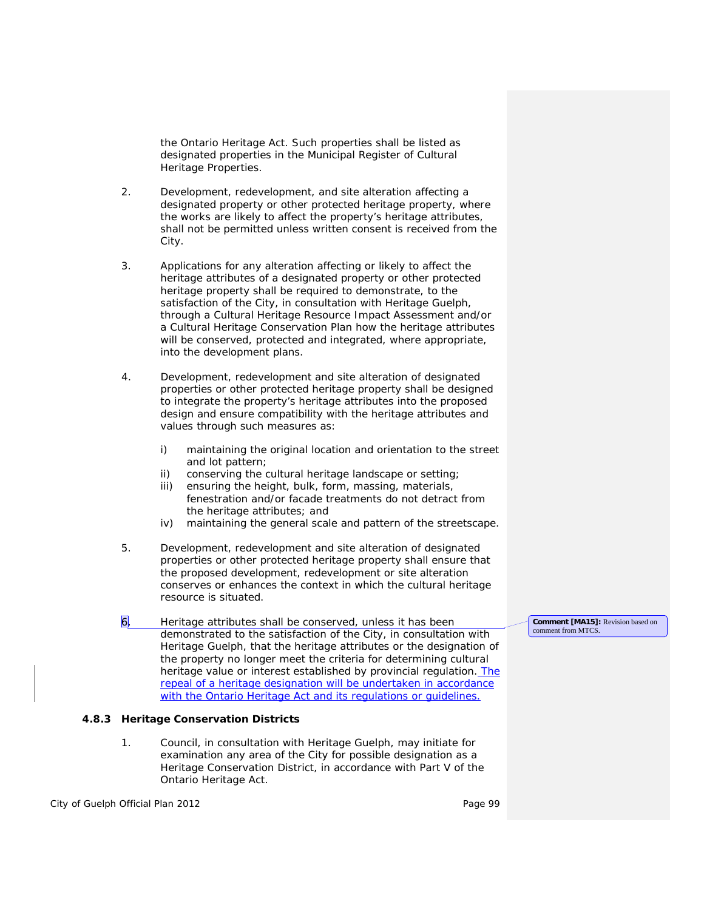the Ontario Heritage Act. Such properties shall be listed as designated properties in the Municipal Register of Cultural Heritage Properties.

2. Development, redevelopment, and site alteration affecting a designated property or other protected heritage property, where the works are likely to affect the property's heritage attributes, shall not be permitted unless written consent is received from the City.

3. Applications for any alteration affecting or likely to affect the heritage attributes of a designated property or other protected heritage property shall be required to demonstrate, to the satisfaction of the City, in consultation with Heritage Guelph, through a Cultural Heritage Resource Impact Assessment and/or a Cultural Heritage Conservation Plan how the heritage attributes will be conserved, protected and integrated, where appropriate, into the development plans.

4. Development, redevelopment and site alteration of designated properties or other protected heritage property shall be designed to integrate the property's heritage attributes into the proposed design and ensure compatibility with the heritage attributes and values through such measures as:

   i) maintaining the original location and orientation to the street and lot pattern;
   ii) conserving the cultural heritage landscape or setting;
   iii) ensuring the height, bulk, form, massing, materials, fenestration and/or facade treatments do not detract from the heritage attributes; and
   iv) maintaining the general scale and pattern of the streetscape.

5. Development, redevelopment and site alteration of designated properties or other protected heritage property shall ensure that the proposed development, redevelopment or site alteration conserves or enhances the context in which the cultural heritage resource is situated.

6. Heritage attributes shall be conserved, unless it has been demonstrated to the satisfaction of the City, in consultation with Heritage Guelph, that the heritage attributes or the designation of the property no longer meet the criteria for determining cultural heritage value or interest established by provincial regulation. The repeal of a heritage designation will be undertaken in accordance with the Ontario Heritage Act and its regulations or guidelines.

**Comment [MA15]:** Revision based on comment from MTCS.

### 4.8.3 Heritage Conservation Districts

1. Council, in consultation with Heritage Guelph, may initiate for examination any area of the City for possible designation as a Heritage Conservation District, in accordance with Part V of the Ontario Heritage Act.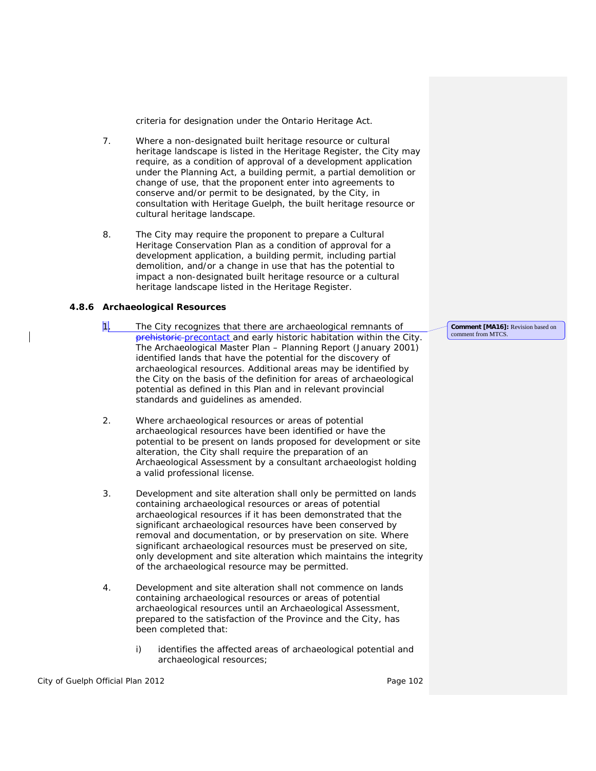criteria for designation under the Ontario Heritage Act.

7. Where a non-designated built heritage resource or cultural heritage landscape is listed in the Heritage Register, the City may require, as a condition of approval of a development application under the Planning Act, a building permit, a partial demolition or change of use, that the proponent enter into agreements to conserve and/or permit to be designated, by the City, in consultation with Heritage Guelph, the built heritage resource or cultural heritage landscape.

8. The City may require the proponent to prepare a Cultural Heritage Conservation Plan as a condition of approval for a development application, a building permit, including partial demolition, and/or a change in use that has the potential to impact a non-designated built heritage resource or a cultural heritage landscape listed in the Heritage Register.

### 4.8.6 Archaeological Resources

1. The City recognizes that there are archaeological remnants of ~~prehistoric~~ precontact and early historic habitation within the City. The Archaeological Master Plan – Planning Report (January 2001) identified lands that have the potential for the discovery of archaeological resources. Additional areas may be identified by the City on the basis of the definition for areas of archaeological potential as defined in this Plan and in relevant provincial standards and guidelines as amended.

> **Comment [MA16]:** Revision based on comment from MTCS.

2. Where archaeological resources or areas of potential archaeological resources have been identified or have the potential to be present on lands proposed for development or site alteration, the City shall require the preparation of an Archaeological Assessment by a consultant archaeologist holding a valid professional license.

3. Development and site alteration shall only be permitted on lands containing archaeological resources or areas of potential archaeological resources if it has been demonstrated that the significant archaeological resources have been conserved by removal and documentation, or by preservation on site. Where significant archaeological resources must be preserved on site, only development and site alteration which maintains the integrity of the archaeological resource may be permitted.

4. Development and site alteration shall not commence on lands containing archaeological resources or areas of potential archaeological resources until an Archaeological Assessment, prepared to the satisfaction of the Province and the City, has been completed that:

   i) identifies the affected areas of archaeological potential and archaeological resources;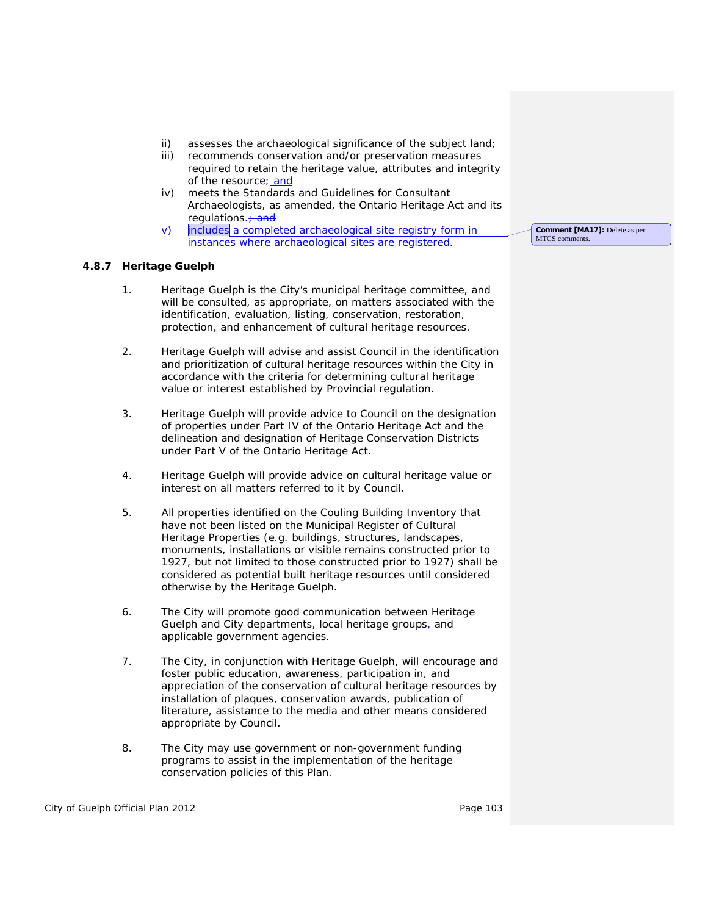ii) assesses the archaeological significance of the subject land;

iii) recommends conservation and/or preservation measures required to retain the heritage value, attributes and integrity of the resource; and

iv) meets the Standards and Guidelines for Consultant Archaeologists, as amended, the Ontario Heritage Act and its regulations.~~; and~~

~~v) includes a completed archaeological site registry form in instances where archaeological sites are registered.~~

Comment [MA17]: Delete as per MTCS comments.

### 4.8.7 Heritage Guelph

1. Heritage Guelph is the City's municipal heritage committee, and will be consulted, as appropriate, on matters associated with the identification, evaluation, listing, conservation, restoration, protection~~,~~ and enhancement of cultural heritage resources.

2. Heritage Guelph will advise and assist Council in the identification and prioritization of cultural heritage resources within the City in accordance with the criteria for determining cultural heritage value or interest established by Provincial regulation.

3. Heritage Guelph will provide advice to Council on the designation of properties under Part IV of the Ontario Heritage Act and the delineation and designation of Heritage Conservation Districts under Part V of the Ontario Heritage Act.

4. Heritage Guelph will provide advice on cultural heritage value or interest on all matters referred to it by Council.

5. All properties identified on the Couling Building Inventory that have not been listed on the Municipal Register of Cultural Heritage Properties (e.g. buildings, structures, landscapes, monuments, installations or visible remains constructed prior to 1927, but not limited to those constructed prior to 1927) shall be considered as potential built heritage resources until considered otherwise by the Heritage Guelph.

6. The City will promote good communication between Heritage Guelph and City departments, local heritage groups~~,~~ and applicable government agencies.

7. The City, in conjunction with Heritage Guelph, will encourage and foster public education, awareness, participation in, and appreciation of the conservation of cultural heritage resources by installation of plaques, conservation awards, publication of literature, assistance to the media and other means considered appropriate by Council.

8. The City may use government or non-government funding programs to assist in the implementation of the heritage conservation policies of this Plan.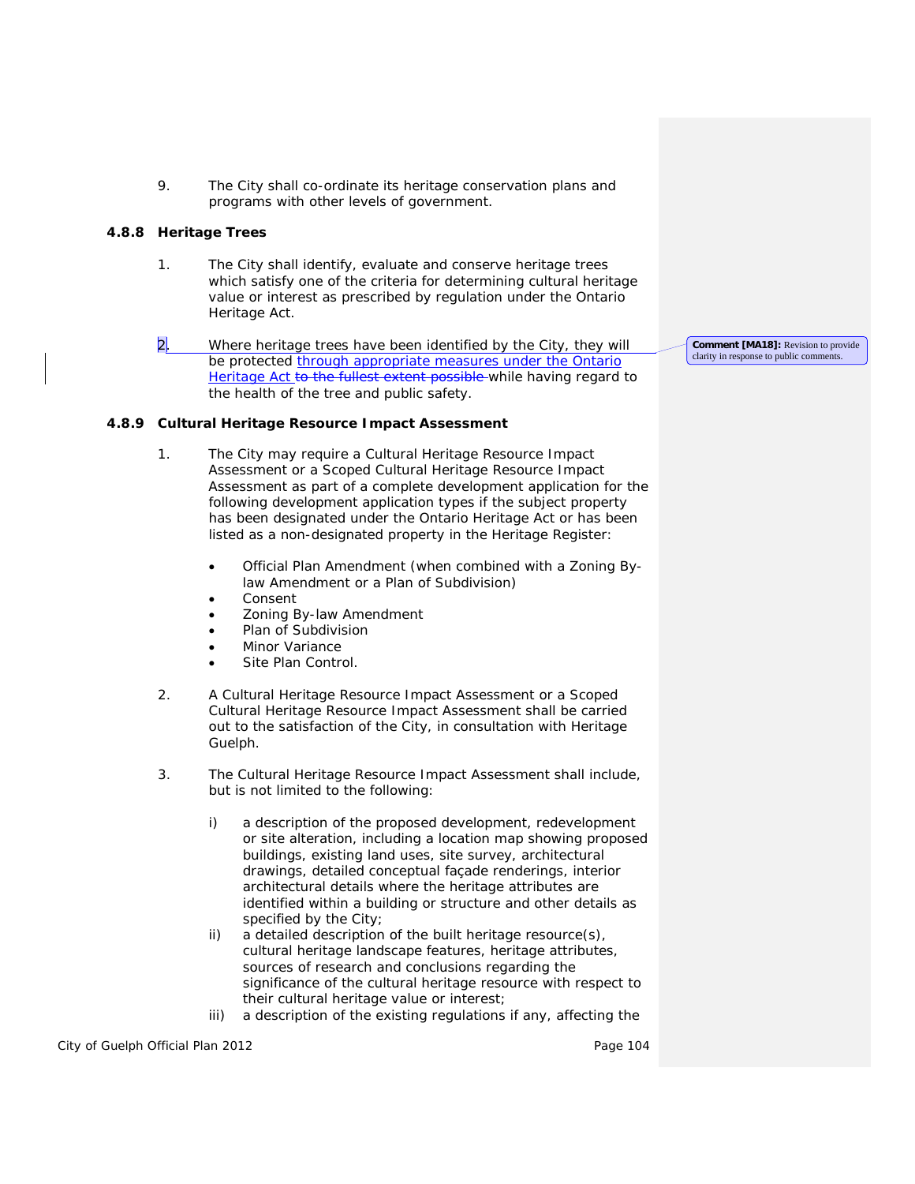9. The City shall co-ordinate its heritage conservation plans and programs with other levels of government.

### 4.8.8 Heritage Trees

1. The City shall identify, evaluate and conserve heritage trees which satisfy one of the criteria for determining cultural heritage value or interest as prescribed by regulation under the Ontario Heritage Act.

2. Where heritage trees have been identified by the City, they will be protected through appropriate measures under the Ontario Heritage Act ~~to the fullest extent possible~~ while having regard to the health of the tree and public safety.

**Comment [MA18]:** Revision to provide clarity in response to public comments.

### 4.8.9 Cultural Heritage Resource Impact Assessment

1. The City may require a Cultural Heritage Resource Impact Assessment or a Scoped Cultural Heritage Resource Impact Assessment as part of a complete development application for the following development application types if the subject property has been designated under the Ontario Heritage Act or has been listed as a non-designated property in the Heritage Register:

   - Official Plan Amendment (when combined with a Zoning By-law Amendment or a Plan of Subdivision)
   - Consent
   - Zoning By-law Amendment
   - Plan of Subdivision
   - Minor Variance
   - Site Plan Control.

2. A Cultural Heritage Resource Impact Assessment or a Scoped Cultural Heritage Resource Impact Assessment shall be carried out to the satisfaction of the City, in consultation with Heritage Guelph.

3. The Cultural Heritage Resource Impact Assessment shall include, but is not limited to the following:

   i) a description of the proposed development, redevelopment or site alteration, including a location map showing proposed buildings, existing land uses, site survey, architectural drawings, detailed conceptual façade renderings, interior architectural details where the heritage attributes are identified within a building or structure and other details as specified by the City;
   
   ii) a detailed description of the built heritage resource(s), cultural heritage landscape features, heritage attributes, sources of research and conclusions regarding the significance of the cultural heritage resource with respect to their cultural heritage value or interest;
   
   iii) a description of the existing regulations if any, affecting the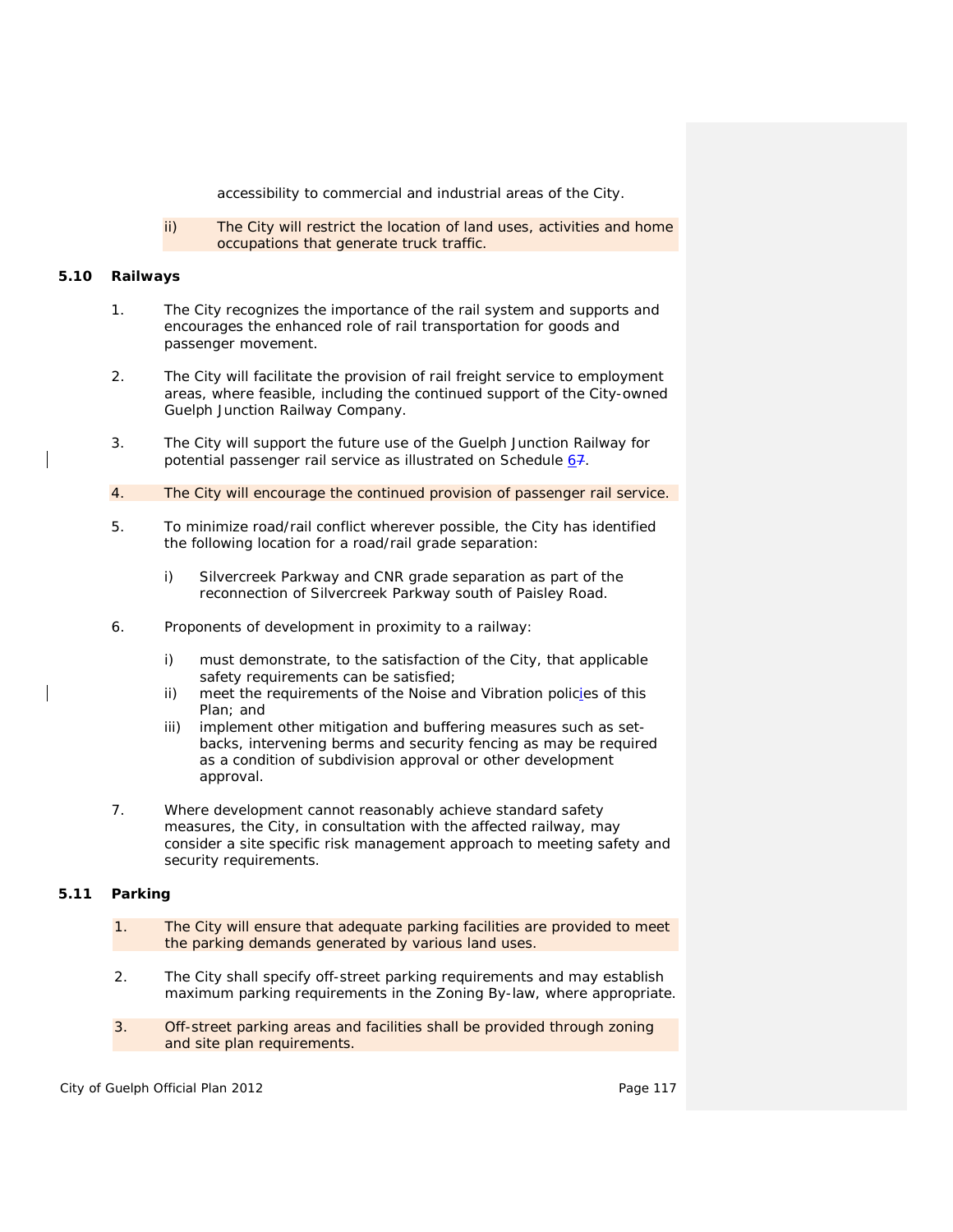accessibility to commercial and industrial areas of the City.

ii) The City will restrict the location of land uses, activities and home occupations that generate truck traffic.

## 5.10 Railways

1. The City recognizes the importance of the rail system and supports and encourages the enhanced role of rail transportation for goods and passenger movement.

2. The City will facilitate the provision of rail freight service to employment areas, where feasible, including the continued support of the City-owned Guelph Junction Railway Company.

3. The City will support the future use of the Guelph Junction Railway for potential passenger rail service as illustrated on Schedule 6~~7~~.

4. The City will encourage the continued provision of passenger rail service.

5. To minimize road/rail conflict wherever possible, the City has identified the following location for a road/rail grade separation:

   i) Silvercreek Parkway and CNR grade separation as part of the reconnection of Silvercreek Parkway south of Paisley Road.

6. Proponents of development in proximity to a railway:

   i) must demonstrate, to the satisfaction of the City, that applicable safety requirements can be satisfied;
   ii) meet the requirements of the Noise and Vibration policies of this Plan; and
   iii) implement other mitigation and buffering measures such as set-backs, intervening berms and security fencing as may be required as a condition of subdivision approval or other development approval.

7. Where development cannot reasonably achieve standard safety measures, the City, in consultation with the affected railway, may consider a site specific risk management approach to meeting safety and security requirements.

## 5.11 Parking

1. The City will ensure that adequate parking facilities are provided to meet the parking demands generated by various land uses.

2. The City shall specify off-street parking requirements and may establish maximum parking requirements in the Zoning By-law, where appropriate.

3. Off-street parking areas and facilities shall be provided through zoning and site plan requirements.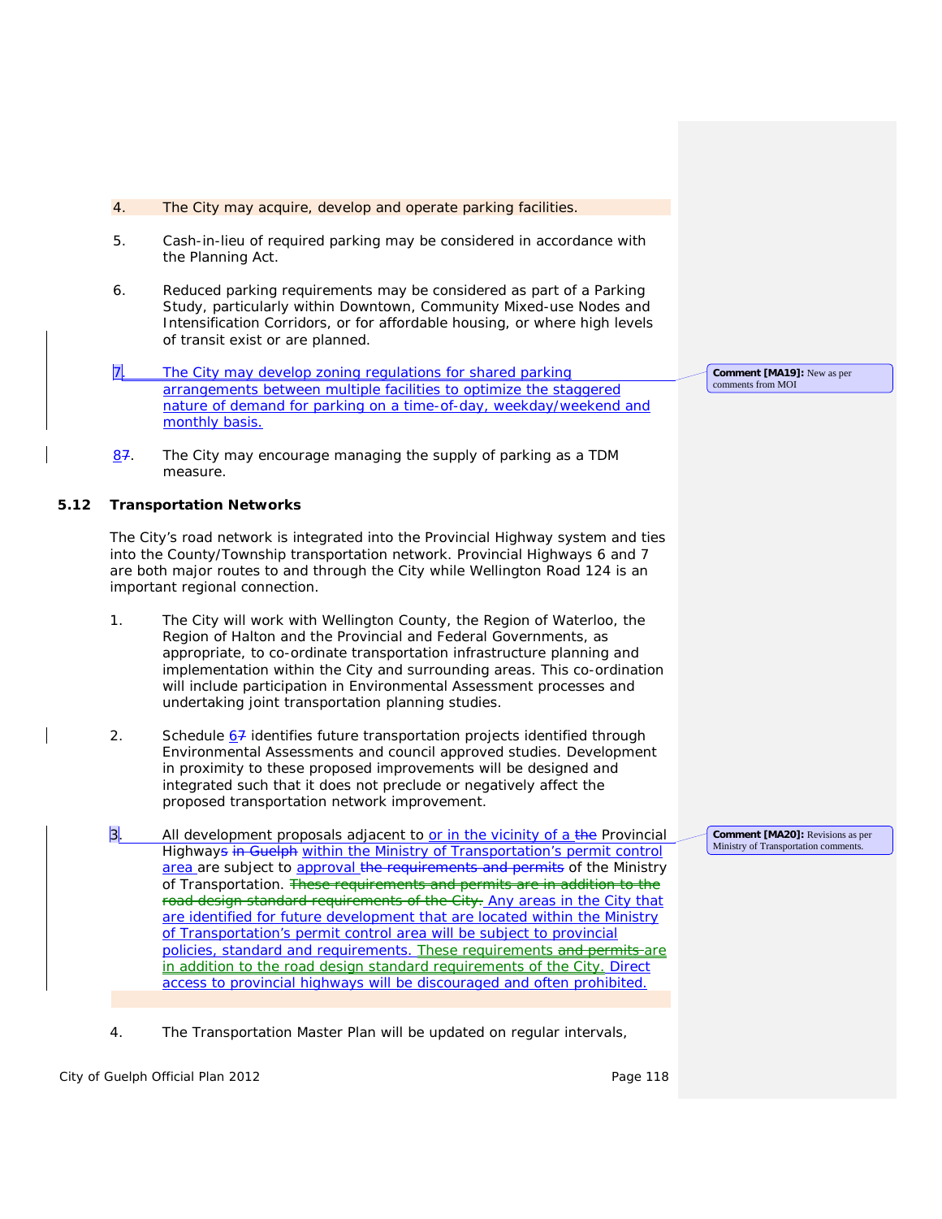4. The City may acquire, develop and operate parking facilities.

5. Cash-in-lieu of required parking may be considered in accordance with the Planning Act.

6. Reduced parking requirements may be considered as part of a Parking Study, particularly within Downtown, Community Mixed-use Nodes and Intensification Corridors, or for affordable housing, or where high levels of transit exist or are planned.

7. The City may develop zoning regulations for shared parking arrangements between multiple facilities to optimize the staggered nature of demand for parking on a time-of-day, weekday/weekend and monthly basis.

Comment [MA19]: New as per comments from MOI

87. The City may encourage managing the supply of parking as a TDM measure.

## 5.12 Transportation Networks

The City's road network is integrated into the Provincial Highway system and ties into the County/Township transportation network. Provincial Highways 6 and 7 are both major routes to and through the City while Wellington Road 124 is an important regional connection.

1. The City will work with Wellington County, the Region of Waterloo, the Region of Halton and the Provincial and Federal Governments, as appropriate, to co-ordinate transportation infrastructure planning and implementation within the City and surrounding areas. This co-ordination will include participation in Environmental Assessment processes and undertaking joint transportation planning studies.

2. Schedule 67 identifies future transportation projects identified through Environmental Assessments and council approved studies. Development in proximity to these proposed improvements will be designed and integrated such that it does not preclude or negatively affect the proposed transportation network improvement.

3. All development proposals adjacent to or in the vicinity of a ~~the~~ Provincial Highways ~~in Guelph~~ within the Ministry of Transportation's permit control area are subject to approval ~~the requirements and permits~~ of the Ministry of Transportation. ~~These requirements and permits are in addition to the road design standard requirements of the City.~~ Any areas in the City that are identified for future development that are located within the Ministry of Transportation's permit control area will be subject to provincial policies, standard and requirements. These requirements ~~and permits~~ are in addition to the road design standard requirements of the City. Direct access to provincial highways will be discouraged and often prohibited.

Comment [MA20]: Revisions as per Ministry of Transportation comments.

4. The Transportation Master Plan will be updated on regular intervals,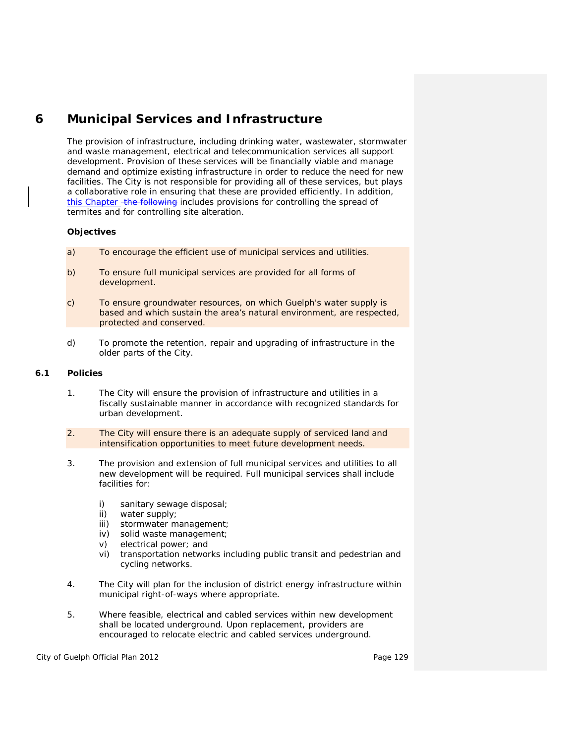# 6 Municipal Services and Infrastructure

The provision of infrastructure, including drinking water, wastewater, stormwater and waste management, electrical and telecommunication services all support development. Provision of these services will be financially viable and manage demand and optimize existing infrastructure in order to reduce the need for new facilities. The City is not responsible for providing all of these services, but plays a collaborative role in ensuring that these are provided efficiently. In addition, this Chapter ~~the following~~ includes provisions for controlling the spread of termites and for controlling site alteration.

**Objectives**

a) To encourage the efficient use of municipal services and utilities.

b) To ensure full municipal services are provided for all forms of development.

c) To ensure groundwater resources, on which Guelph's water supply is based and which sustain the area's natural environment, are respected, protected and conserved.

d) To promote the retention, repair and upgrading of infrastructure in the older parts of the City.

## 6.1 Policies

1. The City will ensure the provision of infrastructure and utilities in a fiscally sustainable manner in accordance with recognized standards for urban development.

2. The City will ensure there is an adequate supply of serviced land and intensification opportunities to meet future development needs.

3. The provision and extension of full municipal services and utilities to all new development will be required. Full municipal services shall include facilities for:

   i) sanitary sewage disposal;
   ii) water supply;
   iii) stormwater management;
   iv) solid waste management;
   v) electrical power; and
   vi) transportation networks including public transit and pedestrian and cycling networks.

4. The City will plan for the inclusion of district energy infrastructure within municipal right-of-ways where appropriate.

5. Where feasible, electrical and cabled services within new development shall be located underground. Upon replacement, providers are encouraged to relocate electric and cabled services underground.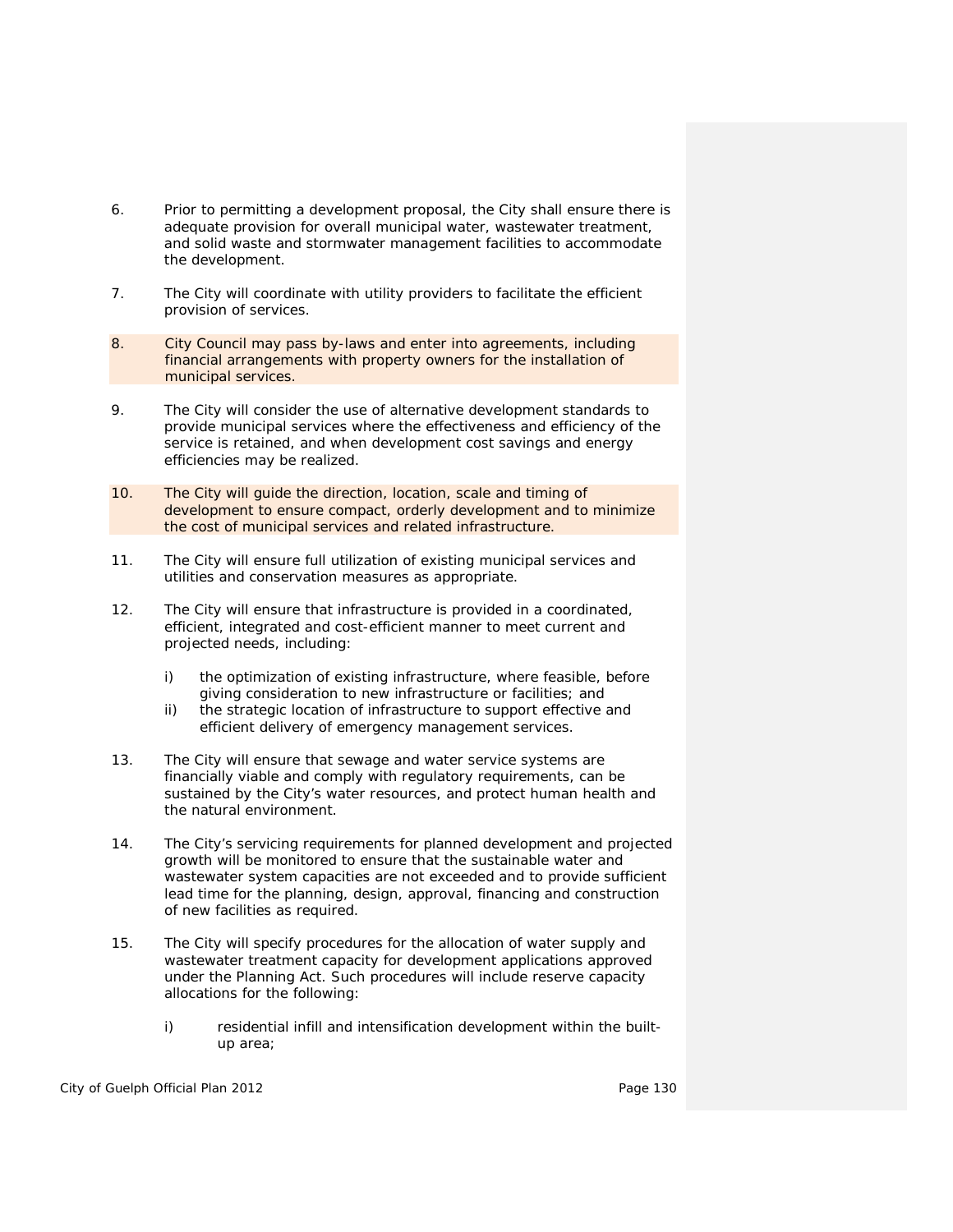6. Prior to permitting a development proposal, the City shall ensure there is adequate provision for overall municipal water, wastewater treatment, and solid waste and stormwater management facilities to accommodate the development.

7. The City will coordinate with utility providers to facilitate the efficient provision of services.

8. City Council may pass by-laws and enter into agreements, including financial arrangements with property owners for the installation of municipal services.

9. The City will consider the use of alternative development standards to provide municipal services where the effectiveness and efficiency of the service is retained, and when development cost savings and energy efficiencies may be realized.

10. The City will guide the direction, location, scale and timing of development to ensure compact, orderly development and to minimize the cost of municipal services and related infrastructure.

11. The City will ensure full utilization of existing municipal services and utilities and conservation measures as appropriate.

12. The City will ensure that infrastructure is provided in a coordinated, efficient, integrated and cost-efficient manner to meet current and projected needs, including:

    i) the optimization of existing infrastructure, where feasible, before giving consideration to new infrastructure or facilities; and
    ii) the strategic location of infrastructure to support effective and efficient delivery of emergency management services.

13. The City will ensure that sewage and water service systems are financially viable and comply with regulatory requirements, can be sustained by the City's water resources, and protect human health and the natural environment.

14. The City's servicing requirements for planned development and projected growth will be monitored to ensure that the sustainable water and wastewater system capacities are not exceeded and to provide sufficient lead time for the planning, design, approval, financing and construction of new facilities as required.

15. The City will specify procedures for the allocation of water supply and wastewater treatment capacity for development applications approved under the Planning Act. Such procedures will include reserve capacity allocations for the following:

    i) residential infill and intensification development within the built-up area;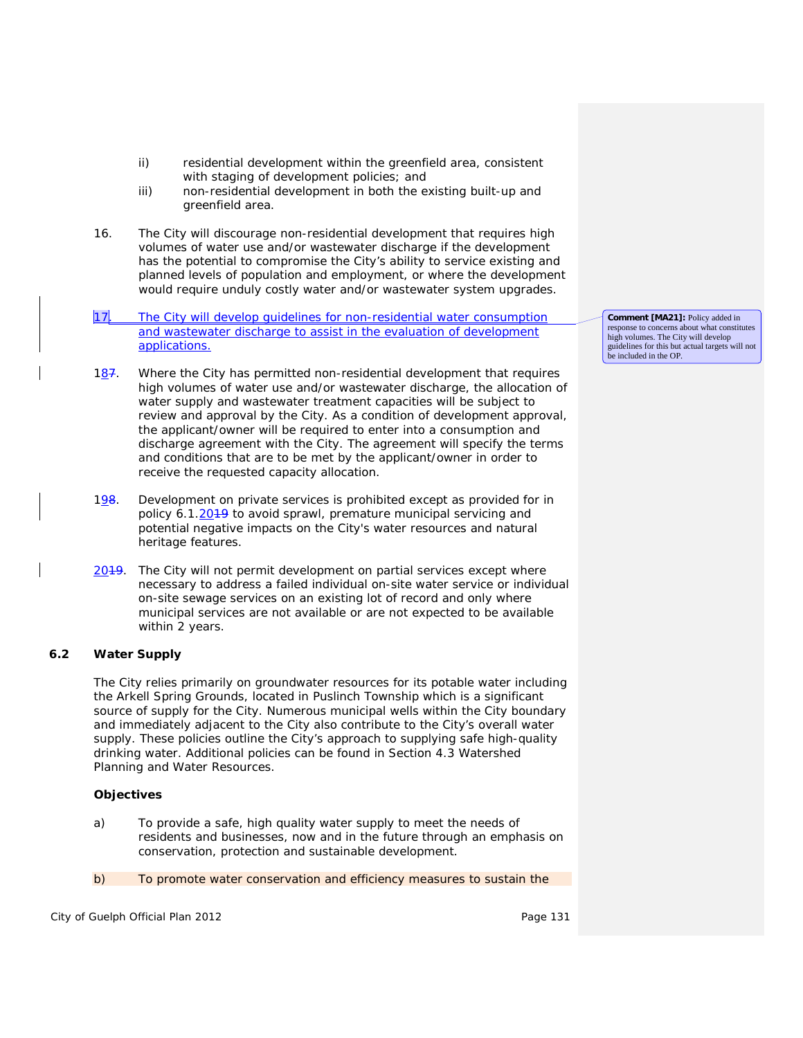ii) residential development within the greenfield area, consistent with staging of development policies; and

iii) non-residential development in both the existing built-up and greenfield area.

16. The City will discourage non-residential development that requires high volumes of water use and/or wastewater discharge if the development has the potential to compromise the City's ability to service existing and planned levels of population and employment, or where the development would require unduly costly water and/or wastewater system upgrades.

17. The City will develop guidelines for non-residential water consumption and wastewater discharge to assist in the evaluation of development applications.

**Comment [MA21]:** Policy added in response to concerns about what constitutes high volumes. The City will develop guidelines for this but actual targets will not be included in the OP.

187. Where the City has permitted non-residential development that requires high volumes of water use and/or wastewater discharge, the allocation of water supply and wastewater treatment capacities will be subject to review and approval by the City. As a condition of development approval, the applicant/owner will be required to enter into a consumption and discharge agreement with the City. The agreement will specify the terms and conditions that are to be met by the applicant/owner in order to receive the requested capacity allocation.

198. Development on private services is prohibited except as provided for in policy 6.1.2019 to avoid sprawl, premature municipal servicing and potential negative impacts on the City's water resources and natural heritage features.

2019. The City will not permit development on partial services except where necessary to address a failed individual on-site water service or individual on-site sewage services on an existing lot of record and only where municipal services are not available or are not expected to be available within 2 years.

## 6.2 Water Supply

The City relies primarily on groundwater resources for its potable water including the Arkell Spring Grounds, located in Puslinch Township which is a significant source of supply for the City. Numerous municipal wells within the City boundary and immediately adjacent to the City also contribute to the City's overall water supply. These policies outline the City's approach to supplying safe high-quality drinking water. Additional policies can be found in Section 4.3 Watershed Planning and Water Resources.

### Objectives

a) To provide a safe, high quality water supply to meet the needs of residents and businesses, now and in the future through an emphasis on conservation, protection and sustainable development.

b) To promote water conservation and efficiency measures to sustain the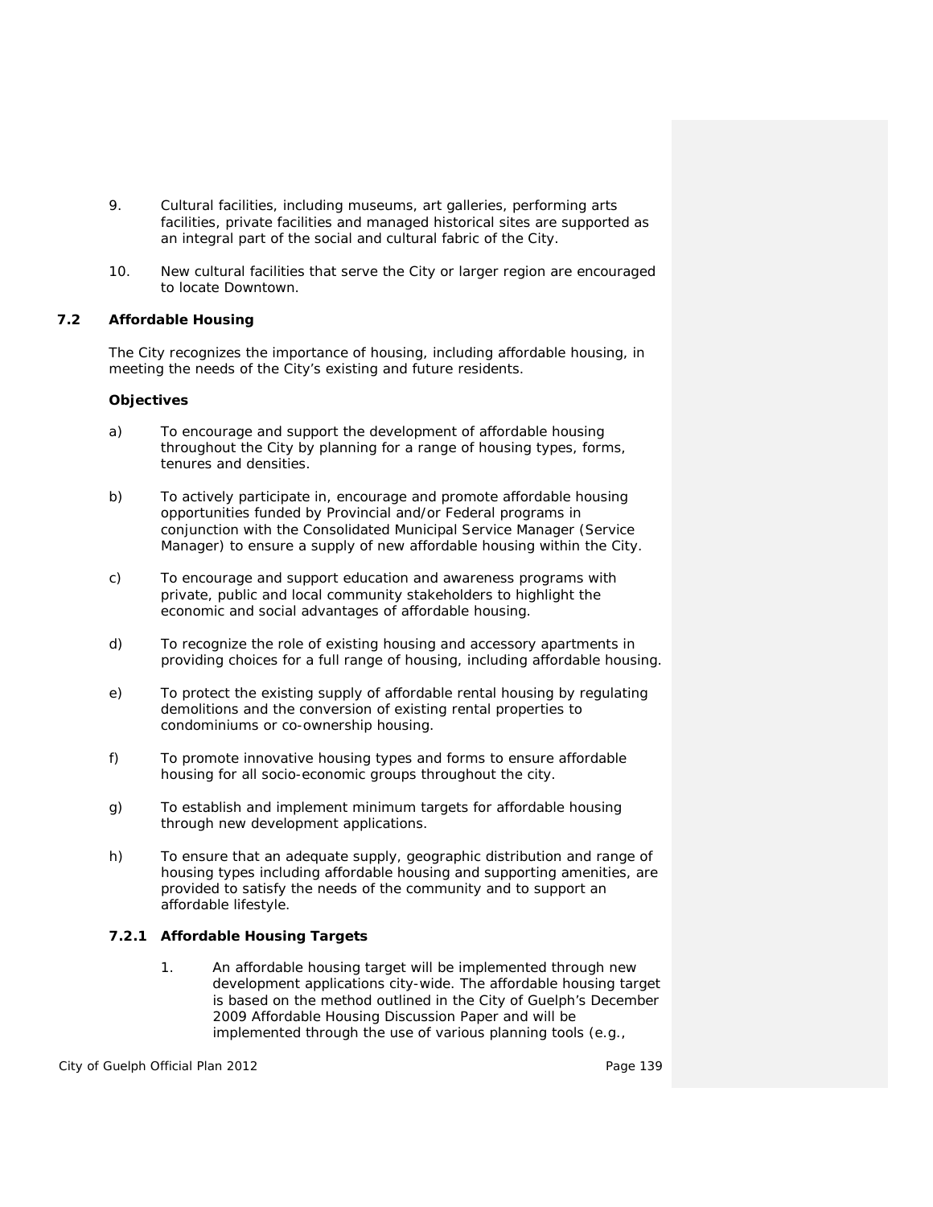9. Cultural facilities, including museums, art galleries, performing arts facilities, private facilities and managed historical sites are supported as an integral part of the social and cultural fabric of the City.

10. New cultural facilities that serve the City or larger region are encouraged to locate Downtown.

## 7.2 Affordable Housing

The City recognizes the importance of housing, including affordable housing, in meeting the needs of the City's existing and future residents.

**Objectives**

a) To encourage and support the development of affordable housing throughout the City by planning for a range of housing types, forms, tenures and densities.

b) To actively participate in, encourage and promote affordable housing opportunities funded by Provincial and/or Federal programs in conjunction with the Consolidated Municipal Service Manager (Service Manager) to ensure a supply of new affordable housing within the City.

c) To encourage and support education and awareness programs with private, public and local community stakeholders to highlight the economic and social advantages of affordable housing.

d) To recognize the role of existing housing and accessory apartments in providing choices for a full range of housing, including affordable housing.

e) To protect the existing supply of affordable rental housing by regulating demolitions and the conversion of existing rental properties to condominiums or co-ownership housing.

f) To promote innovative housing types and forms to ensure affordable housing for all socio-economic groups throughout the city.

g) To establish and implement minimum targets for affordable housing through new development applications.

h) To ensure that an adequate supply, geographic distribution and range of housing types including affordable housing and supporting amenities, are provided to satisfy the needs of the community and to support an affordable lifestyle.

### 7.2.1 Affordable Housing Targets

1. An affordable housing target will be implemented through new development applications city-wide. The affordable housing target is based on the method outlined in the City of Guelph's December 2009 Affordable Housing Discussion Paper and will be implemented through the use of various planning tools (e.g.,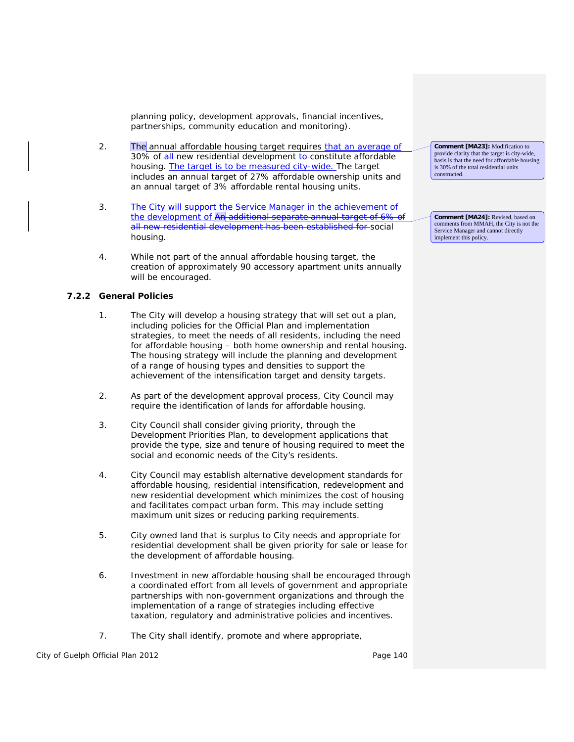planning policy, development approvals, financial incentives, partnerships, community education and monitoring).

2. The annual affordable housing target requires <u>that an average of</u> 30% of ~~all~~ new residential development ~~to~~ constitute affordable housing. <u>The target is to be measured city-wide.</u> The target includes an annual target of 27% affordable ownership units and an annual target of 3% affordable rental housing units.

> **Comment [MA23]:** Modification to provide clarity that the target is city-wide, basis is that the need for affordable housing is 30% of the total residential units constructed.

3. <u>The City will support the Service Manager in the achievement of the development of</u> ~~An additional separate annual target of 6% of all new residential development has been established for~~ social housing.

> **Comment [MA24]:** Revised, based on comments from MMAH, the City is not the Service Manager and cannot directly implement this policy.

4. While not part of the annual affordable housing target, the creation of approximately 90 accessory apartment units annually will be encouraged.

### 7.2.2 General Policies

1. The City will develop a housing strategy that will set out a plan, including policies for the Official Plan and implementation strategies, to meet the needs of all residents, including the need for affordable housing – both home ownership and rental housing. The housing strategy will include the planning and development of a range of housing types and densities to support the achievement of the intensification target and density targets.

2. As part of the development approval process, City Council may require the identification of lands for affordable housing.

3. City Council shall consider giving priority, through the Development Priorities Plan, to development applications that provide the type, size and tenure of housing required to meet the social and economic needs of the City's residents.

4. City Council may establish alternative development standards for affordable housing, residential intensification, redevelopment and new residential development which minimizes the cost of housing and facilitates compact urban form. This may include setting maximum unit sizes or reducing parking requirements.

5. City owned land that is surplus to City needs and appropriate for residential development shall be given priority for sale or lease for the development of affordable housing.

6. Investment in new affordable housing shall be encouraged through a coordinated effort from all levels of government and appropriate partnerships with non-government organizations and through the implementation of a range of strategies including effective taxation, regulatory and administrative policies and incentives.

7. The City shall identify, promote and where appropriate,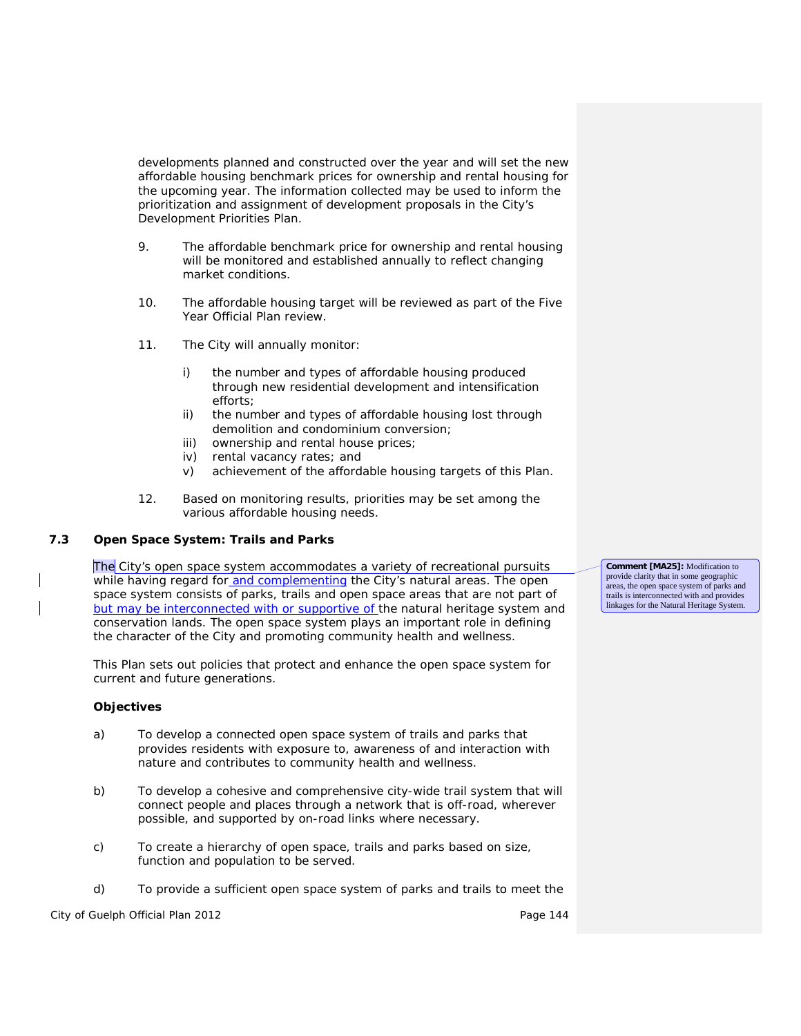developments planned and constructed over the year and will set the new affordable housing benchmark prices for ownership and rental housing for the upcoming year. The information collected may be used to inform the prioritization and assignment of development proposals in the City's Development Priorities Plan.

9. The affordable benchmark price for ownership and rental housing will be monitored and established annually to reflect changing market conditions.

10. The affordable housing target will be reviewed as part of the Five Year Official Plan review.

11. The City will annually monitor:

    i) the number and types of affordable housing produced through new residential development and intensification efforts;
    ii) the number and types of affordable housing lost through demolition and condominium conversion;
    iii) ownership and rental house prices;
    iv) rental vacancy rates; and
    v) achievement of the affordable housing targets of this Plan.

12. Based on monitoring results, priorities may be set among the various affordable housing needs.

## 7.3 Open Space System: Trails and Parks

The City's open space system accommodates a variety of recreational pursuits while having regard for and complementing the City's natural areas. The open space system consists of parks, trails and open space areas that are not part of but may be interconnected with or supportive of the natural heritage system and conservation lands. The open space system plays an important role in defining the character of the City and promoting community health and wellness.

This Plan sets out policies that protect and enhance the open space system for current and future generations.

**Comment [MA25]:** Modification to provide clarity that in some geographic areas, the open space system of parks and trails is interconnected with and provides linkages for the Natural Heritage System.

### Objectives

a) To develop a connected open space system of trails and parks that provides residents with exposure to, awareness of and interaction with nature and contributes to community health and wellness.

b) To develop a cohesive and comprehensive city-wide trail system that will connect people and places through a network that is off-road, wherever possible, and supported by on-road links where necessary.

c) To create a hierarchy of open space, trails and parks based on size, function and population to be served.

d) To provide a sufficient open space system of parks and trails to meet the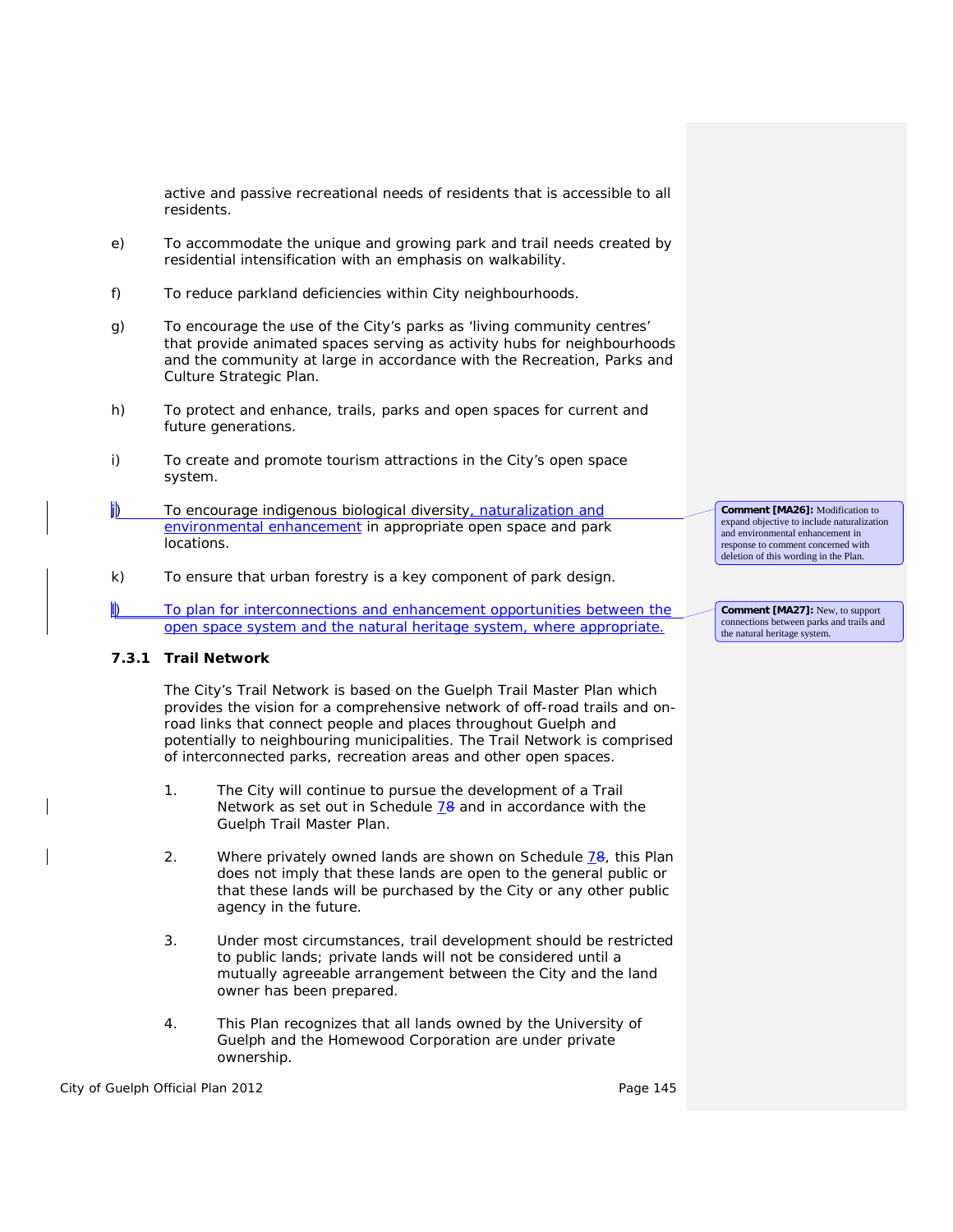active and passive recreational needs of residents that is accessible to all residents.

e) To accommodate the unique and growing park and trail needs created by residential intensification with an emphasis on walkability.

f) To reduce parkland deficiencies within City neighbourhoods.

g) To encourage the use of the City's parks as 'living community centres' that provide animated spaces serving as activity hubs for neighbourhoods and the community at large in accordance with the Recreation, Parks and Culture Strategic Plan.

h) To protect and enhance, trails, parks and open spaces for current and future generations.

i) To create and promote tourism attractions in the City's open space system.

j) To encourage indigenous biological diversity, naturalization and environmental enhancement in appropriate open space and park locations.

k) To ensure that urban forestry is a key component of park design.

l) To plan for interconnections and enhancement opportunities between the open space system and the natural heritage system, where appropriate.

Comment [MA26]: Modification to expand objective to include naturalization and environmental enhancement in response to comment concerned with deletion of this wording in the Plan.

Comment [MA27]: New, to support connections between parks and trails and the natural heritage system.

### 7.3.1 Trail Network

The City's Trail Network is based on the Guelph Trail Master Plan which provides the vision for a comprehensive network of off-road trails and on-road links that connect people and places throughout Guelph and potentially to neighbouring municipalities. The Trail Network is comprised of interconnected parks, recreation areas and other open spaces.

1. The City will continue to pursue the development of a Trail Network as set out in Schedule ~~8~~ 7 and in accordance with the Guelph Trail Master Plan.

2. Where privately owned lands are shown on Schedule ~~8~~ 7, this Plan does not imply that these lands are open to the general public or that these lands will be purchased by the City or any other public agency in the future.

3. Under most circumstances, trail development should be restricted to public lands; private lands will not be considered until a mutually agreeable arrangement between the City and the land owner has been prepared.

4. This Plan recognizes that all lands owned by the University of Guelph and the Homewood Corporation are under private ownership.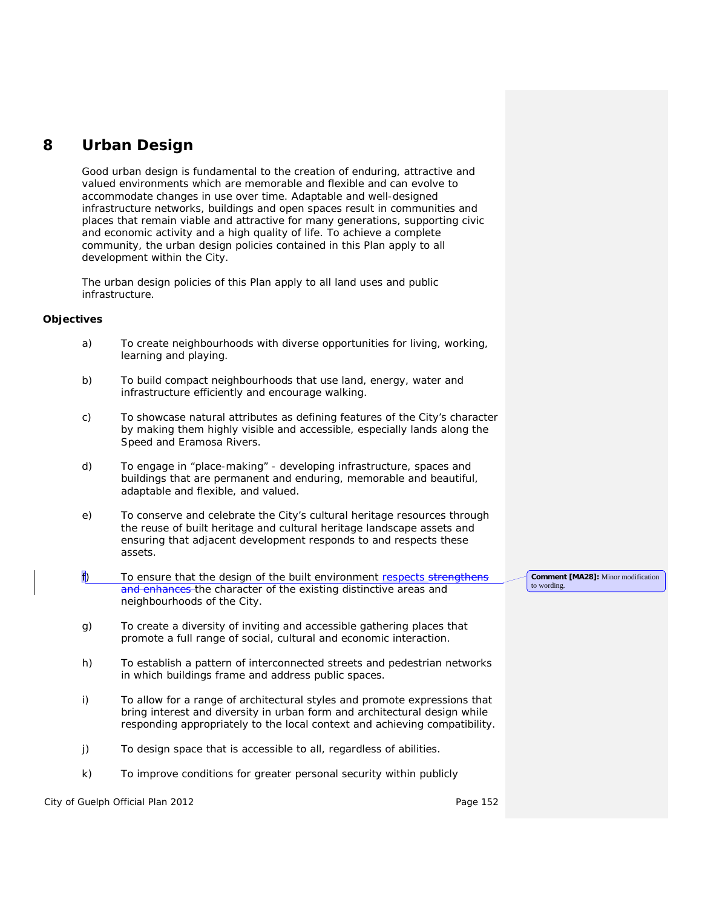# 8 Urban Design

Good urban design is fundamental to the creation of enduring, attractive and valued environments which are memorable and flexible and can evolve to accommodate changes in use over time. Adaptable and well-designed infrastructure networks, buildings and open spaces result in communities and places that remain viable and attractive for many generations, supporting civic and economic activity and a high quality of life. To achieve a complete community, the urban design policies contained in this Plan apply to all development within the City.

The urban design policies of this Plan apply to all land uses and public infrastructure.

**Objectives**

a) To create neighbourhoods with diverse opportunities for living, working, learning and playing.

b) To build compact neighbourhoods that use land, energy, water and infrastructure efficiently and encourage walking.

c) To showcase natural attributes as defining features of the City's character by making them highly visible and accessible, especially lands along the Speed and Eramosa Rivers.

d) To engage in "place-making" - developing infrastructure, spaces and buildings that are permanent and enduring, memorable and beautiful, adaptable and flexible, and valued.

e) To conserve and celebrate the City's cultural heritage resources through the reuse of built heritage and cultural heritage landscape assets and ensuring that adjacent development responds to and respects these assets.

f) To ensure that the design of the built environment respects ~~strengthens and enhances~~ the character of the existing distinctive areas and neighbourhoods of the City.

Comment [MA28]: Minor modification to wording.

g) To create a diversity of inviting and accessible gathering places that promote a full range of social, cultural and economic interaction.

h) To establish a pattern of interconnected streets and pedestrian networks in which buildings frame and address public spaces.

i) To allow for a range of architectural styles and promote expressions that bring interest and diversity in urban form and architectural design while responding appropriately to the local context and achieving compatibility.

j) To design space that is accessible to all, regardless of abilities.

k) To improve conditions for greater personal security within publicly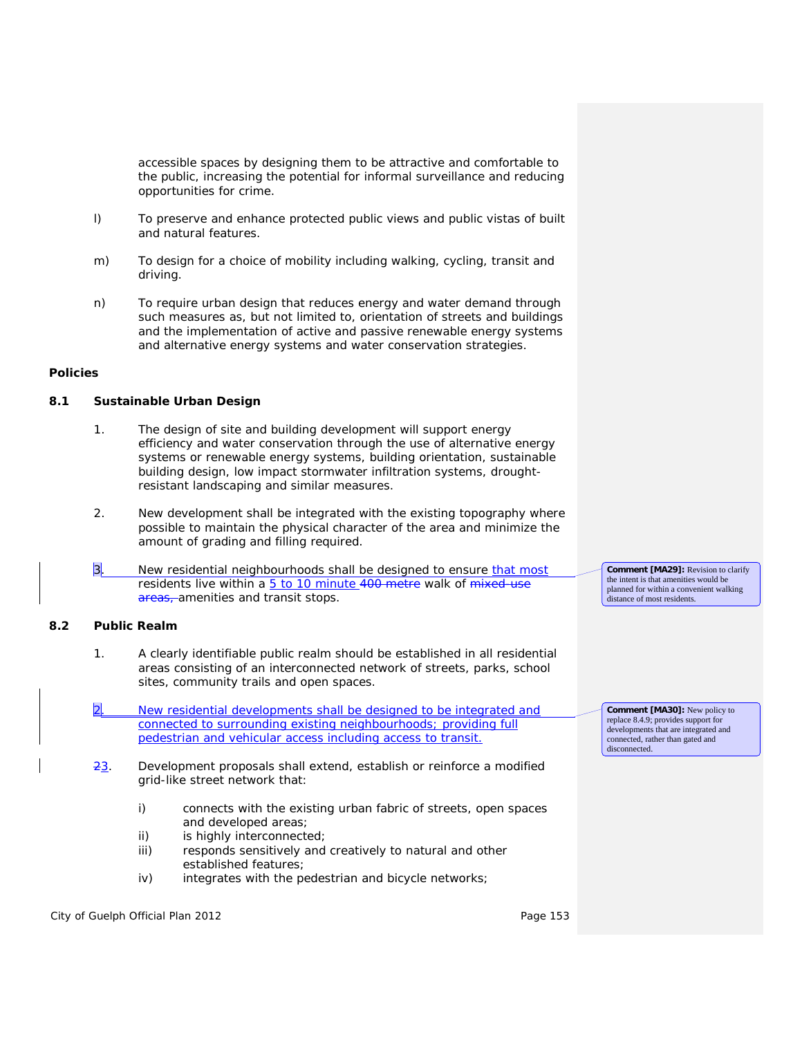accessible spaces by designing them to be attractive and comfortable to the public, increasing the potential for informal surveillance and reducing opportunities for crime.

l) To preserve and enhance protected public views and public vistas of built and natural features.

m) To design for a choice of mobility including walking, cycling, transit and driving.

n) To require urban design that reduces energy and water demand through such measures as, but not limited to, orientation of streets and buildings and the implementation of active and passive renewable energy systems and alternative energy systems and water conservation strategies.

**Policies**

**8.1 Sustainable Urban Design**

1. The design of site and building development will support energy efficiency and water conservation through the use of alternative energy systems or renewable energy systems, building orientation, sustainable building design, low impact stormwater infiltration systems, drought-resistant landscaping and similar measures.

2. New development shall be integrated with the existing topography where possible to maintain the physical character of the area and minimize the amount of grading and filling required.

3. New residential neighbourhoods shall be designed to ensure that most residents live within a 5 to 10 minute ~~400 metre~~ walk of ~~mixed-use areas,~~ amenities and transit stops.

**Comment [MA29]:** Revision to clarify the intent is that amenities would be planned for within a convenient walking distance of most residents.

**8.2 Public Realm**

1. A clearly identifiable public realm should be established in all residential areas consisting of an interconnected network of streets, parks, school sites, community trails and open spaces.

2. New residential developments shall be designed to be integrated and connected to surrounding existing neighbourhoods; providing full pedestrian and vehicular access including access to transit.

**Comment [MA30]:** New policy to replace 8.4.9; provides support for developments that are integrated and connected, rather than gated and disconnected.

~~2~~3. Development proposals shall extend, establish or reinforce a modified grid-like street network that:

i) connects with the existing urban fabric of streets, open spaces and developed areas;
ii) is highly interconnected;
iii) responds sensitively and creatively to natural and other established features;
iv) integrates with the pedestrian and bicycle networks;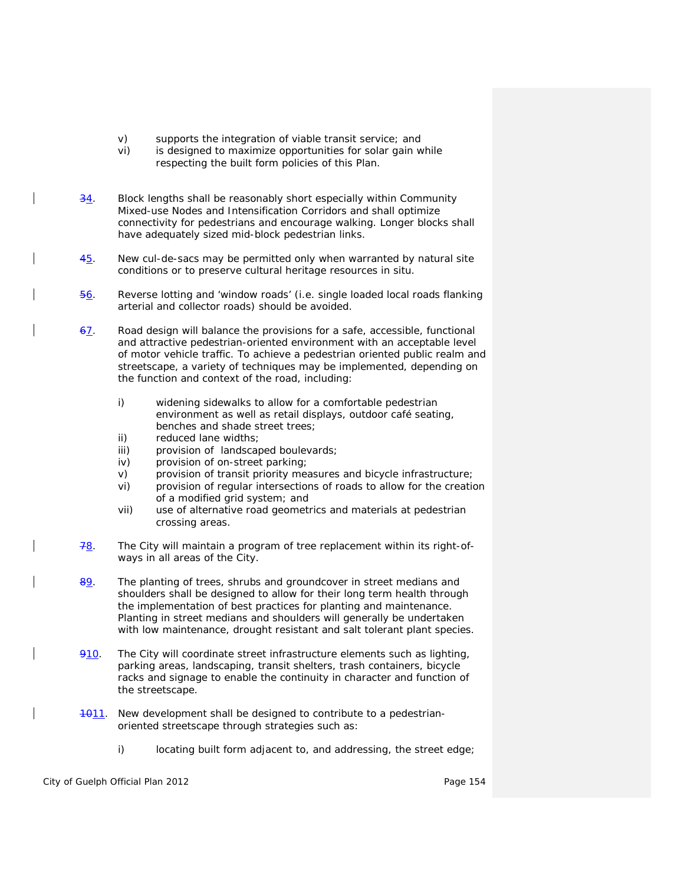v) supports the integration of viable transit service; and
vi) is designed to maximize opportunities for solar gain while respecting the built form policies of this Plan.

~~3~~4. Block lengths shall be reasonably short especially within Community Mixed-use Nodes and Intensification Corridors and shall optimize connectivity for pedestrians and encourage walking. Longer blocks shall have adequately sized mid-block pedestrian links.

~~4~~5. New cul-de-sacs may be permitted only when warranted by natural site conditions or to preserve cultural heritage resources in situ.

~~5~~6. Reverse lotting and 'window roads' (i.e. single loaded local roads flanking arterial and collector roads) should be avoided.

~~6~~7. Road design will balance the provisions for a safe, accessible, functional and attractive pedestrian-oriented environment with an acceptable level of motor vehicle traffic. To achieve a pedestrian oriented public realm and streetscape, a variety of techniques may be implemented, depending on the function and context of the road, including:

i) widening sidewalks to allow for a comfortable pedestrian environment as well as retail displays, outdoor café seating, benches and shade street trees;
ii) reduced lane widths;
iii) provision of landscaped boulevards;
iv) provision of on-street parking;
v) provision of transit priority measures and bicycle infrastructure;
vi) provision of regular intersections of roads to allow for the creation of a modified grid system; and
vii) use of alternative road geometrics and materials at pedestrian crossing areas.

~~7~~8. The City will maintain a program of tree replacement within its right-of-ways in all areas of the City.

~~8~~9. The planting of trees, shrubs and groundcover in street medians and shoulders shall be designed to allow for their long term health through the implementation of best practices for planting and maintenance. Planting in street medians and shoulders will generally be undertaken with low maintenance, drought resistant and salt tolerant plant species.

~~9~~10. The City will coordinate street infrastructure elements such as lighting, parking areas, landscaping, transit shelters, trash containers, bicycle racks and signage to enable the continuity in character and function of the streetscape.

~~10~~11. New development shall be designed to contribute to a pedestrian-oriented streetscape through strategies such as:

i) locating built form adjacent to, and addressing, the street edge;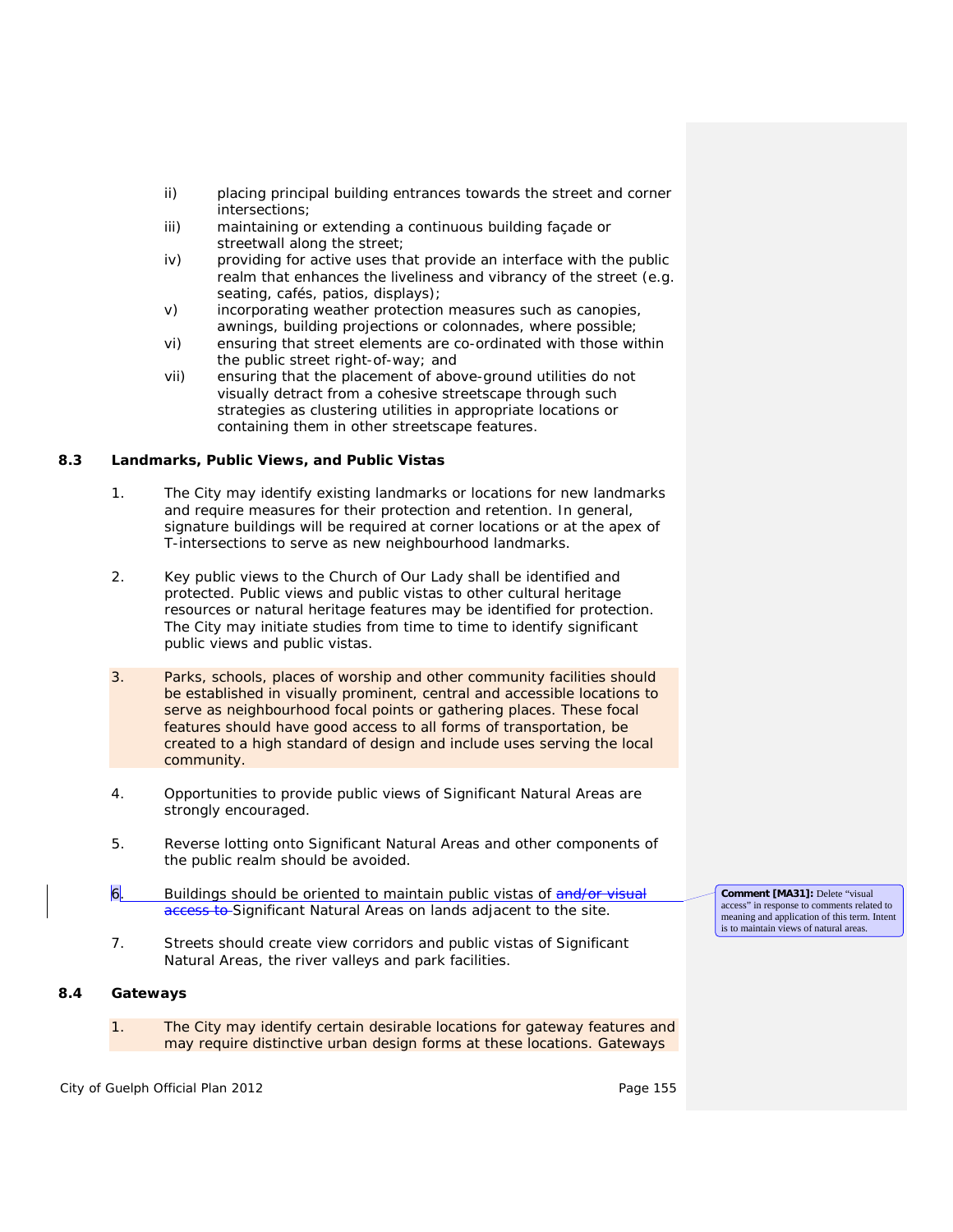ii) placing principal building entrances towards the street and corner intersections;

iii) maintaining or extending a continuous building façade or streetwall along the street;

iv) providing for active uses that provide an interface with the public realm that enhances the liveliness and vibrancy of the street (e.g. seating, cafés, patios, displays);

v) incorporating weather protection measures such as canopies, awnings, building projections or colonnades, where possible;

vi) ensuring that street elements are co-ordinated with those within the public street right-of-way; and

vii) ensuring that the placement of above-ground utilities do not visually detract from a cohesive streetscape through such strategies as clustering utilities in appropriate locations or containing them in other streetscape features.

## 8.3 Landmarks, Public Views, and Public Vistas

1. The City may identify existing landmarks or locations for new landmarks and require measures for their protection and retention. In general, signature buildings will be required at corner locations or at the apex of T-intersections to serve as new neighbourhood landmarks.

2. Key public views to the Church of Our Lady shall be identified and protected. Public views and public vistas to other cultural heritage resources or natural heritage features may be identified for protection. The City may initiate studies from time to time to identify significant public views and public vistas.

3. Parks, schools, places of worship and other community facilities should be established in visually prominent, central and accessible locations to serve as neighbourhood focal points or gathering places. These focal features should have good access to all forms of transportation, be created to a high standard of design and include uses serving the local community.

4. Opportunities to provide public views of Significant Natural Areas are strongly encouraged.

5. Reverse lotting onto Significant Natural Areas and other components of the public realm should be avoided.

6. Buildings should be oriented to maintain public vistas of ~~and/or visual access to~~ Significant Natural Areas on lands adjacent to the site.

7. Streets should create view corridors and public vistas of Significant Natural Areas, the river valleys and park facilities.

**Comment [MA31]:** Delete "visual access" in response to comments related to meaning and application of this term. Intent is to maintain views of natural areas.

## 8.4 Gateways

1. The City may identify certain desirable locations for gateway features and may require distinctive urban design forms at these locations. Gateways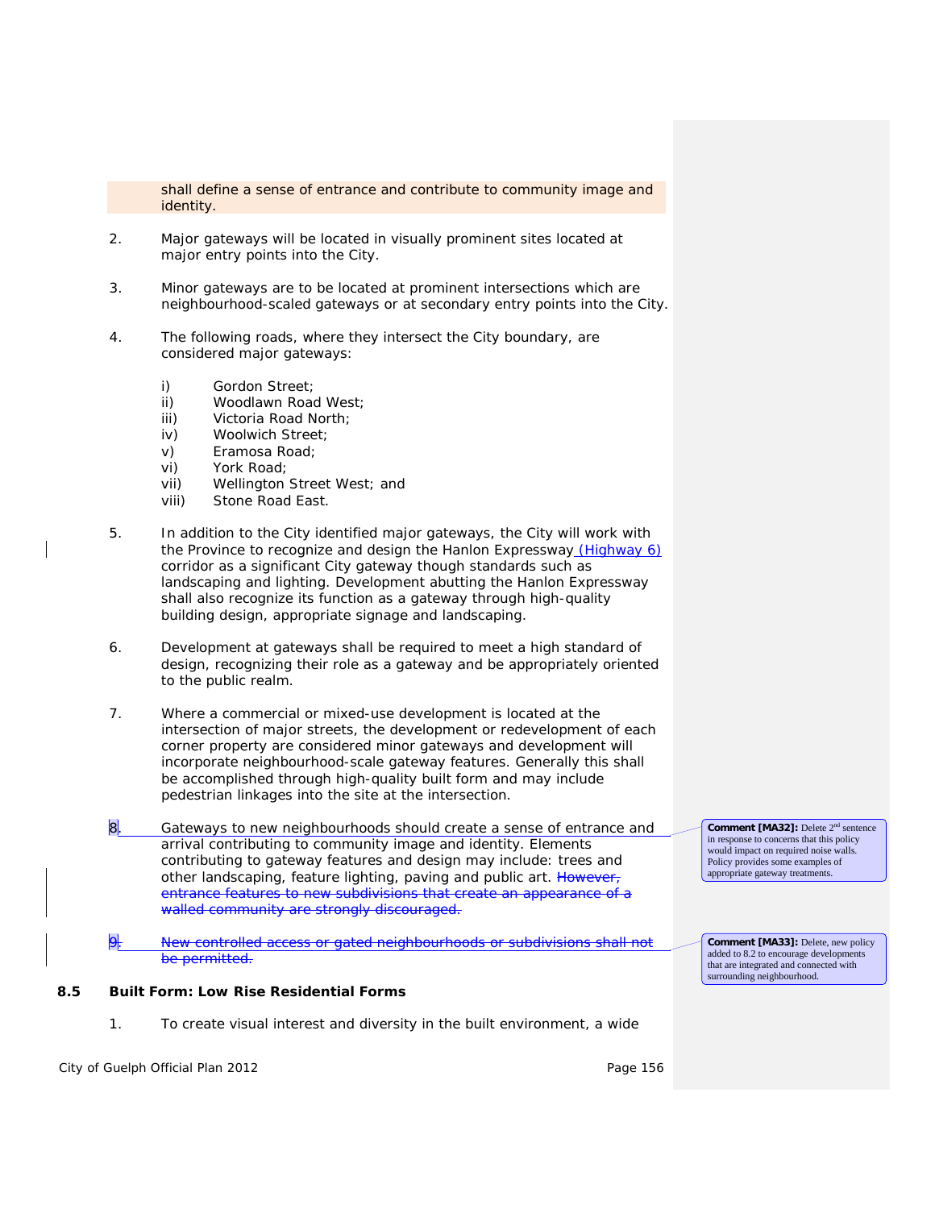shall define a sense of entrance and contribute to community image and identity.

2. Major gateways will be located in visually prominent sites located at major entry points into the City.

3. Minor gateways are to be located at prominent intersections which are neighbourhood-scaled gateways or at secondary entry points into the City.

4. The following roads, where they intersect the City boundary, are considered major gateways:

   i) Gordon Street;
   ii) Woodlawn Road West;
   iii) Victoria Road North;
   iv) Woolwich Street;
   v) Eramosa Road;
   vi) York Road;
   vii) Wellington Street West; and
   viii) Stone Road East.

5. In addition to the City identified major gateways, the City will work with the Province to recognize and design the Hanlon Expressway (Highway 6) corridor as a significant City gateway though standards such as landscaping and lighting. Development abutting the Hanlon Expressway shall also recognize its function as a gateway through high-quality building design, appropriate signage and landscaping.

6. Development at gateways shall be required to meet a high standard of design, recognizing their role as a gateway and be appropriately oriented to the public realm.

7. Where a commercial or mixed-use development is located at the intersection of major streets, the development or redevelopment of each corner property are considered minor gateways and development will incorporate neighbourhood-scale gateway features. Generally this shall be accomplished through high-quality built form and may include pedestrian linkages into the site at the intersection.

8. Gateways to new neighbourhoods should create a sense of entrance and arrival contributing to community image and identity. Elements contributing to gateway features and design may include: trees and other landscaping, feature lighting, paving and public art. ~~However, entrance features to new subdivisions that create an appearance of a walled community are strongly discouraged.~~

> **Comment [MA32]:** Delete 2nd sentence in response to concerns that this policy would impact on required noise walls. Policy provides some examples of appropriate gateway treatments.

9. ~~New controlled access or gated neighbourhoods or subdivisions shall not be permitted.~~

> **Comment [MA33]:** Delete, new policy added to 8.2 to encourage developments that are integrated and connected with surrounding neighbourhood.

## 8.5 Built Form: Low Rise Residential Forms

1. To create visual interest and diversity in the built environment, a wide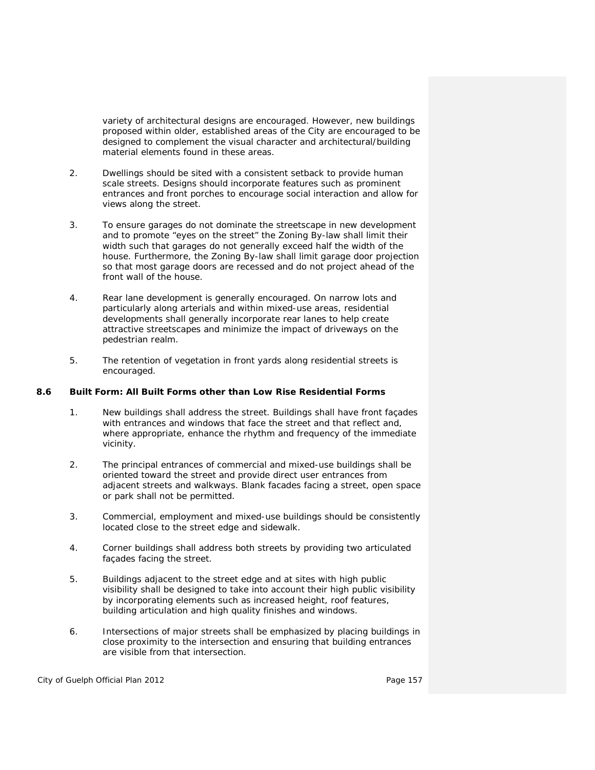variety of architectural designs are encouraged. However, new buildings proposed within older, established areas of the City are encouraged to be designed to complement the visual character and architectural/building material elements found in these areas.

2. Dwellings should be sited with a consistent setback to provide human scale streets. Designs should incorporate features such as prominent entrances and front porches to encourage social interaction and allow for views along the street.

3. To ensure garages do not dominate the streetscape in new development and to promote "eyes on the street" the Zoning By-law shall limit their width such that garages do not generally exceed half the width of the house. Furthermore, the Zoning By-law shall limit garage door projection so that most garage doors are recessed and do not project ahead of the front wall of the house.

4. Rear lane development is generally encouraged. On narrow lots and particularly along arterials and within mixed-use areas, residential developments shall generally incorporate rear lanes to help create attractive streetscapes and minimize the impact of driveways on the pedestrian realm.

5. The retention of vegetation in front yards along residential streets is encouraged.

### 8.6 Built Form: All Built Forms other than Low Rise Residential Forms

1. New buildings shall address the street. Buildings shall have front façades with entrances and windows that face the street and that reflect and, where appropriate, enhance the rhythm and frequency of the immediate vicinity.

2. The principal entrances of commercial and mixed-use buildings shall be oriented toward the street and provide direct user entrances from adjacent streets and walkways. Blank facades facing a street, open space or park shall not be permitted.

3. Commercial, employment and mixed-use buildings should be consistently located close to the street edge and sidewalk.

4. Corner buildings shall address both streets by providing two articulated façades facing the street.

5. Buildings adjacent to the street edge and at sites with high public visibility shall be designed to take into account their high public visibility by incorporating elements such as increased height, roof features, building articulation and high quality finishes and windows.

6. Intersections of major streets shall be emphasized by placing buildings in close proximity to the intersection and ensuring that building entrances are visible from that intersection.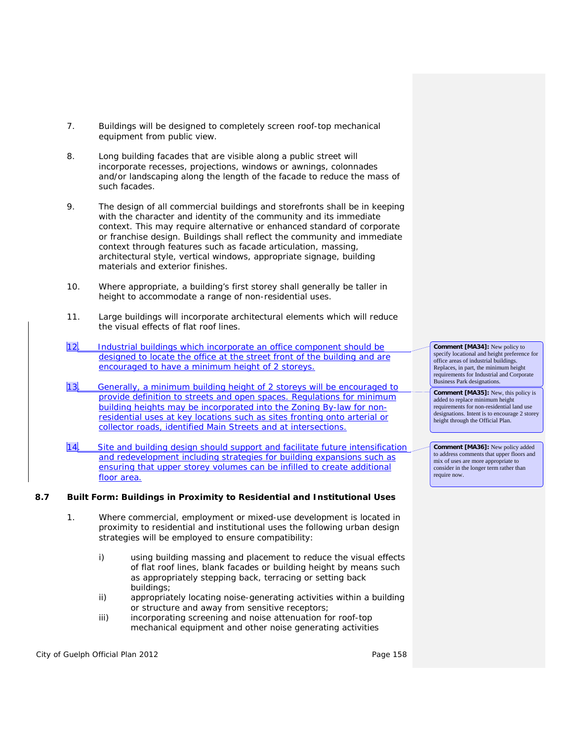7. Buildings will be designed to completely screen roof-top mechanical equipment from public view.

8. Long building facades that are visible along a public street will incorporate recesses, projections, windows or awnings, colonnades and/or landscaping along the length of the facade to reduce the mass of such facades.

9. The design of all commercial buildings and storefronts shall be in keeping with the character and identity of the community and its immediate context. This may require alternative or enhanced standard of corporate or franchise design. Buildings shall reflect the community and immediate context through features such as facade articulation, massing, architectural style, vertical windows, appropriate signage, building materials and exterior finishes.

10. Where appropriate, a building's first storey shall generally be taller in height to accommodate a range of non-residential uses.

11. Large buildings will incorporate architectural elements which will reduce the visual effects of flat roof lines.

12. Industrial buildings which incorporate an office component should be designed to locate the office at the street front of the building and are encouraged to have a minimum height of 2 storeys.

13. Generally, a minimum building height of 2 storeys will be encouraged to provide definition to streets and open spaces. Regulations for minimum building heights may be incorporated into the Zoning By-law for non-residential uses at key locations such as sites fronting onto arterial or collector roads, identified Main Streets and at intersections.

14. Site and building design should support and facilitate future intensification and redevelopment including strategies for building expansions such as ensuring that upper storey volumes can be infilled to create additional floor area.

**Comment [MA34]:** New policy to specify locational and height preference for office areas of industrial buildings. Replaces, in part, the minimum height requirements for Industrial and Corporate Business Park designations.

**Comment [MA35]:** New, this policy is added to replace minimum height requirements for non-residential land use designations. Intent is to encourage 2 storey height through the Official Plan.

**Comment [MA36]:** New policy added to address comments that upper floors and mix of uses are more appropriate to consider in the longer term rather than require now.

### 8.7 Built Form: Buildings in Proximity to Residential and Institutional Uses

1. Where commercial, employment or mixed-use development is located in proximity to residential and institutional uses the following urban design strategies will be employed to ensure compatibility:

   i) using building massing and placement to reduce the visual effects of flat roof lines, blank facades or building height by means such as appropriately stepping back, terracing or setting back buildings;
   ii) appropriately locating noise-generating activities within a building or structure and away from sensitive receptors;
   iii) incorporating screening and noise attenuation for roof-top mechanical equipment and other noise generating activities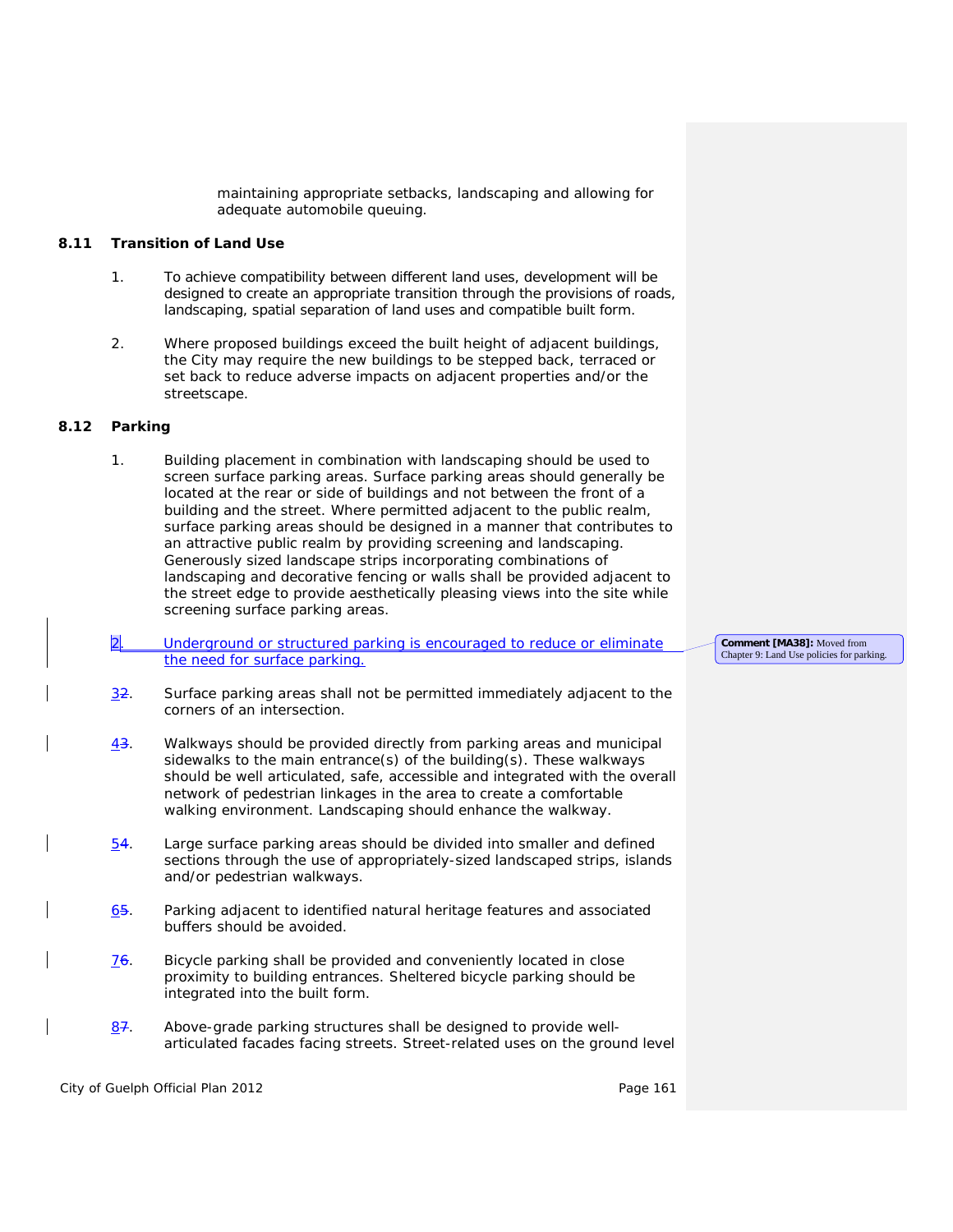maintaining appropriate setbacks, landscaping and allowing for adequate automobile queuing.

### 8.11 Transition of Land Use

1. To achieve compatibility between different land uses, development will be designed to create an appropriate transition through the provisions of roads, landscaping, spatial separation of land uses and compatible built form.

2. Where proposed buildings exceed the built height of adjacent buildings, the City may require the new buildings to be stepped back, terraced or set back to reduce adverse impacts on adjacent properties and/or the streetscape.

### 8.12 Parking

1. Building placement in combination with landscaping should be used to screen surface parking areas. Surface parking areas should generally be located at the rear or side of buildings and not between the front of a building and the street. Where permitted adjacent to the public realm, surface parking areas should be designed in a manner that contributes to an attractive public realm by providing screening and landscaping. Generously sized landscape strips incorporating combinations of landscaping and decorative fencing or walls shall be provided adjacent to the street edge to provide aesthetically pleasing views into the site while screening surface parking areas.

2. Underground or structured parking is encouraged to reduce or eliminate the need for surface parking.

Comment [MA38]: Moved from Chapter 9: Land Use policies for parking.

32. Surface parking areas shall not be permitted immediately adjacent to the corners of an intersection.

43. Walkways should be provided directly from parking areas and municipal sidewalks to the main entrance(s) of the building(s). These walkways should be well articulated, safe, accessible and integrated with the overall network of pedestrian linkages in the area to create a comfortable walking environment. Landscaping should enhance the walkway.

54. Large surface parking areas should be divided into smaller and defined sections through the use of appropriately-sized landscaped strips, islands and/or pedestrian walkways.

65. Parking adjacent to identified natural heritage features and associated buffers should be avoided.

76. Bicycle parking shall be provided and conveniently located in close proximity to building entrances. Sheltered bicycle parking should be integrated into the built form.

87. Above-grade parking structures shall be designed to provide well-articulated facades facing streets. Street-related uses on the ground level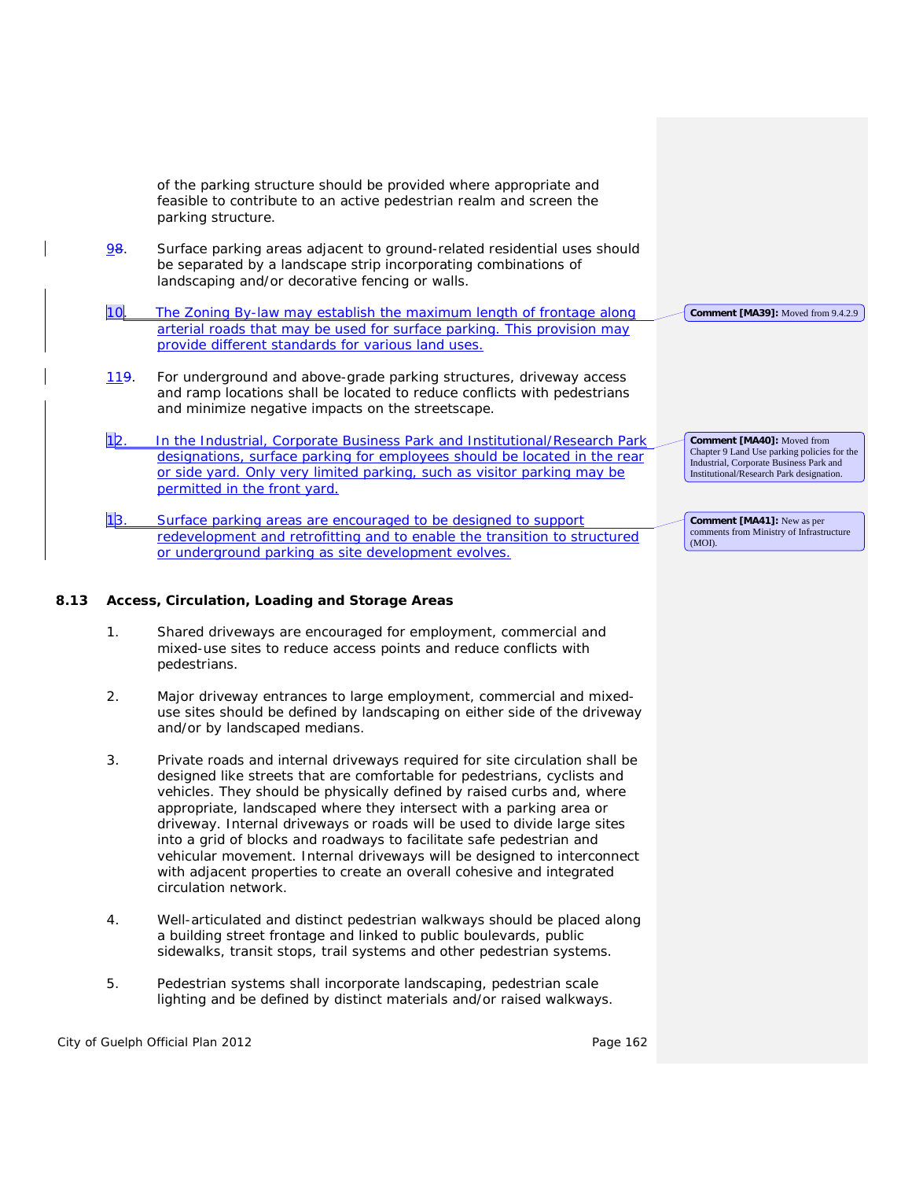of the parking structure should be provided where appropriate and feasible to contribute to an active pedestrian realm and screen the parking structure.

98. Surface parking areas adjacent to ground-related residential uses should be separated by a landscape strip incorporating combinations of landscaping and/or decorative fencing or walls.

10. The Zoning By-law may establish the maximum length of frontage along arterial roads that may be used for surface parking. This provision may provide different standards for various land uses.

**Comment [MA39]:** Moved from 9.4.2.9

119. For underground and above-grade parking structures, driveway access and ramp locations shall be located to reduce conflicts with pedestrians and minimize negative impacts on the streetscape.

12. In the Industrial, Corporate Business Park and Institutional/Research Park designations, surface parking for employees should be located in the rear or side yard. Only very limited parking, such as visitor parking may be permitted in the front yard.

**Comment [MA40]:** Moved from Chapter 9 Land Use parking policies for the Industrial, Corporate Business Park and Institutional/Research Park designation.

13. Surface parking areas are encouraged to be designed to support redevelopment and retrofitting and to enable the transition to structured or underground parking as site development evolves.

**Comment [MA41]:** New as per comments from Ministry of Infrastructure (MOI).

### 8.13 Access, Circulation, Loading and Storage Areas

1. Shared driveways are encouraged for employment, commercial and mixed-use sites to reduce access points and reduce conflicts with pedestrians.

2. Major driveway entrances to large employment, commercial and mixed-use sites should be defined by landscaping on either side of the driveway and/or by landscaped medians.

3. Private roads and internal driveways required for site circulation shall be designed like streets that are comfortable for pedestrians, cyclists and vehicles. They should be physically defined by raised curbs and, where appropriate, landscaped where they intersect with a parking area or driveway. Internal driveways or roads will be used to divide large sites into a grid of blocks and roadways to facilitate safe pedestrian and vehicular movement. Internal driveways will be designed to interconnect with adjacent properties to create an overall cohesive and integrated circulation network.

4. Well-articulated and distinct pedestrian walkways should be placed along a building street frontage and linked to public boulevards, public sidewalks, transit stops, trail systems and other pedestrian systems.

5. Pedestrian systems shall incorporate landscaping, pedestrian scale lighting and be defined by distinct materials and/or raised walkways.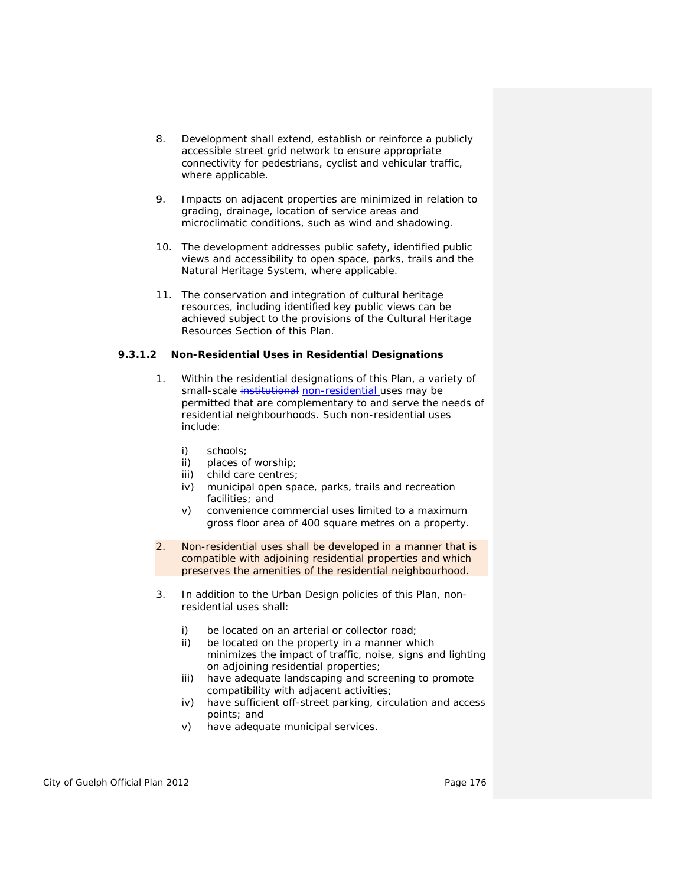8. Development shall extend, establish or reinforce a publicly accessible street grid network to ensure appropriate connectivity for pedestrians, cyclist and vehicular traffic, where applicable.

9. Impacts on adjacent properties are minimized in relation to grading, drainage, location of service areas and microclimatic conditions, such as wind and shadowing.

10. The development addresses public safety, identified public views and accessibility to open space, parks, trails and the Natural Heritage System, where applicable.

11. The conservation and integration of cultural heritage resources, including identified key public views can be achieved subject to the provisions of the Cultural Heritage Resources Section of this Plan.

### 9.3.1.2 Non-Residential Uses in Residential Designations

1. Within the residential designations of this Plan, a variety of small-scale ~~institutional~~ non-residential uses may be permitted that are complementary to and serve the needs of residential neighbourhoods. Such non-residential uses include:

   i) schools;
   ii) places of worship;
   iii) child care centres;
   iv) municipal open space, parks, trails and recreation facilities; and
   v) convenience commercial uses limited to a maximum gross floor area of 400 square metres on a property.

2. Non-residential uses shall be developed in a manner that is compatible with adjoining residential properties and which preserves the amenities of the residential neighbourhood.

3. In addition to the Urban Design policies of this Plan, non-residential uses shall:

   i) be located on an arterial or collector road;
   ii) be located on the property in a manner which minimizes the impact of traffic, noise, signs and lighting on adjoining residential properties;
   iii) have adequate landscaping and screening to promote compatibility with adjacent activities;
   iv) have sufficient off-street parking, circulation and access points; and
   v) have adequate municipal services.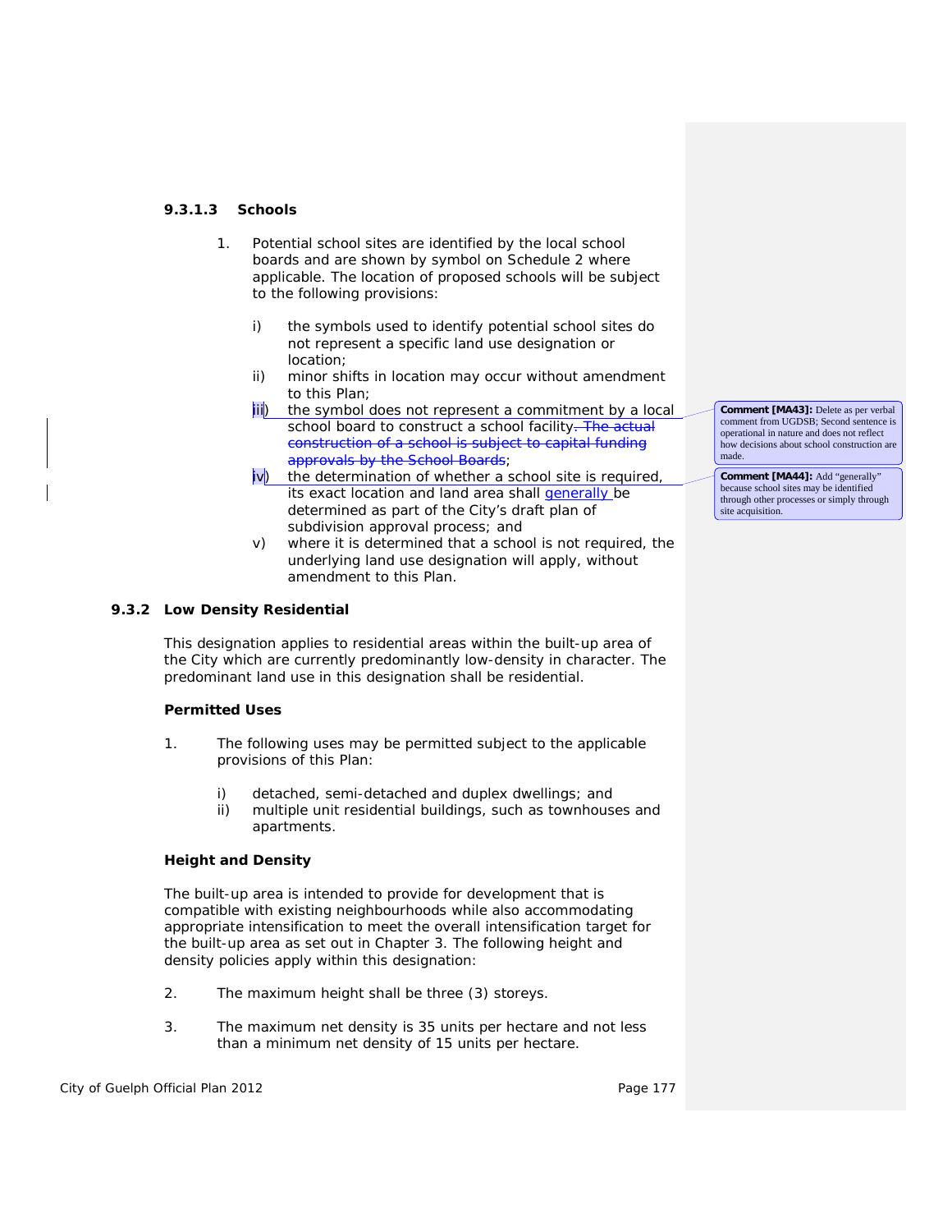#### 9.3.1.3 Schools

1. Potential school sites are identified by the local school boards and are shown by symbol on Schedule 2 where applicable. The location of proposed schools will be subject to the following provisions:

   i) the symbols used to identify potential school sites do not represent a specific land use designation or location;
   ii) minor shifts in location may occur without amendment to this Plan;
   iii) the symbol does not represent a commitment by a local school board to construct a school facility. ~~The actual construction of a school is subject to capital funding approvals by the School Boards~~;
   iv) the determination of whether a school site is required, its exact location and land area shall generally be determined as part of the City's draft plan of subdivision approval process; and
   v) where it is determined that a school is not required, the underlying land use designation will apply, without amendment to this Plan.

**Comment [MA43]:** Delete as per verbal comment from UGDSB; Second sentence is operational in nature and does not reflect how decisions about school construction are made.

**Comment [MA44]:** Add "generally" because school sites may be identified through other processes or simply through site acquisition.

### 9.3.2 Low Density Residential

This designation applies to residential areas within the built-up area of the City which are currently predominantly low-density in character. The predominant land use in this designation shall be residential.

**Permitted Uses**

1. The following uses may be permitted subject to the applicable provisions of this Plan:

   i) detached, semi-detached and duplex dwellings; and
   ii) multiple unit residential buildings, such as townhouses and apartments.

**Height and Density**

The built-up area is intended to provide for development that is compatible with existing neighbourhoods while also accommodating appropriate intensification to meet the overall intensification target for the built-up area as set out in Chapter 3. The following height and density policies apply within this designation:

2. The maximum height shall be three (3) storeys.

3. The maximum net density is 35 units per hectare and not less than a minimum net density of 15 units per hectare.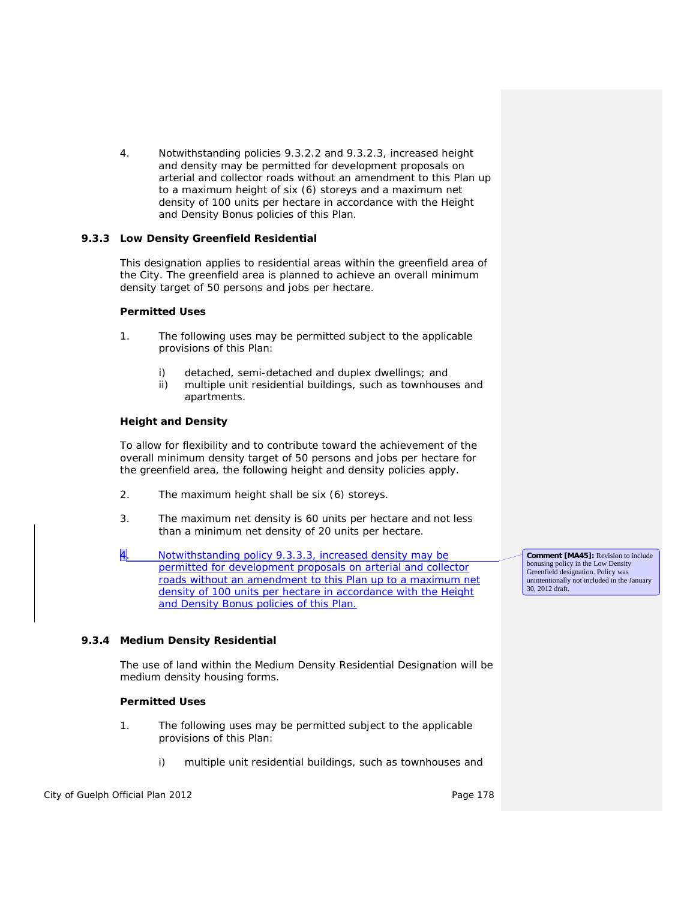4. Notwithstanding policies 9.3.2.2 and 9.3.2.3, increased height and density may be permitted for development proposals on arterial and collector roads without an amendment to this Plan up to a maximum height of six (6) storeys and a maximum net density of 100 units per hectare in accordance with the Height and Density Bonus policies of this Plan.

### 9.3.3 Low Density Greenfield Residential

This designation applies to residential areas within the greenfield area of the City. The greenfield area is planned to achieve an overall minimum density target of 50 persons and jobs per hectare.

**Permitted Uses**

1. The following uses may be permitted subject to the applicable provisions of this Plan:

   i) detached, semi-detached and duplex dwellings; and
   ii) multiple unit residential buildings, such as townhouses and apartments.

**Height and Density**

To allow for flexibility and to contribute toward the achievement of the overall minimum density target of 50 persons and jobs per hectare for the greenfield area, the following height and density policies apply.

2. The maximum height shall be six (6) storeys.

3. The maximum net density is 60 units per hectare and not less than a minimum net density of 20 units per hectare.

4. Notwithstanding policy 9.3.3.3, increased density may be permitted for development proposals on arterial and collector roads without an amendment to this Plan up to a maximum net density of 100 units per hectare in accordance with the Height and Density Bonus policies of this Plan.

**Comment [MA45]:** Revision to include bonusing policy in the Low Density Greenfield designation. Policy was unintentionally not included in the January 30, 2012 draft.

### 9.3.4 Medium Density Residential

The use of land within the Medium Density Residential Designation will be medium density housing forms.

**Permitted Uses**

1. The following uses may be permitted subject to the applicable provisions of this Plan:

   i) multiple unit residential buildings, such as townhouses and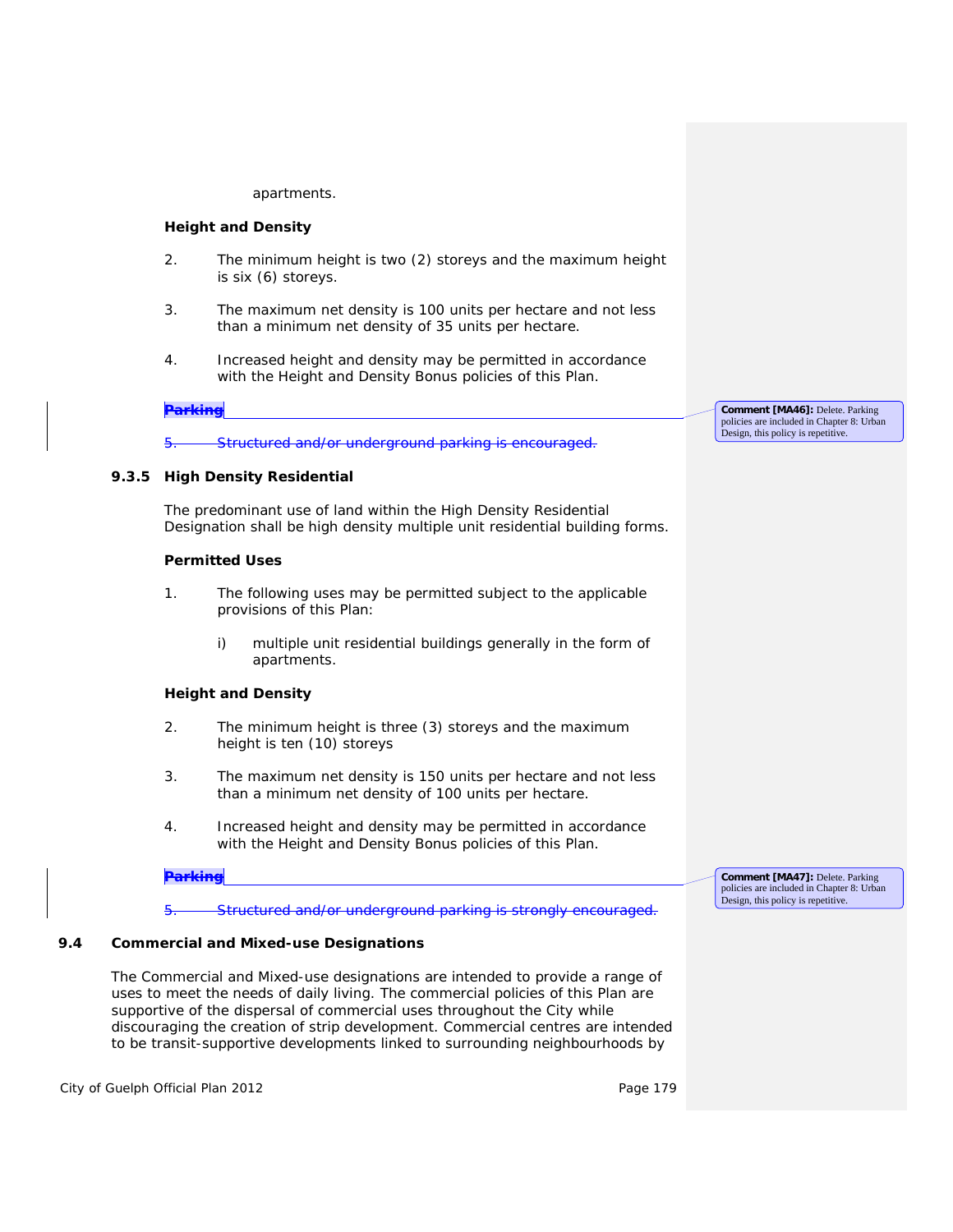apartments.

**Height and Density**

2. The minimum height is two (2) storeys and the maximum height is six (6) storeys.

3. The maximum net density is 100 units per hectare and not less than a minimum net density of 35 units per hectare.

4. Increased height and density may be permitted in accordance with the Height and Density Bonus policies of this Plan.

~~**Parking**~~

~~5. Structured and/or underground parking is encouraged.~~

**Comment [MA46]:** Delete. Parking policies are included in Chapter 8: Urban Design, this policy is repetitive.

### 9.3.5 High Density Residential

The predominant use of land within the High Density Residential Designation shall be high density multiple unit residential building forms.

**Permitted Uses**

1. The following uses may be permitted subject to the applicable provisions of this Plan:

   i) multiple unit residential buildings generally in the form of apartments.

**Height and Density**

2. The minimum height is three (3) storeys and the maximum height is ten (10) storeys

3. The maximum net density is 150 units per hectare and not less than a minimum net density of 100 units per hectare.

4. Increased height and density may be permitted in accordance with the Height and Density Bonus policies of this Plan.

~~**Parking**~~

~~5. Structured and/or underground parking is strongly encouraged.~~

**Comment [MA47]:** Delete. Parking policies are included in Chapter 8: Urban Design, this policy is repetitive.

## 9.4 Commercial and Mixed-use Designations

The Commercial and Mixed-use designations are intended to provide a range of uses to meet the needs of daily living. The commercial policies of this Plan are supportive of the dispersal of commercial uses throughout the City while discouraging the creation of strip development. Commercial centres are intended to be transit-supportive developments linked to surrounding neighbourhoods by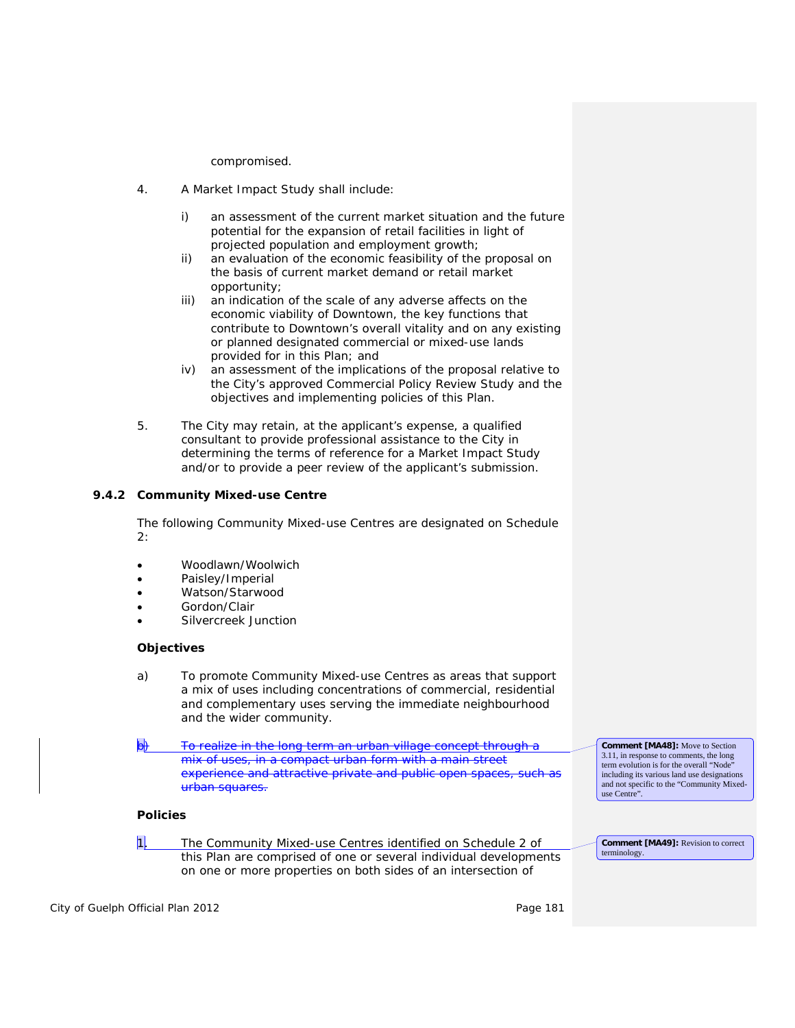compromised.

4. A Market Impact Study shall include:

   i) an assessment of the current market situation and the future potential for the expansion of retail facilities in light of projected population and employment growth;
   ii) an evaluation of the economic feasibility of the proposal on the basis of current market demand or retail market opportunity;
   iii) an indication of the scale of any adverse affects on the economic viability of Downtown, the key functions that contribute to Downtown's overall vitality and on any existing or planned designated commercial or mixed-use lands provided for in this Plan; and
   iv) an assessment of the implications of the proposal relative to the City's approved Commercial Policy Review Study and the objectives and implementing policies of this Plan.

5. The City may retain, at the applicant's expense, a qualified consultant to provide professional assistance to the City in determining the terms of reference for a Market Impact Study and/or to provide a peer review of the applicant's submission.

### 9.4.2 Community Mixed-use Centre

The following Community Mixed-use Centres are designated on Schedule 2:

- Woodlawn/Woolwich
- Paisley/Imperial
- Watson/Starwood
- Gordon/Clair
- Silvercreek Junction

**Objectives**

a) To promote Community Mixed-use Centres as areas that support a mix of uses including concentrations of commercial, residential and complementary uses serving the immediate neighbourhood and the wider community.

~~b) To realize in the long term an urban village concept through a mix of uses, in a compact urban form with a main street experience and attractive private and public open spaces, such as urban squares.~~

**Comment [MA48]:** Move to Section 3.11, in response to comments, the long term evolution is for the overall "Node" including its various land use designations and not specific to the "Community Mixed-use Centre".

**Policies**

1. The Community Mixed-use Centres identified on Schedule 2 of this Plan are comprised of one or several individual developments on one or more properties on both sides of an intersection of

**Comment [MA49]:** Revision to correct terminology.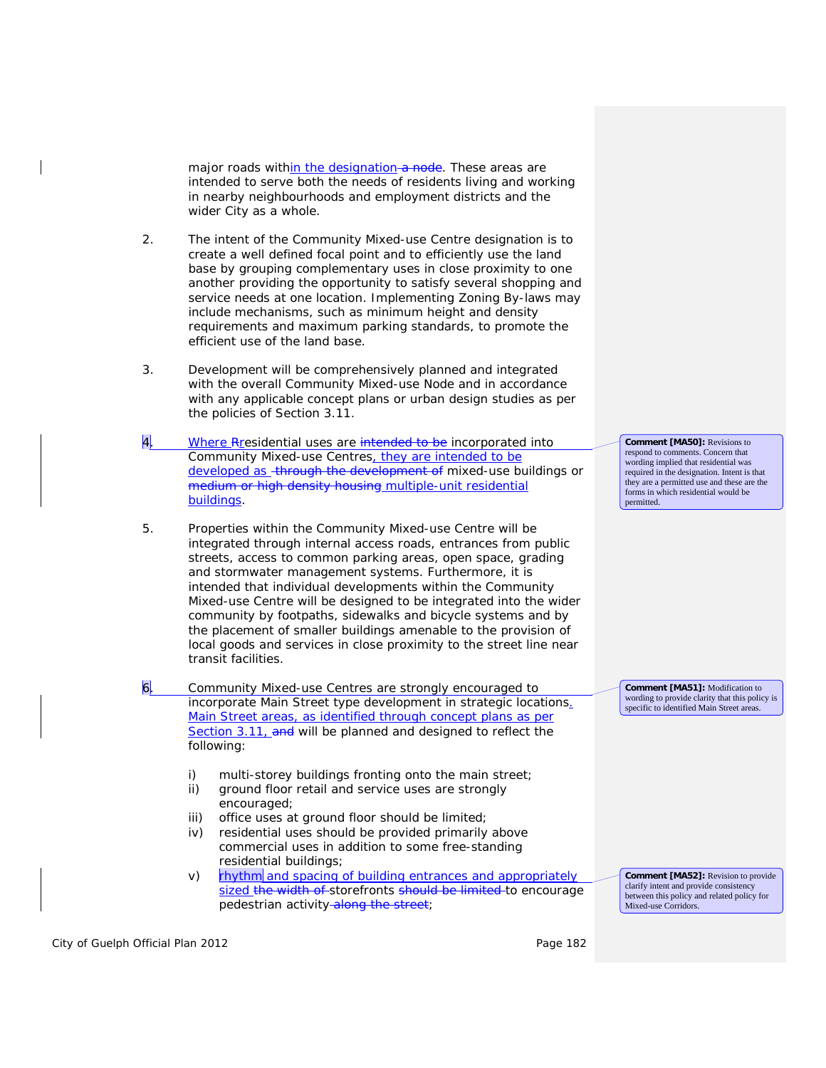major roads within the designation a node. These areas are intended to serve both the needs of residents living and working in nearby neighbourhoods and employment districts and the wider City as a whole.

2. The intent of the Community Mixed-use Centre designation is to create a well defined focal point and to efficiently use the land base by grouping complementary uses in close proximity to one another providing the opportunity to satisfy several shopping and service needs at one location. Implementing Zoning By-laws may include mechanisms, such as minimum height and density requirements and maximum parking standards, to promote the efficient use of the land base.

3. Development will be comprehensively planned and integrated with the overall Community Mixed-use Node and in accordance with any applicable concept plans or urban design studies as per the policies of Section 3.11.

4. Where Rresidential uses are ~~intended to be~~ incorporated into Community Mixed-use Centres, they are intended to be developed as ~~through the development of~~ mixed-use buildings or ~~medium or high density housing~~ multiple-unit residential buildings.

**Comment [MA50]:** Revisions to respond to comments. Concern that wording implied that residential was required in the designation. Intent is that they are a permitted use and these are the forms in which residential would be permitted.

5. Properties within the Community Mixed-use Centre will be integrated through internal access roads, entrances from public streets, access to common parking areas, open space, grading and stormwater management systems. Furthermore, it is intended that individual developments within the Community Mixed-use Centre will be designed to be integrated into the wider community by footpaths, sidewalks and bicycle systems and by the placement of smaller buildings amenable to the provision of local goods and services in close proximity to the street line near transit facilities.

6. Community Mixed-use Centres are strongly encouraged to incorporate Main Street type development in strategic locations. Main Street areas, as identified through concept plans as per Section 3.11, ~~and~~ will be planned and designed to reflect the following:

**Comment [MA51]:** Modification to wording to provide clarity that this policy is specific to identified Main Street areas.

i) multi-storey buildings fronting onto the main street;
ii) ground floor retail and service uses are strongly encouraged;
iii) office uses at ground floor should be limited;
iv) residential uses should be provided primarily above commercial uses in addition to some free-standing residential buildings;
v) rhythm and spacing of building entrances and appropriately sized ~~the width of~~ storefronts ~~should be limited~~ to encourage pedestrian activity ~~along the street~~;

**Comment [MA52]:** Revision to provide clarify intent and provide consistency between this policy and related policy for Mixed-use Corridors.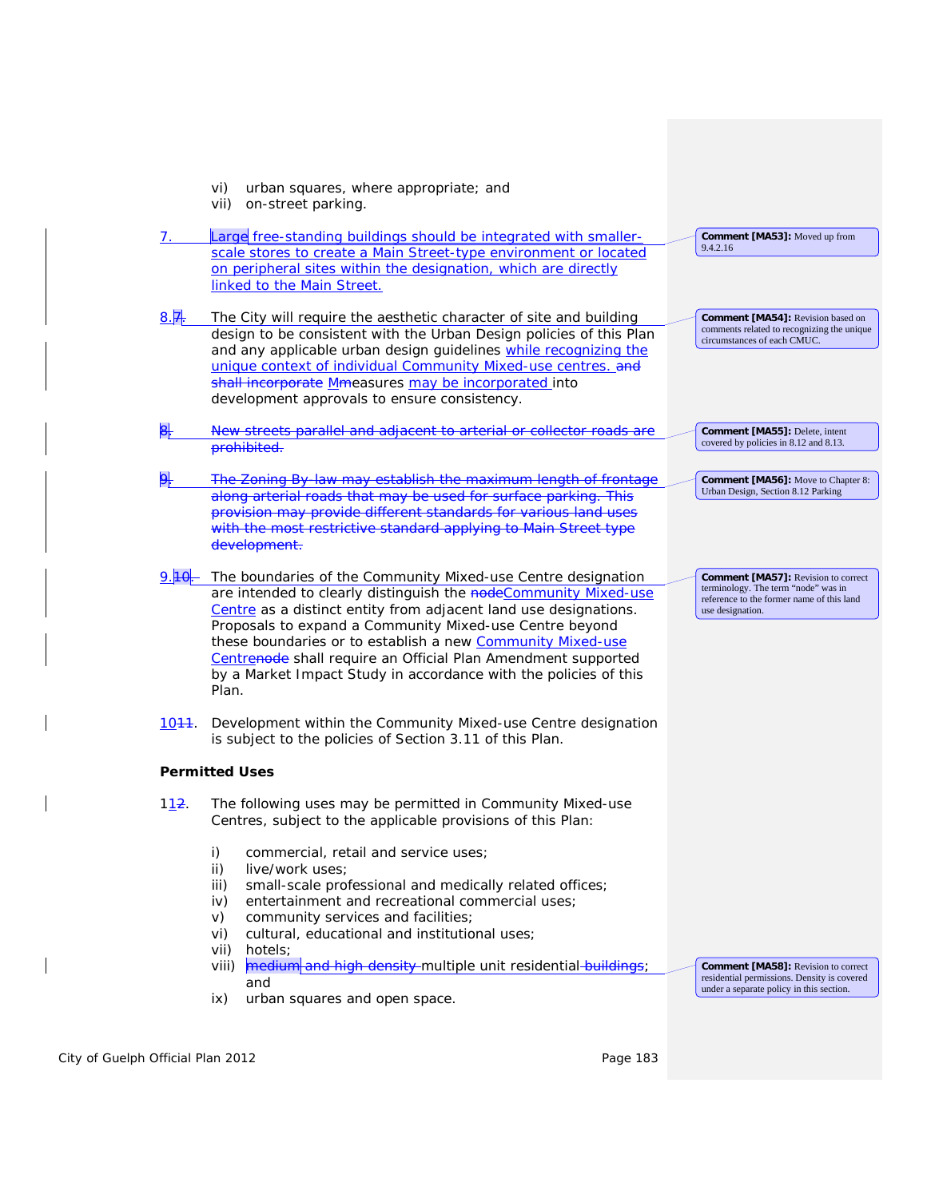vi) urban squares, where appropriate; and
vii) on-street parking.

7. Large free-standing buildings should be integrated with smaller-scale stores to create a Main Street-type environment or located on peripheral sites within the designation, which are directly linked to the Main Street.

8.7. The City will require the aesthetic character of site and building design to be consistent with the Urban Design policies of this Plan and any applicable urban design guidelines while recognizing the unique context of individual Community Mixed-use centres. and shall incorporate Mmeasures may be incorporated into development approvals to ensure consistency.

8. New streets parallel and adjacent to arterial or collector roads are prohibited.

9. The Zoning By-law may establish the maximum length of frontage along arterial roads that may be used for surface parking. This provision may provide different standards for various land uses with the most restrictive standard applying to Main Street type development.

9.10. The boundaries of the Community Mixed-use Centre designation are intended to clearly distinguish the nodeCommunity Mixed-use Centre as a distinct entity from adjacent land use designations. Proposals to expand a Community Mixed-use Centre beyond these boundaries or to establish a new Community Mixed-use Centrenode shall require an Official Plan Amendment supported by a Market Impact Study in accordance with the policies of this Plan.

1011. Development within the Community Mixed-use Centre designation is subject to the policies of Section 3.11 of this Plan.

**Permitted Uses**

112. The following uses may be permitted in Community Mixed-use Centres, subject to the applicable provisions of this Plan:

i) commercial, retail and service uses;
ii) live/work uses;
iii) small-scale professional and medically related offices;
iv) entertainment and recreational commercial uses;
v) community services and facilities;
vi) cultural, educational and institutional uses;
vii) hotels;
viii) medium and high density multiple unit residential buildings; and
ix) urban squares and open space.

**Comment [MA53]:** Moved up from 9.4.2.16

**Comment [MA54]:** Revision based on comments related to recognizing the unique circumstances of each CMUC.

**Comment [MA55]:** Delete, intent covered by policies in 8.12 and 8.13.

**Comment [MA56]:** Move to Chapter 8: Urban Design, Section 8.12 Parking

**Comment [MA57]:** Revision to correct terminology. The term "node" was in reference to the former name of this land use designation.

**Comment [MA58]:** Revision to correct residential permissions. Density is covered under a separate policy in this section.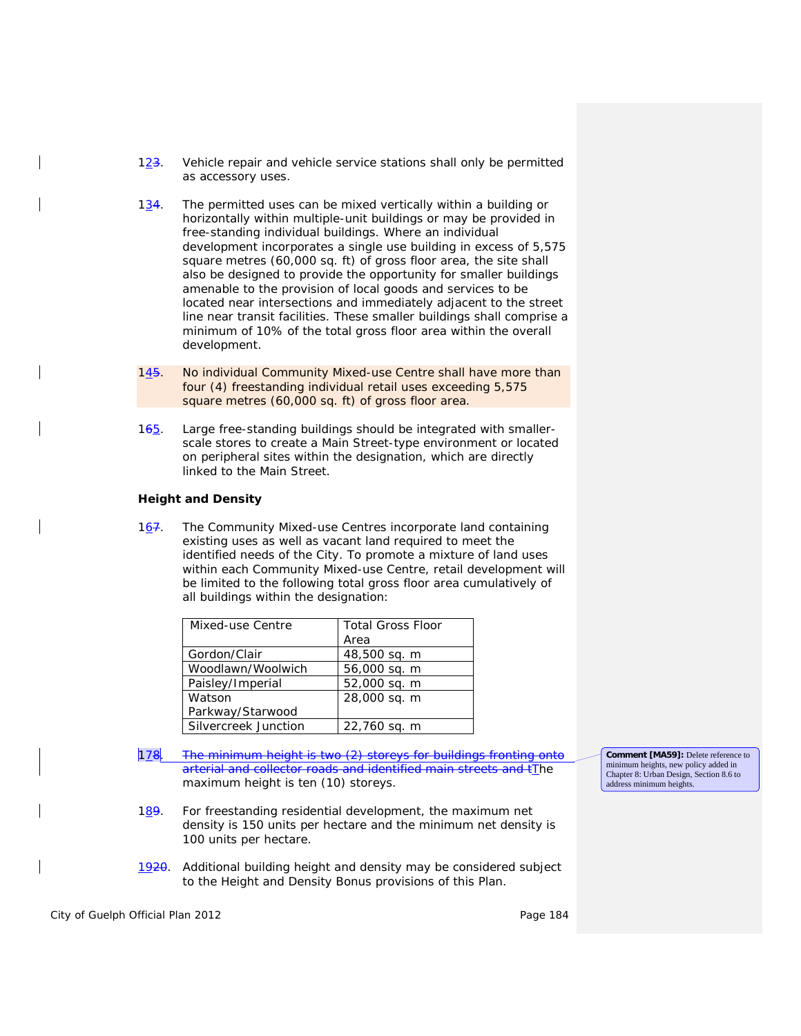12. Vehicle repair and vehicle service stations shall only be permitted as accessory uses.

13. The permitted uses can be mixed vertically within a building or horizontally within multiple-unit buildings or may be provided in free-standing individual buildings. Where an individual development incorporates a single use building in excess of 5,575 square metres (60,000 sq. ft) of gross floor area, the site shall also be designed to provide the opportunity for smaller buildings amenable to the provision of local goods and services to be located near intersections and immediately adjacent to the street line near transit facilities. These smaller buildings shall comprise a minimum of 10% of the total gross floor area within the overall development.

14. No individual Community Mixed-use Centre shall have more than four (4) freestanding individual retail uses exceeding 5,575 square metres (60,000 sq. ft) of gross floor area.

15. Large free-standing buildings should be integrated with smaller-scale stores to create a Main Street-type environment or located on peripheral sites within the designation, which are directly linked to the Main Street.

**Height and Density**

16. The Community Mixed-use Centres incorporate land containing existing uses as well as vacant land required to meet the identified needs of the City. To promote a mixture of land uses within each Community Mixed-use Centre, retail development will be limited to the following total gross floor area cumulatively of all buildings within the designation:

| Mixed-use Centre | Total Gross Floor Area |
|---|---|
| Gordon/Clair | 48,500 sq. m |
| Woodlawn/Woolwich | 56,000 sq. m |
| Paisley/Imperial | 52,000 sq. m |
| Watson Parkway/Starwood | 28,000 sq. m |
| Silvercreek Junction | 22,760 sq. m |

17. ~~The minimum height is two (2) storeys for buildings fronting onto arterial and collector roads and identified main streets and t~~The maximum height is ten (10) storeys.

**Comment [MA59]:** Delete reference to minimum heights, new policy added in Chapter 8: Urban Design, Section 8.6 to address minimum heights.

18. For freestanding residential development, the maximum net density is 150 units per hectare and the minimum net density is 100 units per hectare.

19. Additional building height and density may be considered subject to the Height and Density Bonus provisions of this Plan.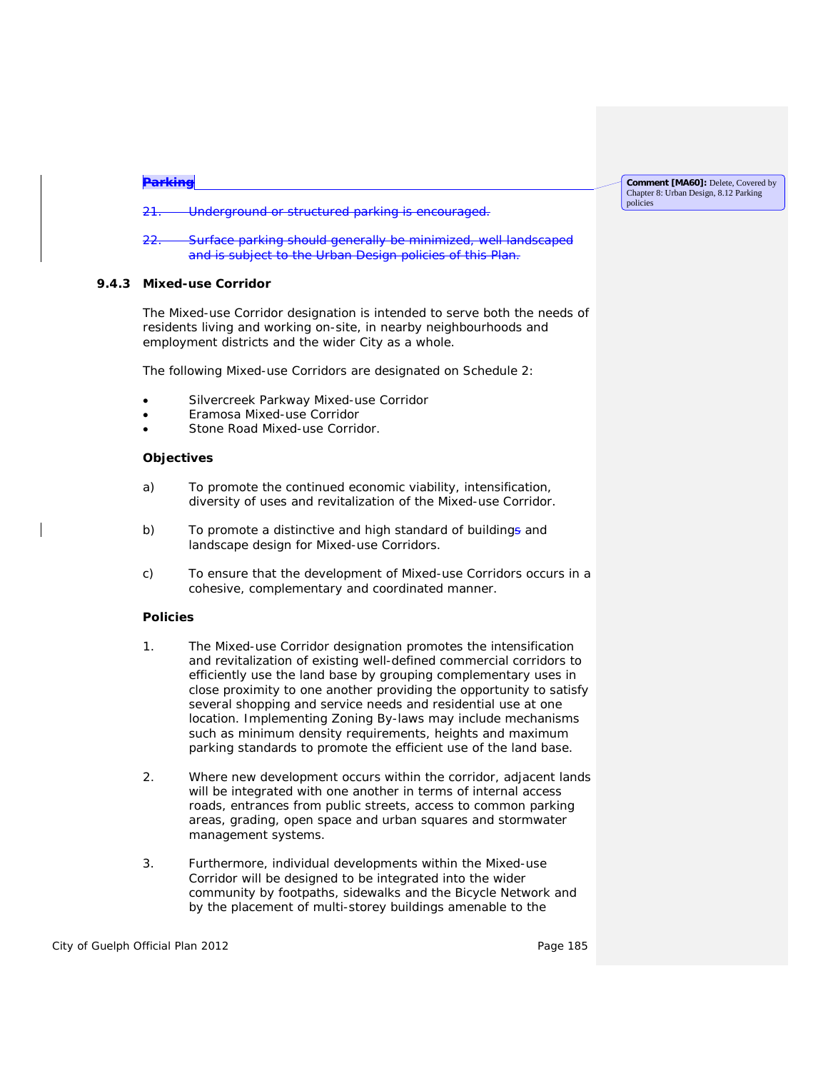~~**Parking**~~

~~21. Underground or structured parking is encouraged.~~

~~22. Surface parking should generally be minimized, well landscaped and is subject to the Urban Design policies of this Plan.~~

> **Comment [MA60]:** Delete, Covered by Chapter 8: Urban Design, 8.12 Parking policies

### 9.4.3 Mixed-use Corridor

The Mixed-use Corridor designation is intended to serve both the needs of residents living and working on-site, in nearby neighbourhoods and employment districts and the wider City as a whole.

The following Mixed-use Corridors are designated on Schedule 2:

- Silvercreek Parkway Mixed-use Corridor
- Eramosa Mixed-use Corridor
- Stone Road Mixed-use Corridor.

**Objectives**

a) To promote the continued economic viability, intensification, diversity of uses and revitalization of the Mixed-use Corridor.

b) To promote a distinctive and high standard of building~~s~~ and landscape design for Mixed-use Corridors.

c) To ensure that the development of Mixed-use Corridors occurs in a cohesive, complementary and coordinated manner.

**Policies**

1. The Mixed-use Corridor designation promotes the intensification and revitalization of existing well-defined commercial corridors to efficiently use the land base by grouping complementary uses in close proximity to one another providing the opportunity to satisfy several shopping and service needs and residential use at one location. Implementing Zoning By-laws may include mechanisms such as minimum density requirements, heights and maximum parking standards to promote the efficient use of the land base.

2. Where new development occurs within the corridor, adjacent lands will be integrated with one another in terms of internal access roads, entrances from public streets, access to common parking areas, grading, open space and urban squares and stormwater management systems.

3. Furthermore, individual developments within the Mixed-use Corridor will be designed to be integrated into the wider community by footpaths, sidewalks and the Bicycle Network and by the placement of multi-storey buildings amenable to the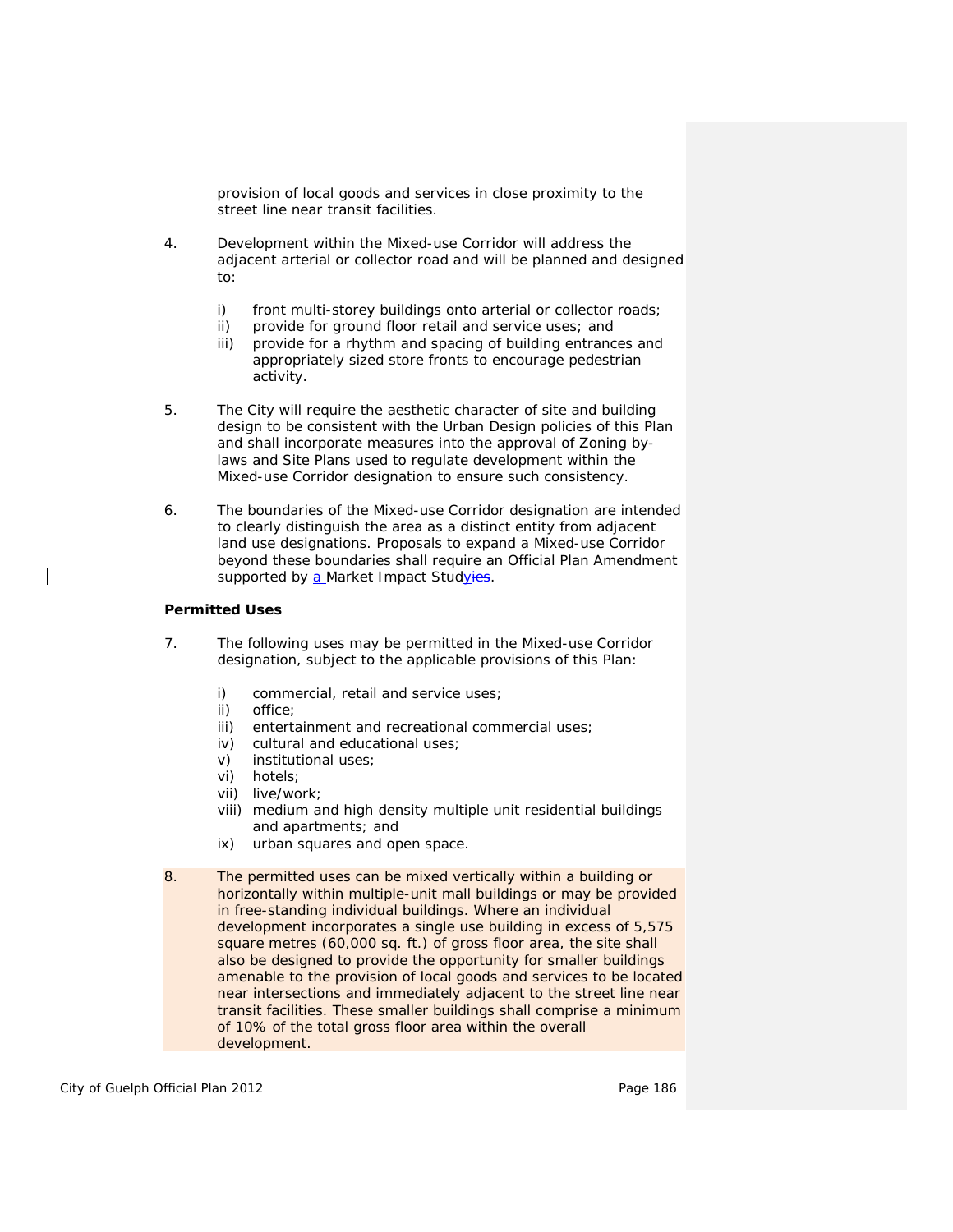provision of local goods and services in close proximity to the street line near transit facilities.

4. Development within the Mixed-use Corridor will address the adjacent arterial or collector road and will be planned and designed to:

   i) front multi-storey buildings onto arterial or collector roads;
   ii) provide for ground floor retail and service uses; and
   iii) provide for a rhythm and spacing of building entrances and appropriately sized store fronts to encourage pedestrian activity.

5. The City will require the aesthetic character of site and building design to be consistent with the Urban Design policies of this Plan and shall incorporate measures into the approval of Zoning by-laws and Site Plans used to regulate development within the Mixed-use Corridor designation to ensure such consistency.

6. The boundaries of the Mixed-use Corridor designation are intended to clearly distinguish the area as a distinct entity from adjacent land use designations. Proposals to expand a Mixed-use Corridor beyond these boundaries shall require an Official Plan Amendment supported by a Market Impact Study.

**Permitted Uses**

7. The following uses may be permitted in the Mixed-use Corridor designation, subject to the applicable provisions of this Plan:

   i) commercial, retail and service uses;
   ii) office;
   iii) entertainment and recreational commercial uses;
   iv) cultural and educational uses;
   v) institutional uses;
   vi) hotels;
   vii) live/work;
   viii) medium and high density multiple unit residential buildings and apartments; and
   ix) urban squares and open space.

8. The permitted uses can be mixed vertically within a building or horizontally within multiple-unit mall buildings or may be provided in free-standing individual buildings. Where an individual development incorporates a single use building in excess of 5,575 square metres (60,000 sq. ft.) of gross floor area, the site shall also be designed to provide the opportunity for smaller buildings amenable to the provision of local goods and services to be located near intersections and immediately adjacent to the street line near transit facilities. These smaller buildings shall comprise a minimum of 10% of the total gross floor area within the overall development.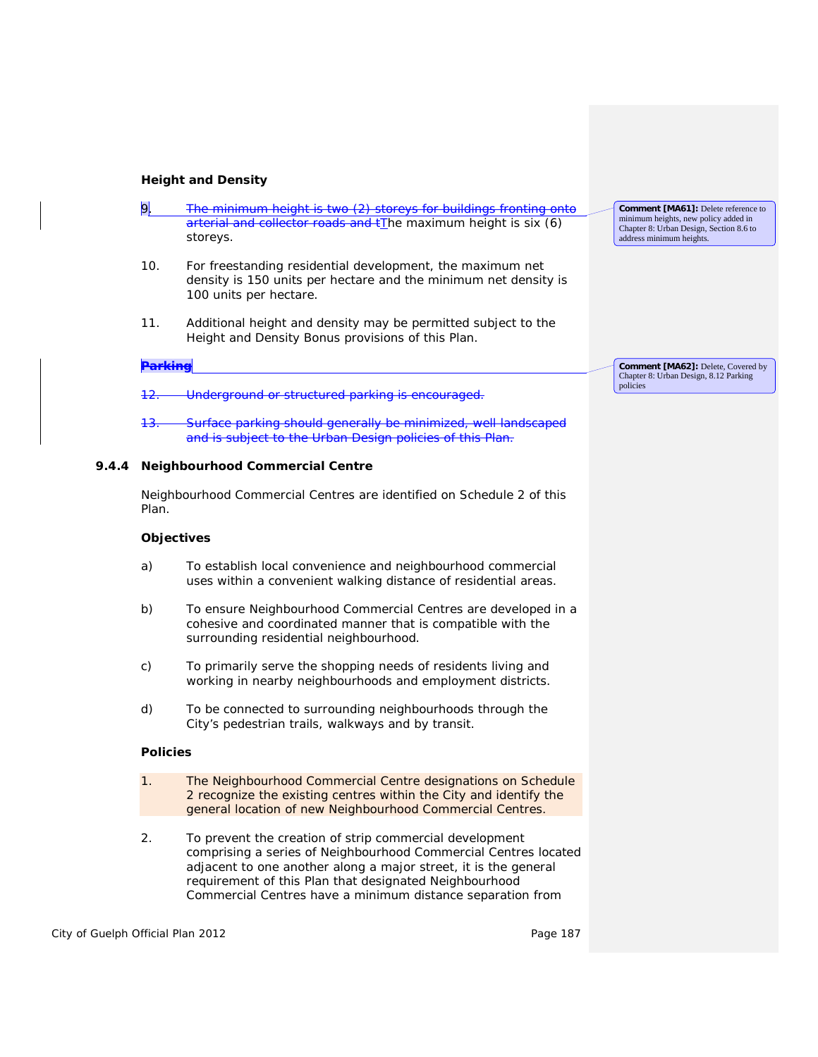**Height and Density**

9. ~~The minimum height is two (2) storeys for buildings fronting onto arterial and collector roads and t~~The maximum height is six (6) storeys.

10. For freestanding residential development, the maximum net density is 150 units per hectare and the minimum net density is 100 units per hectare.

11. Additional height and density may be permitted subject to the Height and Density Bonus provisions of this Plan.

~~**Parking**~~

~~12. Underground or structured parking is encouraged.~~

~~13. Surface parking should generally be minimized, well landscaped and is subject to the Urban Design policies of this Plan.~~

**Comment [MA61]:** Delete reference to minimum heights, new policy added in Chapter 8: Urban Design, Section 8.6 to address minimum heights.

**Comment [MA62]:** Delete, Covered by Chapter 8: Urban Design, 8.12 Parking policies

### 9.4.4 Neighbourhood Commercial Centre

Neighbourhood Commercial Centres are identified on Schedule 2 of this Plan.

**Objectives**

a) To establish local convenience and neighbourhood commercial uses within a convenient walking distance of residential areas.

b) To ensure Neighbourhood Commercial Centres are developed in a cohesive and coordinated manner that is compatible with the surrounding residential neighbourhood.

c) To primarily serve the shopping needs of residents living and working in nearby neighbourhoods and employment districts.

d) To be connected to surrounding neighbourhoods through the City's pedestrian trails, walkways and by transit.

**Policies**

1. The Neighbourhood Commercial Centre designations on Schedule 2 recognize the existing centres within the City and identify the general location of new Neighbourhood Commercial Centres.

2. To prevent the creation of strip commercial development comprising a series of Neighbourhood Commercial Centres located adjacent to one another along a major street, it is the general requirement of this Plan that designated Neighbourhood Commercial Centres have a minimum distance separation from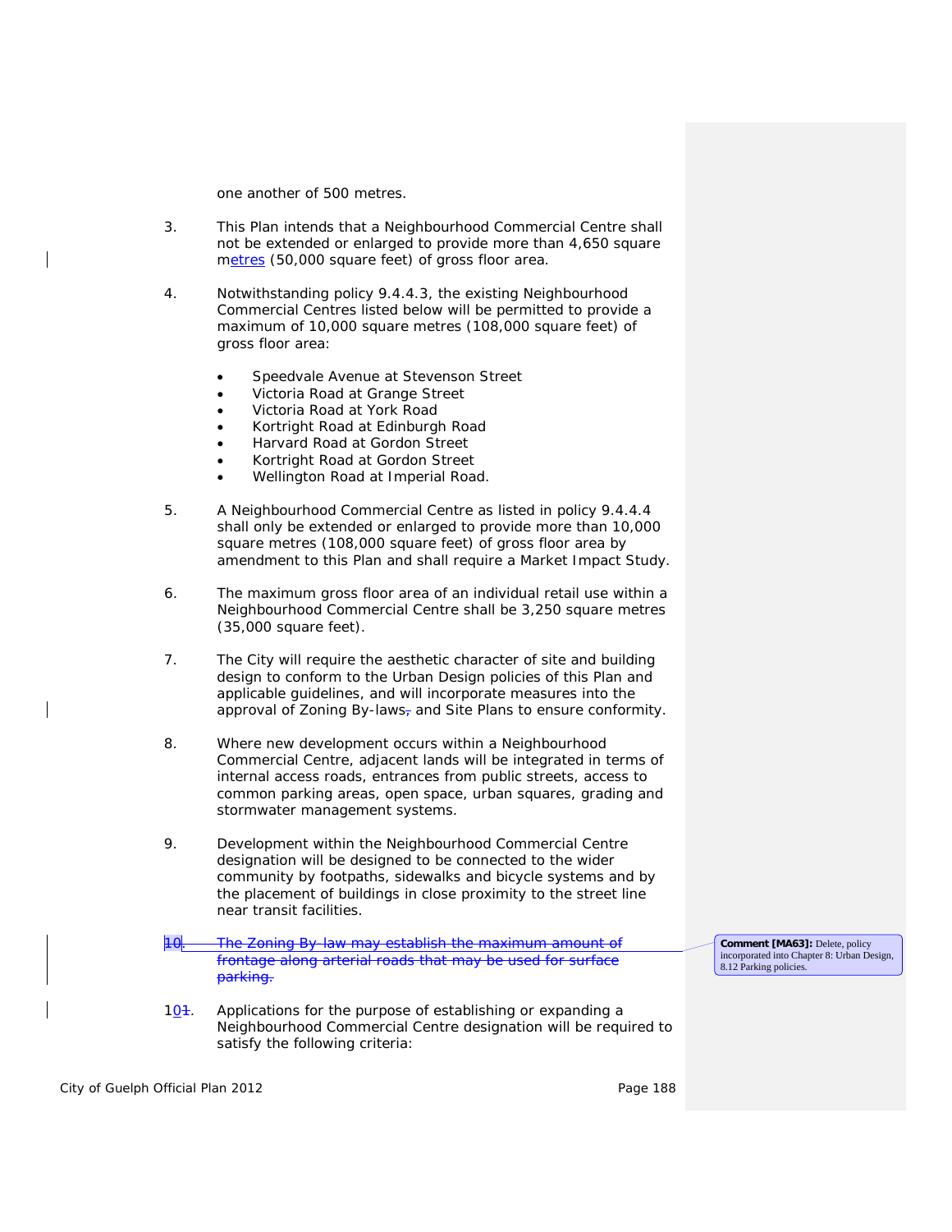one another of 500 metres.

3. This Plan intends that a Neighbourhood Commercial Centre shall not be extended or enlarged to provide more than 4,650 square metres (50,000 square feet) of gross floor area.

4. Notwithstanding policy 9.4.4.3, the existing Neighbourhood Commercial Centres listed below will be permitted to provide a maximum of 10,000 square metres (108,000 square feet) of gross floor area:

- Speedvale Avenue at Stevenson Street
- Victoria Road at Grange Street
- Victoria Road at York Road
- Kortright Road at Edinburgh Road
- Harvard Road at Gordon Street
- Kortright Road at Gordon Street
- Wellington Road at Imperial Road.

5. A Neighbourhood Commercial Centre as listed in policy 9.4.4.4 shall only be extended or enlarged to provide more than 10,000 square metres (108,000 square feet) of gross floor area by amendment to this Plan and shall require a Market Impact Study.

6. The maximum gross floor area of an individual retail use within a Neighbourhood Commercial Centre shall be 3,250 square metres (35,000 square feet).

7. The City will require the aesthetic character of site and building design to conform to the Urban Design policies of this Plan and applicable guidelines, and will incorporate measures into the approval of Zoning By-laws and Site Plans to ensure conformity.

8. Where new development occurs within a Neighbourhood Commercial Centre, adjacent lands will be integrated in terms of internal access roads, entrances from public streets, access to common parking areas, open space, urban squares, grading and stormwater management systems.

9. Development within the Neighbourhood Commercial Centre designation will be designed to be connected to the wider community by footpaths, sidewalks and bicycle systems and by the placement of buildings in close proximity to the street line near transit facilities.

~~10. The Zoning By-law may establish the maximum amount of frontage along arterial roads that may be used for surface parking.~~

**Comment [MA63]:** Delete, policy incorporated into Chapter 8: Urban Design, 8.12 Parking policies.

10. Applications for the purpose of establishing or expanding a Neighbourhood Commercial Centre designation will be required to satisfy the following criteria: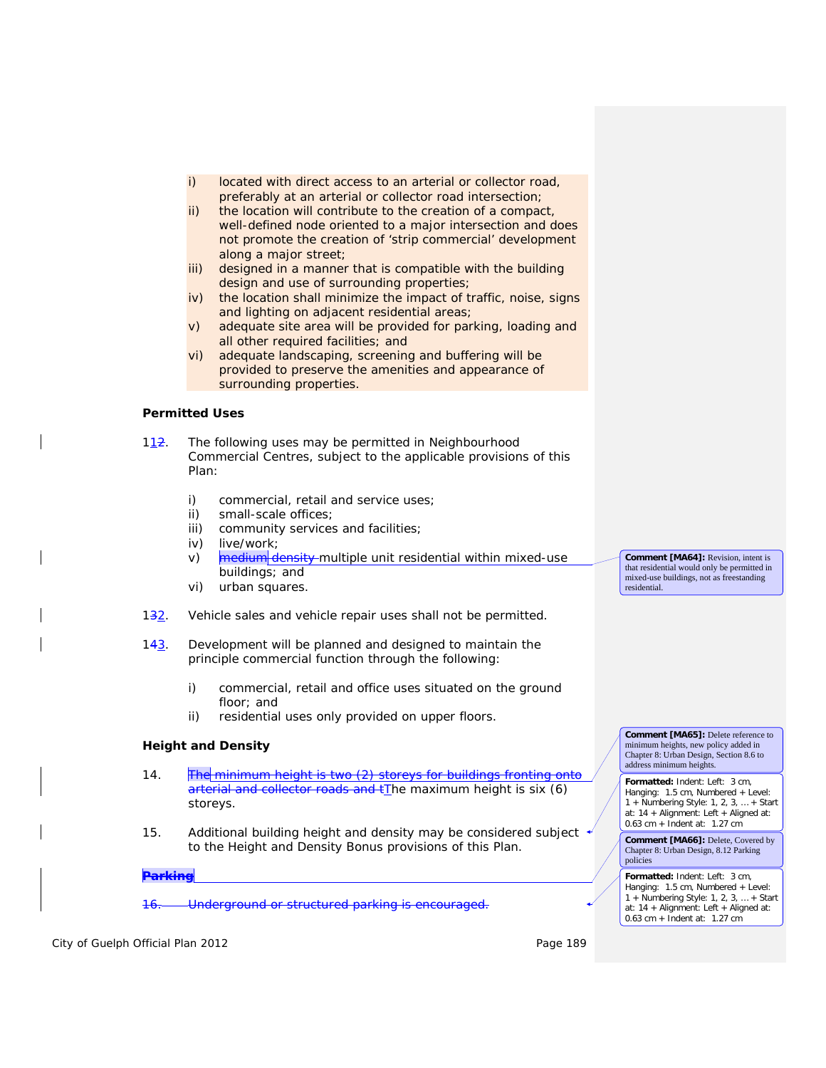i) located with direct access to an arterial or collector road, preferably at an arterial or collector road intersection;
ii) the location will contribute to the creation of a compact, well-defined node oriented to a major intersection and does not promote the creation of 'strip commercial' development along a major street;
iii) designed in a manner that is compatible with the building design and use of surrounding properties;
iv) the location shall minimize the impact of traffic, noise, signs and lighting on adjacent residential areas;
v) adequate site area will be provided for parking, loading and all other required facilities; and
vi) adequate landscaping, screening and buffering will be provided to preserve the amenities and appearance of surrounding properties.

**Permitted Uses**

11~~2~~. The following uses may be permitted in Neighbourhood Commercial Centres, subject to the applicable provisions of this Plan:

i) commercial, retail and service uses;
ii) small-scale offices;
iii) community services and facilities;
iv) live/work;
v) ~~medium density~~ multiple unit residential within mixed-use buildings; and
vi) urban squares.

12~~3~~. Vehicle sales and vehicle repair uses shall not be permitted.

13~~4~~. Development will be planned and designed to maintain the principle commercial function through the following:

i) commercial, retail and office uses situated on the ground floor; and
ii) residential uses only provided on upper floors.

**Height and Density**

14. ~~The minimum height is two (2) storeys for buildings fronting onto arterial and collector roads and t~~The maximum height is six (6) storeys.

15. Additional building height and density may be considered subject to the Height and Density Bonus provisions of this Plan.

~~**Parking**~~

~~16. Underground or structured parking is encouraged.~~

Comment [MA64]: Revision, intent is that residential would only be permitted in mixed-use buildings, not as freestanding residential.

Comment [MA65]: Delete reference to minimum heights, new policy added in Chapter 8: Urban Design, Section 8.6 to address minimum heights.

Formatted: Indent: Left: 3 cm, Hanging: 1.5 cm, Numbered + Level: 1 + Numbering Style: 1, 2, 3, … + Start at: 14 + Alignment: Left + Aligned at: 0.63 cm + Indent at: 1.27 cm

Comment [MA66]: Delete, Covered by Chapter 8: Urban Design, 8.12 Parking policies

Formatted: Indent: Left: 3 cm, Hanging: 1.5 cm, Numbered + Level: 1 + Numbering Style: 1, 2, 3, … + Start at: 14 + Alignment: Left + Aligned at: 0.63 cm + Indent at: 1.27 cm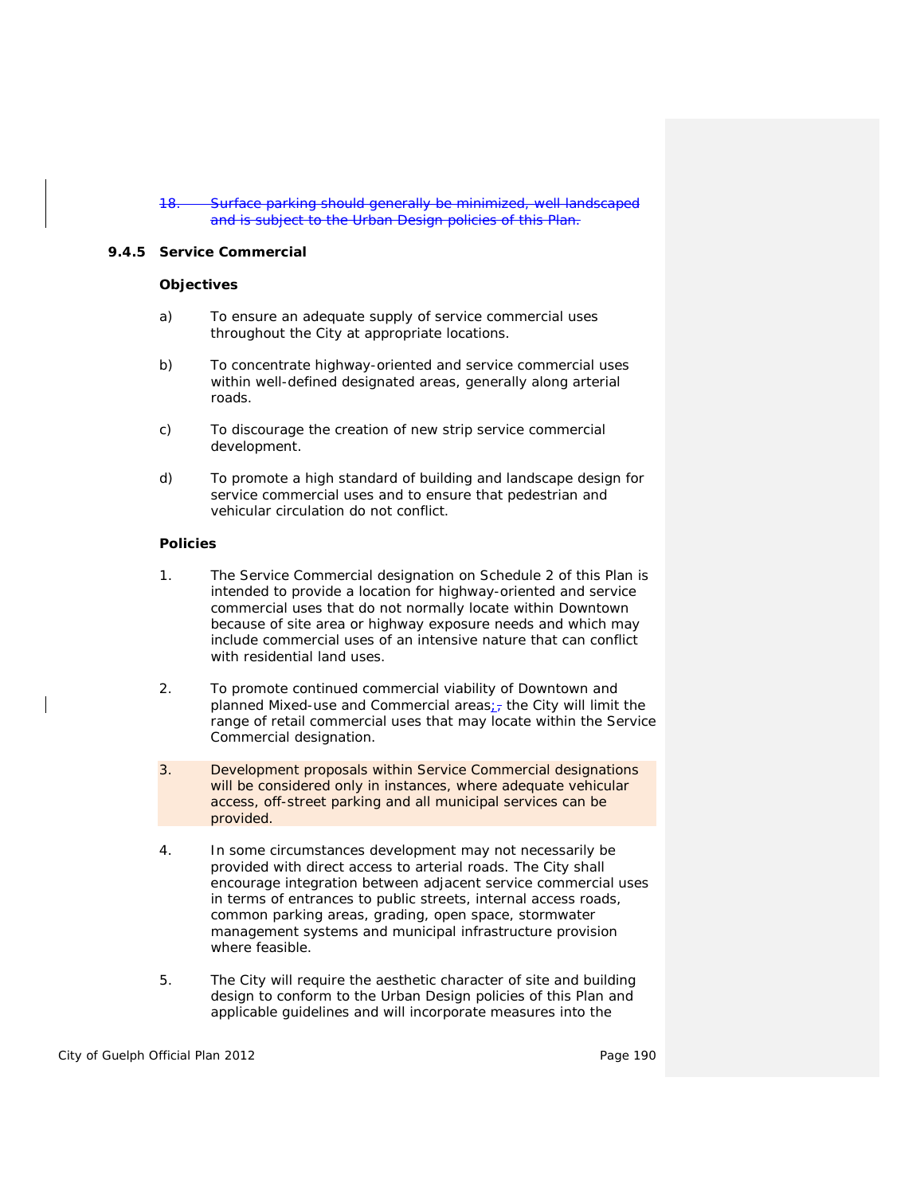18. ~~Surface parking should generally be minimized, well landscaped and is subject to the Urban Design policies of this Plan.~~

### 9.4.5 Service Commercial

**Objectives**

a) To ensure an adequate supply of service commercial uses throughout the City at appropriate locations.

b) To concentrate highway-oriented and service commercial uses within well-defined designated areas, generally along arterial roads.

c) To discourage the creation of new strip service commercial development.

d) To promote a high standard of building and landscape design for service commercial uses and to ensure that pedestrian and vehicular circulation do not conflict.

**Policies**

1. The Service Commercial designation on Schedule 2 of this Plan is intended to provide a location for highway-oriented and service commercial uses that do not normally locate within Downtown because of site area or highway exposure needs and which may include commercial uses of an intensive nature that can conflict with residential land uses.

2. To promote continued commercial viability of Downtown and planned Mixed-use and Commercial areas; the City will limit the range of retail commercial uses that may locate within the Service Commercial designation.

3. Development proposals within Service Commercial designations will be considered only in instances, where adequate vehicular access, off-street parking and all municipal services can be provided.

4. In some circumstances development may not necessarily be provided with direct access to arterial roads. The City shall encourage integration between adjacent service commercial uses in terms of entrances to public streets, internal access roads, common parking areas, grading, open space, stormwater management systems and municipal infrastructure provision where feasible.

5. The City will require the aesthetic character of site and building design to conform to the Urban Design policies of this Plan and applicable guidelines and will incorporate measures into the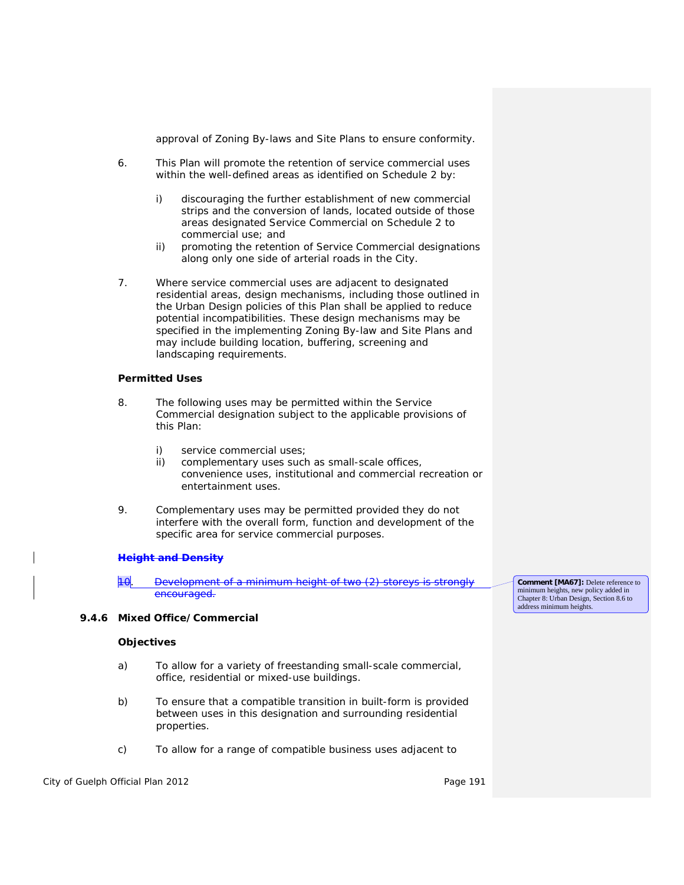approval of Zoning By-laws and Site Plans to ensure conformity.

6. This Plan will promote the retention of service commercial uses within the well-defined areas as identified on Schedule 2 by:

   i) discouraging the further establishment of new commercial strips and the conversion of lands, located outside of those areas designated Service Commercial on Schedule 2 to commercial use; and
   ii) promoting the retention of Service Commercial designations along only one side of arterial roads in the City.

7. Where service commercial uses are adjacent to designated residential areas, design mechanisms, including those outlined in the Urban Design policies of this Plan shall be applied to reduce potential incompatibilities. These design mechanisms may be specified in the implementing Zoning By-law and Site Plans and may include building location, buffering, screening and landscaping requirements.

**Permitted Uses**

8. The following uses may be permitted within the Service Commercial designation subject to the applicable provisions of this Plan:

   i) service commercial uses;
   ii) complementary uses such as small-scale offices, convenience uses, institutional and commercial recreation or entertainment uses.

9. Complementary uses may be permitted provided they do not interfere with the overall form, function and development of the specific area for service commercial purposes.

~~**Height and Density**~~

~~10. Development of a minimum height of two (2) storeys is strongly encouraged.~~

**Comment [MA67]:** Delete reference to minimum heights, new policy added in Chapter 8: Urban Design, Section 8.6 to address minimum heights.

### 9.4.6 Mixed Office/Commercial

**Objectives**

a) To allow for a variety of freestanding small-scale commercial, office, residential or mixed-use buildings.

b) To ensure that a compatible transition in built-form is provided between uses in this designation and surrounding residential properties.

c) To allow for a range of compatible business uses adjacent to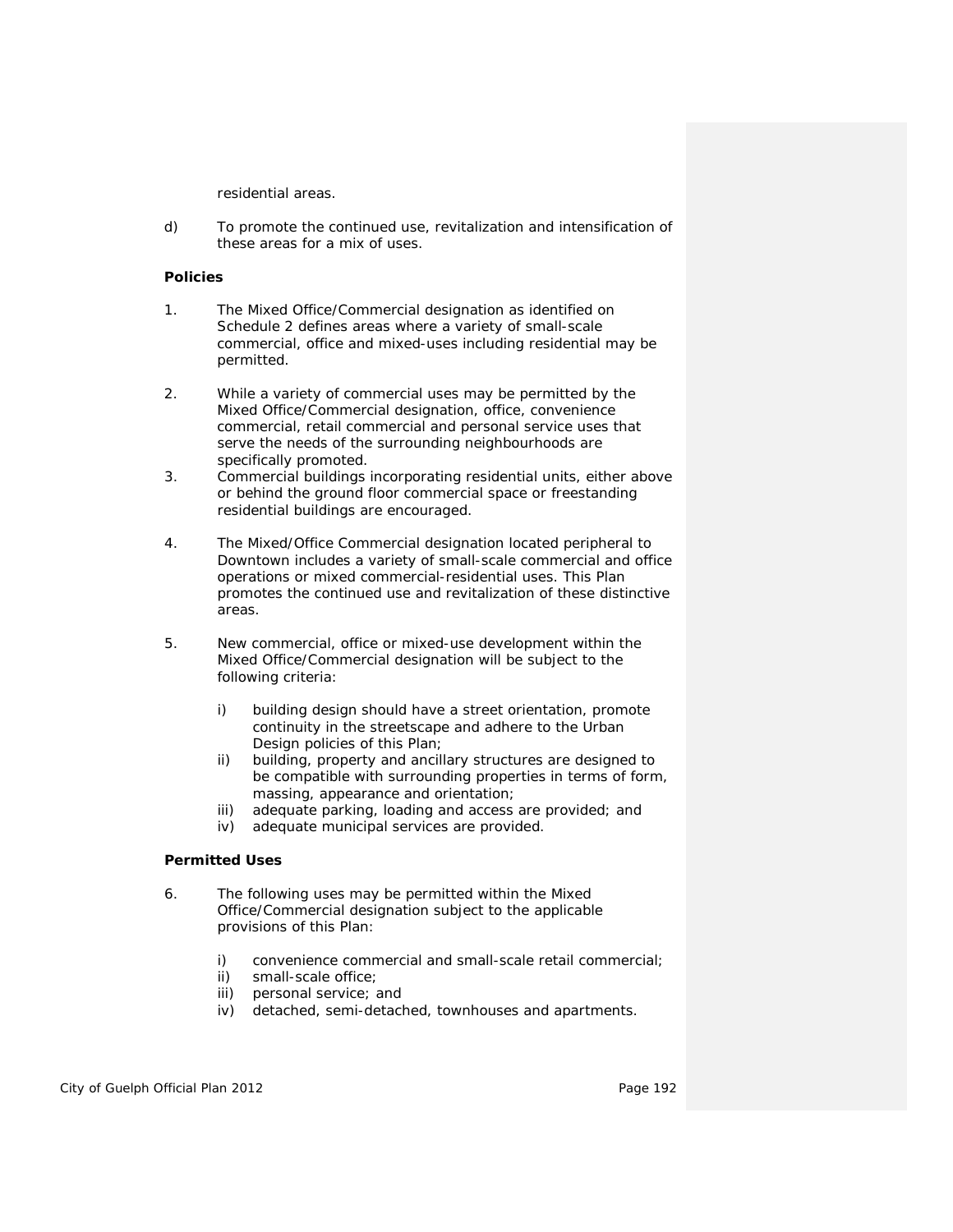residential areas.

d) To promote the continued use, revitalization and intensification of these areas for a mix of uses.

**Policies**

1. The Mixed Office/Commercial designation as identified on Schedule 2 defines areas where a variety of small-scale commercial, office and mixed-uses including residential may be permitted.

2. While a variety of commercial uses may be permitted by the Mixed Office/Commercial designation, office, convenience commercial, retail commercial and personal service uses that serve the needs of the surrounding neighbourhoods are specifically promoted.

3. Commercial buildings incorporating residential units, either above or behind the ground floor commercial space or freestanding residential buildings are encouraged.

4. The Mixed/Office Commercial designation located peripheral to Downtown includes a variety of small-scale commercial and office operations or mixed commercial-residential uses. This Plan promotes the continued use and revitalization of these distinctive areas.

5. New commercial, office or mixed-use development within the Mixed Office/Commercial designation will be subject to the following criteria:

   i) building design should have a street orientation, promote continuity in the streetscape and adhere to the Urban Design policies of this Plan;
   ii) building, property and ancillary structures are designed to be compatible with surrounding properties in terms of form, massing, appearance and orientation;
   iii) adequate parking, loading and access are provided; and
   iv) adequate municipal services are provided.

**Permitted Uses**

6. The following uses may be permitted within the Mixed Office/Commercial designation subject to the applicable provisions of this Plan:

   i) convenience commercial and small-scale retail commercial;
   ii) small-scale office;
   iii) personal service; and
   iv) detached, semi-detached, townhouses and apartments.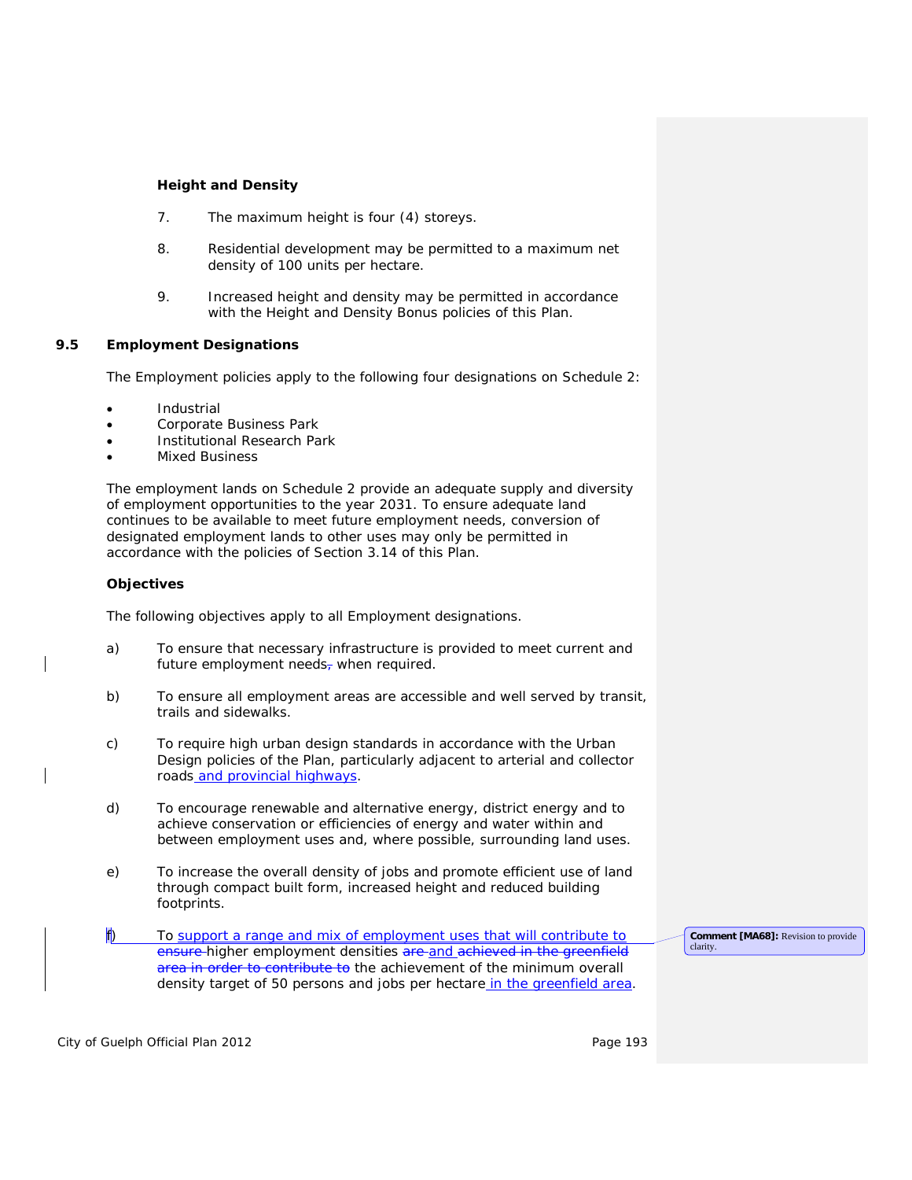**Height and Density**

7. The maximum height is four (4) storeys.

8. Residential development may be permitted to a maximum net density of 100 units per hectare.

9. Increased height and density may be permitted in accordance with the Height and Density Bonus policies of this Plan.

## 9.5 Employment Designations

The Employment policies apply to the following four designations on Schedule 2:

- Industrial
- Corporate Business Park
- Institutional Research Park
- Mixed Business

The employment lands on Schedule 2 provide an adequate supply and diversity of employment opportunities to the year 2031. To ensure adequate land continues to be available to meet future employment needs, conversion of designated employment lands to other uses may only be permitted in accordance with the policies of Section 3.14 of this Plan.

**Objectives**

The following objectives apply to all Employment designations.

a) To ensure that necessary infrastructure is provided to meet current and future employment needs~~,~~ when required.

b) To ensure all employment areas are accessible and well served by transit, trails and sidewalks.

c) To require high urban design standards in accordance with the Urban Design policies of the Plan, particularly adjacent to arterial and collector roads and provincial highways.

d) To encourage renewable and alternative energy, district energy and to achieve conservation or efficiencies of energy and water within and between employment uses and, where possible, surrounding land uses.

e) To increase the overall density of jobs and promote efficient use of land through compact built form, increased height and reduced building footprints.

f) To support a range and mix of employment uses that will contribute to ~~ensure~~ higher employment densities ~~are~~ and ~~achieved in the greenfield area in order to contribute to~~ the achievement of the minimum overall density target of 50 persons and jobs per hectare in the greenfield area.

Comment [MA68]: Revision to provide clarity.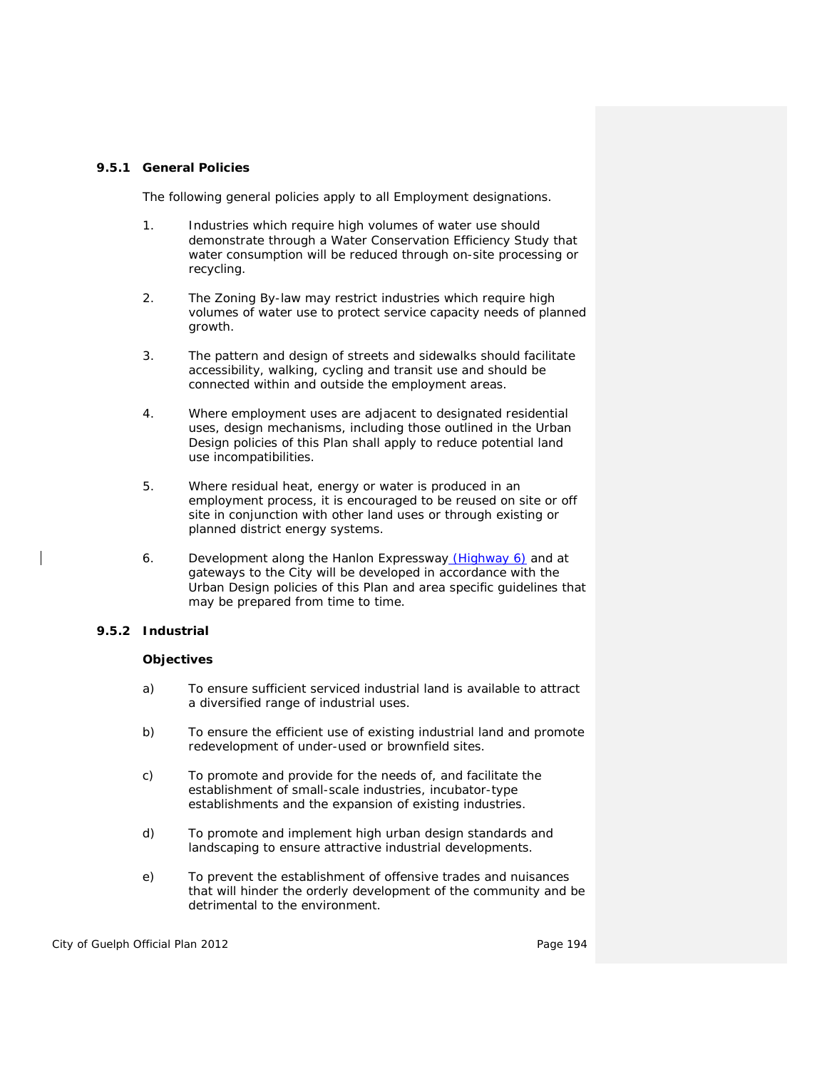### 9.5.1 General Policies

The following general policies apply to all Employment designations.

1. Industries which require high volumes of water use should demonstrate through a Water Conservation Efficiency Study that water consumption will be reduced through on-site processing or recycling.

2. The Zoning By-law may restrict industries which require high volumes of water use to protect service capacity needs of planned growth.

3. The pattern and design of streets and sidewalks should facilitate accessibility, walking, cycling and transit use and should be connected within and outside the employment areas.

4. Where employment uses are adjacent to designated residential uses, design mechanisms, including those outlined in the Urban Design policies of this Plan shall apply to reduce potential land use incompatibilities.

5. Where residual heat, energy or water is produced in an employment process, it is encouraged to be reused on site or off site in conjunction with other land uses or through existing or planned district energy systems.

6. Development along the Hanlon Expressway (Highway 6) and at gateways to the City will be developed in accordance with the Urban Design policies of this Plan and area specific guidelines that may be prepared from time to time.

### 9.5.2 Industrial

**Objectives**

a) To ensure sufficient serviced industrial land is available to attract a diversified range of industrial uses.

b) To ensure the efficient use of existing industrial land and promote redevelopment of under-used or brownfield sites.

c) To promote and provide for the needs of, and facilitate the establishment of small-scale industries, incubator-type establishments and the expansion of existing industries.

d) To promote and implement high urban design standards and landscaping to ensure attractive industrial developments.

e) To prevent the establishment of offensive trades and nuisances that will hinder the orderly development of the community and be detrimental to the environment.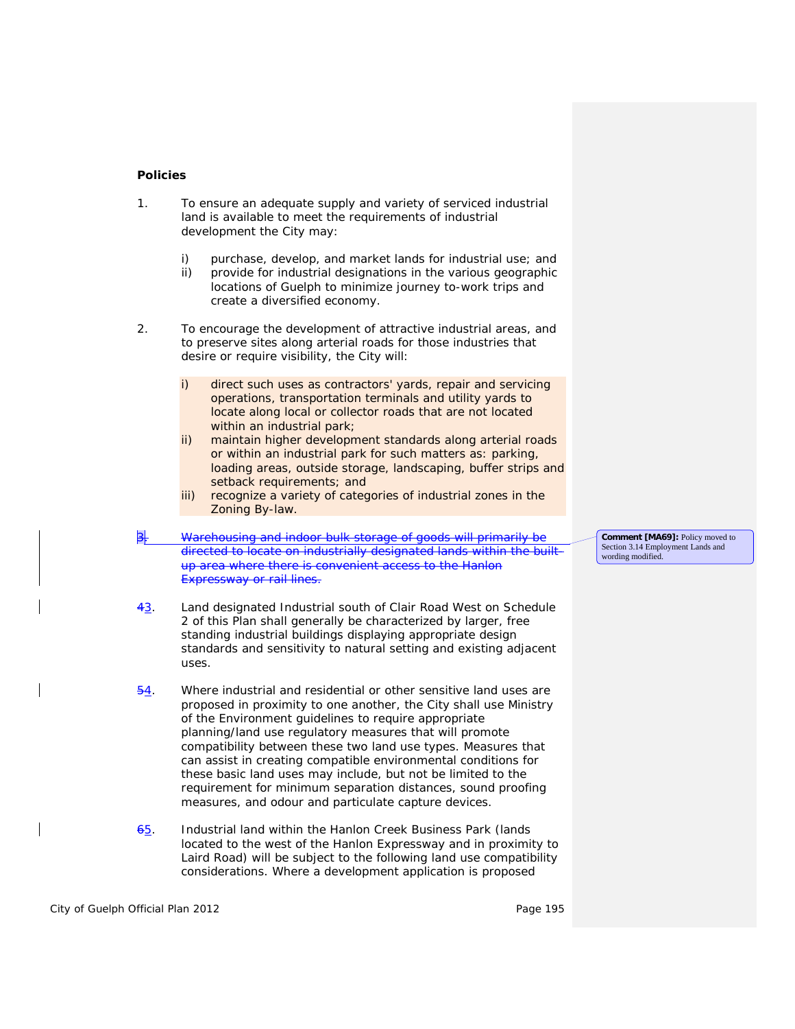**Policies**

1. To ensure an adequate supply and variety of serviced industrial land is available to meet the requirements of industrial development the City may:

   i) purchase, develop, and market lands for industrial use; and
   ii) provide for industrial designations in the various geographic locations of Guelph to minimize journey to-work trips and create a diversified economy.

2. To encourage the development of attractive industrial areas, and to preserve sites along arterial roads for those industries that desire or require visibility, the City will:

   i) direct such uses as contractors' yards, repair and servicing operations, transportation terminals and utility yards to locate along local or collector roads that are not located within an industrial park;
   ii) maintain higher development standards along arterial roads or within an industrial park for such matters as: parking, loading areas, outside storage, landscaping, buffer strips and setback requirements; and
   iii) recognize a variety of categories of industrial zones in the Zoning By-law.

~~3. Warehousing and indoor bulk storage of goods will primarily be directed to locate on industrially designated lands within the built-up area where there is convenient access to the Hanlon Expressway or rail lines.~~

> **Comment [MA69]:** Policy moved to Section 3.14 Employment Lands and wording modified.

~~4~~3. Land designated Industrial south of Clair Road West on Schedule 2 of this Plan shall generally be characterized by larger, free standing industrial buildings displaying appropriate design standards and sensitivity to natural setting and existing adjacent uses.

~~5~~4. Where industrial and residential or other sensitive land uses are proposed in proximity to one another, the City shall use Ministry of the Environment guidelines to require appropriate planning/land use regulatory measures that will promote compatibility between these two land use types. Measures that can assist in creating compatible environmental conditions for these basic land uses may include, but not be limited to the requirement for minimum separation distances, sound proofing measures, and odour and particulate capture devices.

~~6~~5. Industrial land within the Hanlon Creek Business Park (lands located to the west of the Hanlon Expressway and in proximity to Laird Road) will be subject to the following land use compatibility considerations. Where a development application is proposed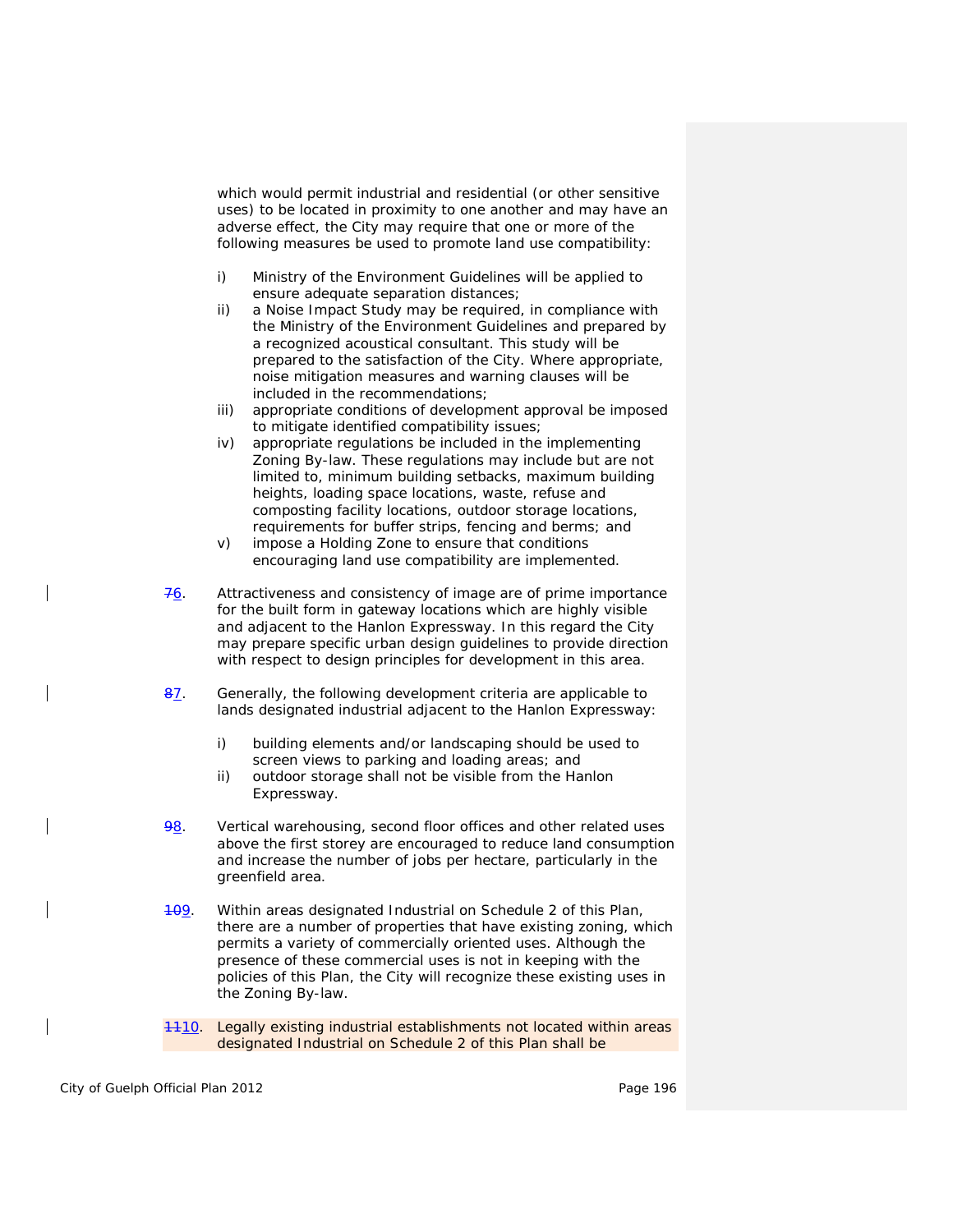which would permit industrial and residential (or other sensitive uses) to be located in proximity to one another and may have an adverse effect, the City may require that one or more of the following measures be used to promote land use compatibility:

i) Ministry of the Environment Guidelines will be applied to ensure adequate separation distances;
ii) a Noise Impact Study may be required, in compliance with the Ministry of the Environment Guidelines and prepared by a recognized acoustical consultant. This study will be prepared to the satisfaction of the City. Where appropriate, noise mitigation measures and warning clauses will be included in the recommendations;
iii) appropriate conditions of development approval be imposed to mitigate identified compatibility issues;
iv) appropriate regulations be included in the implementing Zoning By-law. These regulations may include but are not limited to, minimum building setbacks, maximum building heights, loading space locations, waste, refuse and composting facility locations, outdoor storage locations, requirements for buffer strips, fencing and berms; and
v) impose a Holding Zone to ensure that conditions encouraging land use compatibility are implemented.

~~7~~6. Attractiveness and consistency of image are of prime importance for the built form in gateway locations which are highly visible and adjacent to the Hanlon Expressway. In this regard the City may prepare specific urban design guidelines to provide direction with respect to design principles for development in this area.

~~8~~7. Generally, the following development criteria are applicable to lands designated industrial adjacent to the Hanlon Expressway:

i) building elements and/or landscaping should be used to screen views to parking and loading areas; and
ii) outdoor storage shall not be visible from the Hanlon Expressway.

~~9~~8. Vertical warehousing, second floor offices and other related uses above the first storey are encouraged to reduce land consumption and increase the number of jobs per hectare, particularly in the greenfield area.

~~10~~9. Within areas designated Industrial on Schedule 2 of this Plan, there are a number of properties that have existing zoning, which permits a variety of commercially oriented uses. Although the presence of these commercial uses is not in keeping with the policies of this Plan, the City will recognize these existing uses in the Zoning By-law.

~~11~~10. Legally existing industrial establishments not located within areas designated Industrial on Schedule 2 of this Plan shall be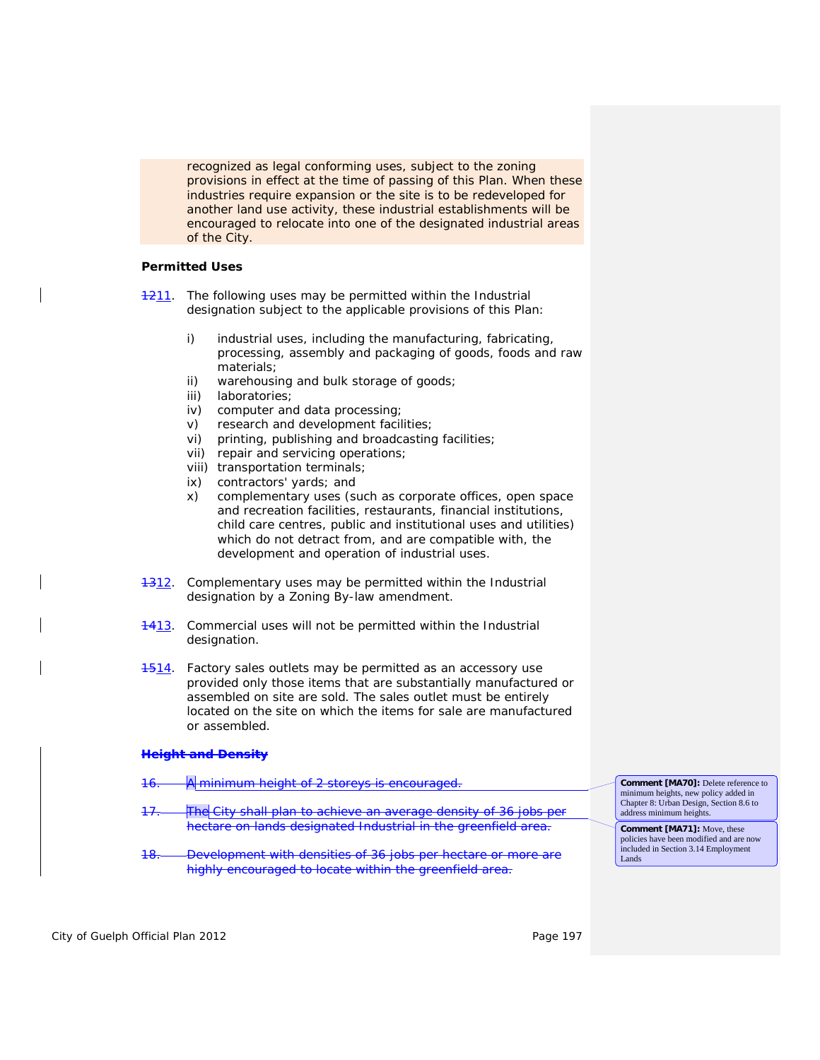recognized as legal conforming uses, subject to the zoning provisions in effect at the time of passing of this Plan. When these industries require expansion or the site is to be redeveloped for another land use activity, these industrial establishments will be encouraged to relocate into one of the designated industrial areas of the City.

**Permitted Uses**

~~12~~11. The following uses may be permitted within the Industrial designation subject to the applicable provisions of this Plan:

- i) industrial uses, including the manufacturing, fabricating, processing, assembly and packaging of goods, foods and raw materials;
- ii) warehousing and bulk storage of goods;
- iii) laboratories;
- iv) computer and data processing;
- v) research and development facilities;
- vi) printing, publishing and broadcasting facilities;
- vii) repair and servicing operations;
- viii) transportation terminals;
- ix) contractors' yards; and
- x) complementary uses (such as corporate offices, open space and recreation facilities, restaurants, financial institutions, child care centres, public and institutional uses and utilities) which do not detract from, and are compatible with, the development and operation of industrial uses.

~~13~~12. Complementary uses may be permitted within the Industrial designation by a Zoning By-law amendment.

~~14~~13. Commercial uses will not be permitted within the Industrial designation.

~~15~~14. Factory sales outlets may be permitted as an accessory use provided only those items that are substantially manufactured or assembled on site are sold. The sales outlet must be entirely located on the site on which the items for sale are manufactured or assembled.

~~**Height and Density**~~

~~16. A minimum height of 2 storeys is encouraged.~~

~~17. The City shall plan to achieve an average density of 36 jobs per hectare on lands designated Industrial in the greenfield area.~~

~~18. Development with densities of 36 jobs per hectare or more are highly encouraged to locate within the greenfield area.~~

**Comment [MA70]:** Delete reference to minimum heights, new policy added in Chapter 8: Urban Design, Section 8.6 to address minimum heights.

**Comment [MA71]:** Move, these policies have been modified and are now included in Section 3.14 Employment Lands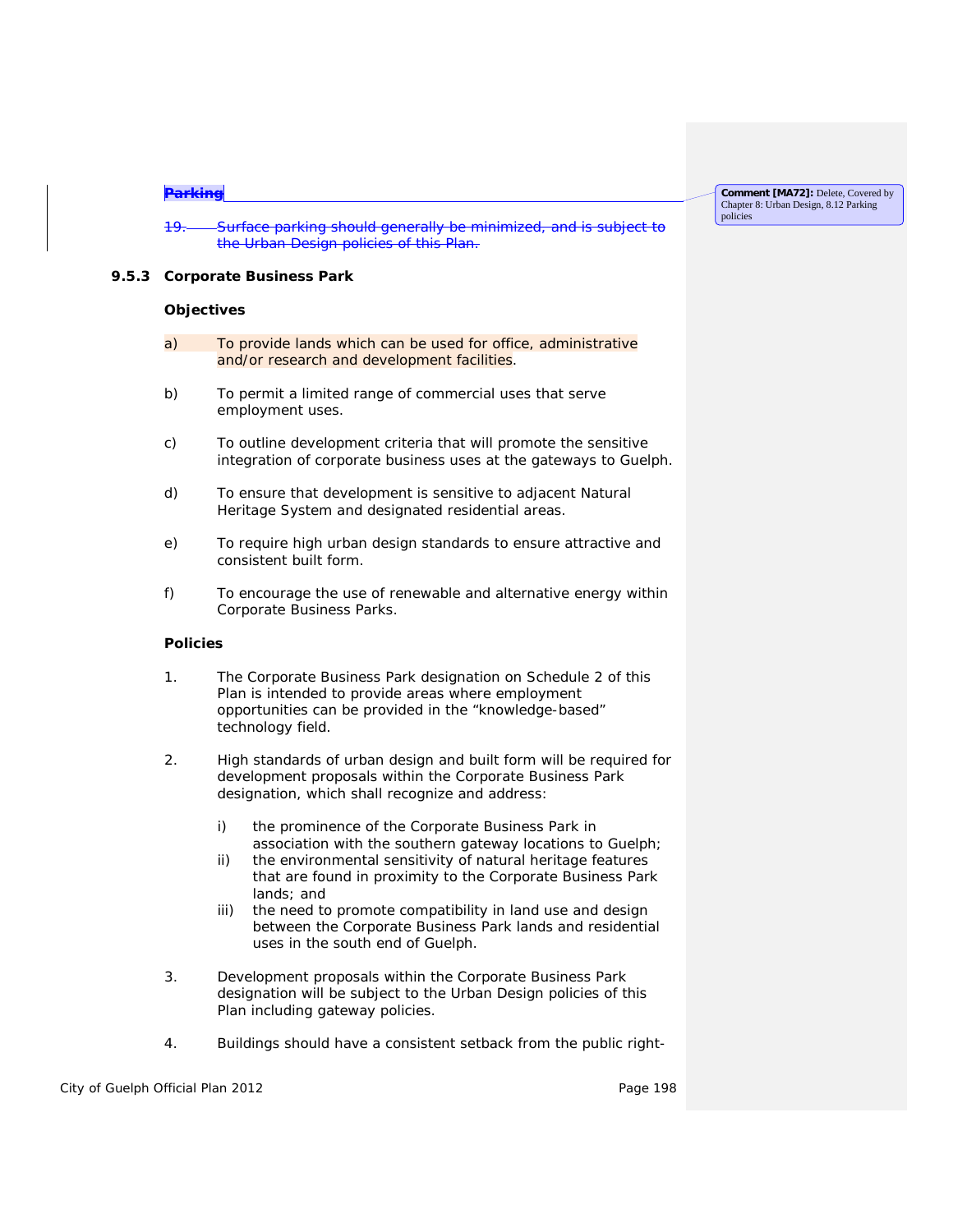~~**Parking**~~

~~19. Surface parking should generally be minimized, and is subject to the Urban Design policies of this Plan.~~

**Comment [MA72]:** Delete, Covered by Chapter 8: Urban Design, 8.12 Parking policies

### 9.5.3 Corporate Business Park

**Objectives**

a) To provide lands which can be used for office, administrative and/or research and development facilities.

b) To permit a limited range of commercial uses that serve employment uses.

c) To outline development criteria that will promote the sensitive integration of corporate business uses at the gateways to Guelph.

d) To ensure that development is sensitive to adjacent Natural Heritage System and designated residential areas.

e) To require high urban design standards to ensure attractive and consistent built form.

f) To encourage the use of renewable and alternative energy within Corporate Business Parks.

**Policies**

1. The Corporate Business Park designation on Schedule 2 of this Plan is intended to provide areas where employment opportunities can be provided in the "knowledge-based" technology field.

2. High standards of urban design and built form will be required for development proposals within the Corporate Business Park designation, which shall recognize and address:

   i) the prominence of the Corporate Business Park in association with the southern gateway locations to Guelph;
   ii) the environmental sensitivity of natural heritage features that are found in proximity to the Corporate Business Park lands; and
   iii) the need to promote compatibility in land use and design between the Corporate Business Park lands and residential uses in the south end of Guelph.

3. Development proposals within the Corporate Business Park designation will be subject to the Urban Design policies of this Plan including gateway policies.

4. Buildings should have a consistent setback from the public right-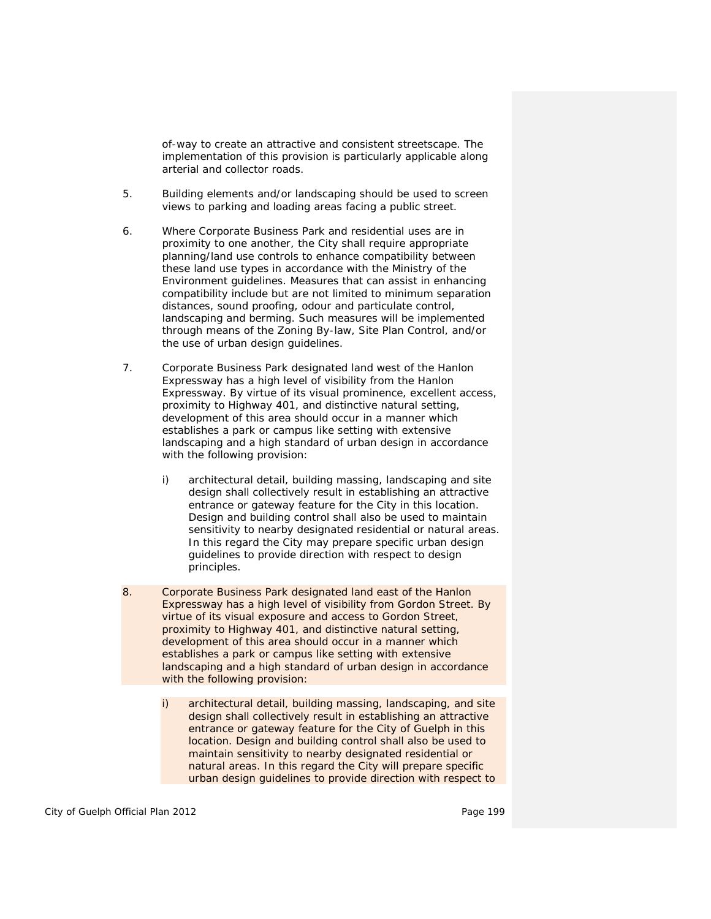of-way to create an attractive and consistent streetscape. The implementation of this provision is particularly applicable along arterial and collector roads.

5. Building elements and/or landscaping should be used to screen views to parking and loading areas facing a public street.

6. Where Corporate Business Park and residential uses are in proximity to one another, the City shall require appropriate planning/land use controls to enhance compatibility between these land use types in accordance with the Ministry of the Environment guidelines. Measures that can assist in enhancing compatibility include but are not limited to minimum separation distances, sound proofing, odour and particulate control, landscaping and berming. Such measures will be implemented through means of the Zoning By-law, Site Plan Control, and/or the use of urban design guidelines.

7. Corporate Business Park designated land west of the Hanlon Expressway has a high level of visibility from the Hanlon Expressway. By virtue of its visual prominence, excellent access, proximity to Highway 401, and distinctive natural setting, development of this area should occur in a manner which establishes a park or campus like setting with extensive landscaping and a high standard of urban design in accordance with the following provision:

   i) architectural detail, building massing, landscaping and site design shall collectively result in establishing an attractive entrance or gateway feature for the City in this location. Design and building control shall also be used to maintain sensitivity to nearby designated residential or natural areas. In this regard the City may prepare specific urban design guidelines to provide direction with respect to design principles.

8. Corporate Business Park designated land east of the Hanlon Expressway has a high level of visibility from Gordon Street. By virtue of its visual exposure and access to Gordon Street, proximity to Highway 401, and distinctive natural setting, development of this area should occur in a manner which establishes a park or campus like setting with extensive landscaping and a high standard of urban design in accordance with the following provision:

   i) architectural detail, building massing, landscaping, and site design shall collectively result in establishing an attractive entrance or gateway feature for the City of Guelph in this location. Design and building control shall also be used to maintain sensitivity to nearby designated residential or natural areas. In this regard the City will prepare specific urban design guidelines to provide direction with respect to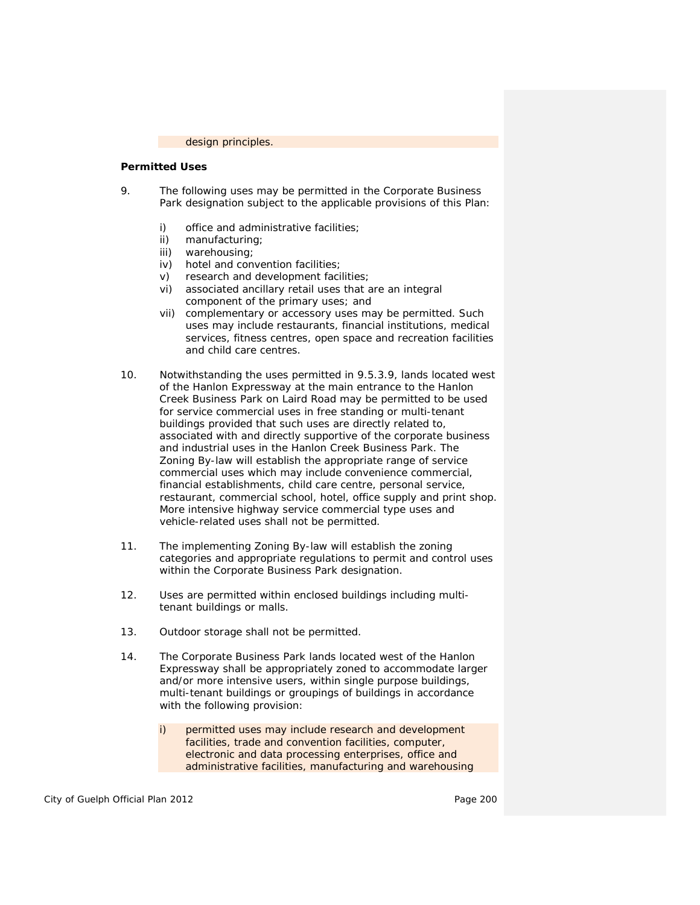design principles.

**Permitted Uses**

9. The following uses may be permitted in the Corporate Business Park designation subject to the applicable provisions of this Plan:

   i) office and administrative facilities;
   ii) manufacturing;
   iii) warehousing;
   iv) hotel and convention facilities;
   v) research and development facilities;
   vi) associated ancillary retail uses that are an integral component of the primary uses; and
   vii) complementary or accessory uses may be permitted. Such uses may include restaurants, financial institutions, medical services, fitness centres, open space and recreation facilities and child care centres.

10. Notwithstanding the uses permitted in 9.5.3.9, lands located west of the Hanlon Expressway at the main entrance to the Hanlon Creek Business Park on Laird Road may be permitted to be used for service commercial uses in free standing or multi-tenant buildings provided that such uses are directly related to, associated with and directly supportive of the corporate business and industrial uses in the Hanlon Creek Business Park. The Zoning By-law will establish the appropriate range of service commercial uses which may include convenience commercial, financial establishments, child care centre, personal service, restaurant, commercial school, hotel, office supply and print shop. More intensive highway service commercial type uses and vehicle-related uses shall not be permitted.

11. The implementing Zoning By-law will establish the zoning categories and appropriate regulations to permit and control uses within the Corporate Business Park designation.

12. Uses are permitted within enclosed buildings including multi-tenant buildings or malls.

13. Outdoor storage shall not be permitted.

14. The Corporate Business Park lands located west of the Hanlon Expressway shall be appropriately zoned to accommodate larger and/or more intensive users, within single purpose buildings, multi-tenant buildings or groupings of buildings in accordance with the following provision:

   i) permitted uses may include research and development facilities, trade and convention facilities, computer, electronic and data processing enterprises, office and administrative facilities, manufacturing and warehousing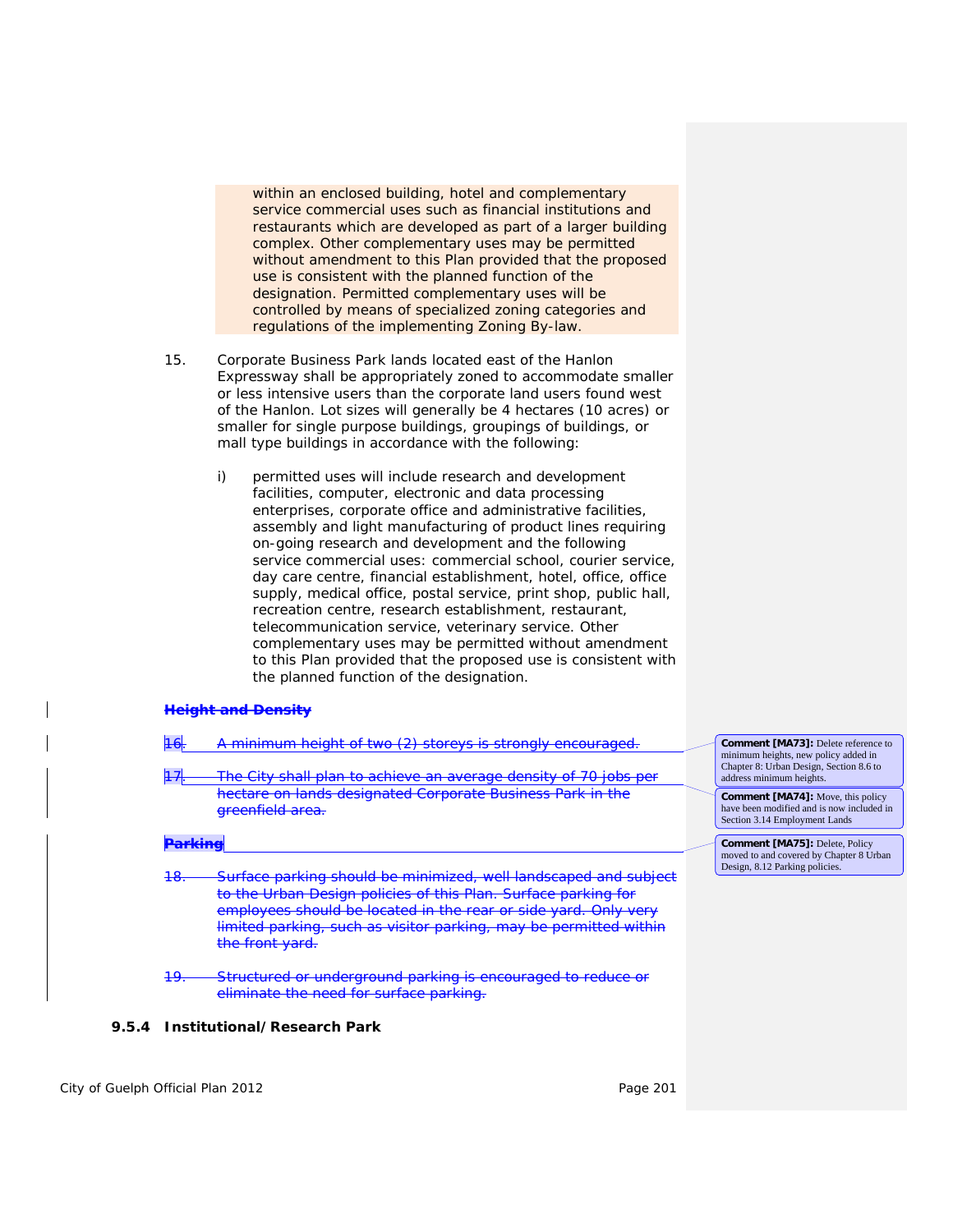within an enclosed building, hotel and complementary service commercial uses such as financial institutions and restaurants which are developed as part of a larger building complex. Other complementary uses may be permitted without amendment to this Plan provided that the proposed use is consistent with the planned function of the designation. Permitted complementary uses will be controlled by means of specialized zoning categories and regulations of the implementing Zoning By-law.

15. Corporate Business Park lands located east of the Hanlon Expressway shall be appropriately zoned to accommodate smaller or less intensive users than the corporate land users found west of the Hanlon. Lot sizes will generally be 4 hectares (10 acres) or smaller for single purpose buildings, groupings of buildings, or mall type buildings in accordance with the following:

    i) permitted uses will include research and development facilities, computer, electronic and data processing enterprises, corporate office and administrative facilities, assembly and light manufacturing of product lines requiring on-going research and development and the following service commercial uses: commercial school, courier service, day care centre, financial establishment, hotel, office, office supply, medical office, postal service, print shop, public hall, recreation centre, research establishment, restaurant, telecommunication service, veterinary service. Other complementary uses may be permitted without amendment to this Plan provided that the proposed use is consistent with the planned function of the designation.

~~**Height and Density**~~

~~16. A minimum height of two (2) storeys is strongly encouraged.~~

~~17. The City shall plan to achieve an average density of 70 jobs per hectare on lands designated Corporate Business Park in the greenfield area.~~

~~**Parking**~~

~~18. Surface parking should be minimized, well landscaped and subject to the Urban Design policies of this Plan. Surface parking for employees should be located in the rear or side yard. Only very limited parking, such as visitor parking, may be permitted within the front yard.~~

~~19. Structured or underground parking is encouraged to reduce or eliminate the need for surface parking.~~

**9.5.4 Institutional/Research Park**

> **Comment [MA73]:** Delete reference to minimum heights, new policy added in Chapter 8: Urban Design, Section 8.6 to address minimum heights.

> **Comment [MA74]:** Move, this policy have been modified and is now included in Section 3.14 Employment Lands

> **Comment [MA75]:** Delete, Policy moved to and covered by Chapter 8 Urban Design, 8.12 Parking policies.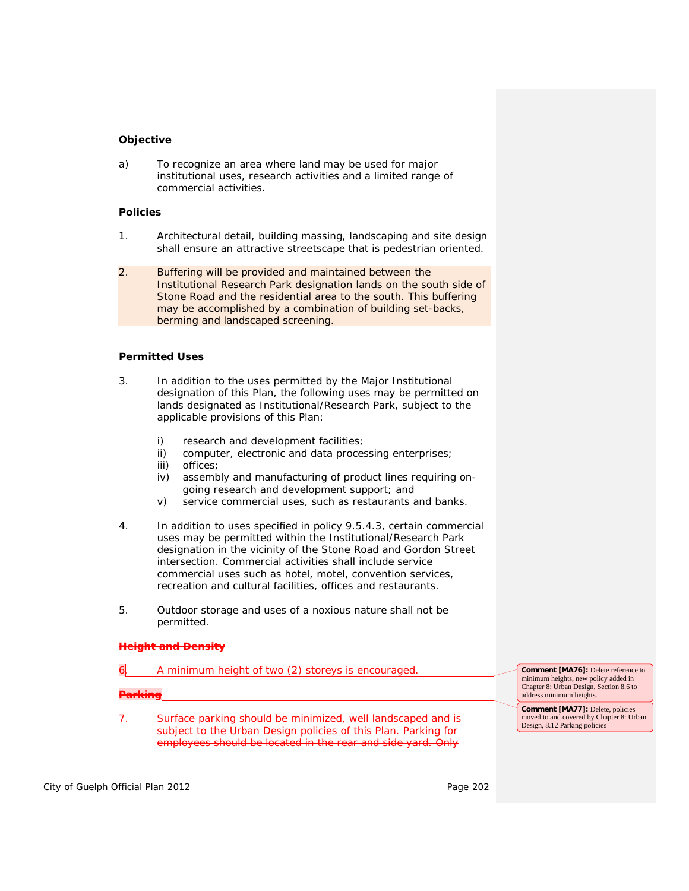**Objective**

a) To recognize an area where land may be used for major institutional uses, research activities and a limited range of commercial activities.

**Policies**

1. Architectural detail, building massing, landscaping and site design shall ensure an attractive streetscape that is pedestrian oriented.

2. Buffering will be provided and maintained between the Institutional Research Park designation lands on the south side of Stone Road and the residential area to the south. This buffering may be accomplished by a combination of building set-backs, berming and landscaped screening.

**Permitted Uses**

3. In addition to the uses permitted by the Major Institutional designation of this Plan, the following uses may be permitted on lands designated as Institutional/Research Park, subject to the applicable provisions of this Plan:

   i) research and development facilities;
   ii) computer, electronic and data processing enterprises;
   iii) offices;
   iv) assembly and manufacturing of product lines requiring on-going research and development support; and
   v) service commercial uses, such as restaurants and banks.

4. In addition to uses specified in policy 9.5.4.3, certain commercial uses may be permitted within the Institutional/Research Park designation in the vicinity of the Stone Road and Gordon Street intersection. Commercial activities shall include service commercial uses such as hotel, motel, convention services, recreation and cultural facilities, offices and restaurants.

5. Outdoor storage and uses of a noxious nature shall not be permitted.

~~**Height and Density**~~

~~6. A minimum height of two (2) storeys is encouraged.~~

~~**Parking**~~

~~7. Surface parking should be minimized, well landscaped and is subject to the Urban Design policies of this Plan. Parking for employees should be located in the rear and side yard. Only~~

**Comment [MA76]:** Delete reference to minimum heights, new policy added in Chapter 8: Urban Design, Section 8.6 to address minimum heights.

**Comment [MA77]:** Delete, policies moved to and covered by Chapter 8: Urban Design, 8.12 Parking policies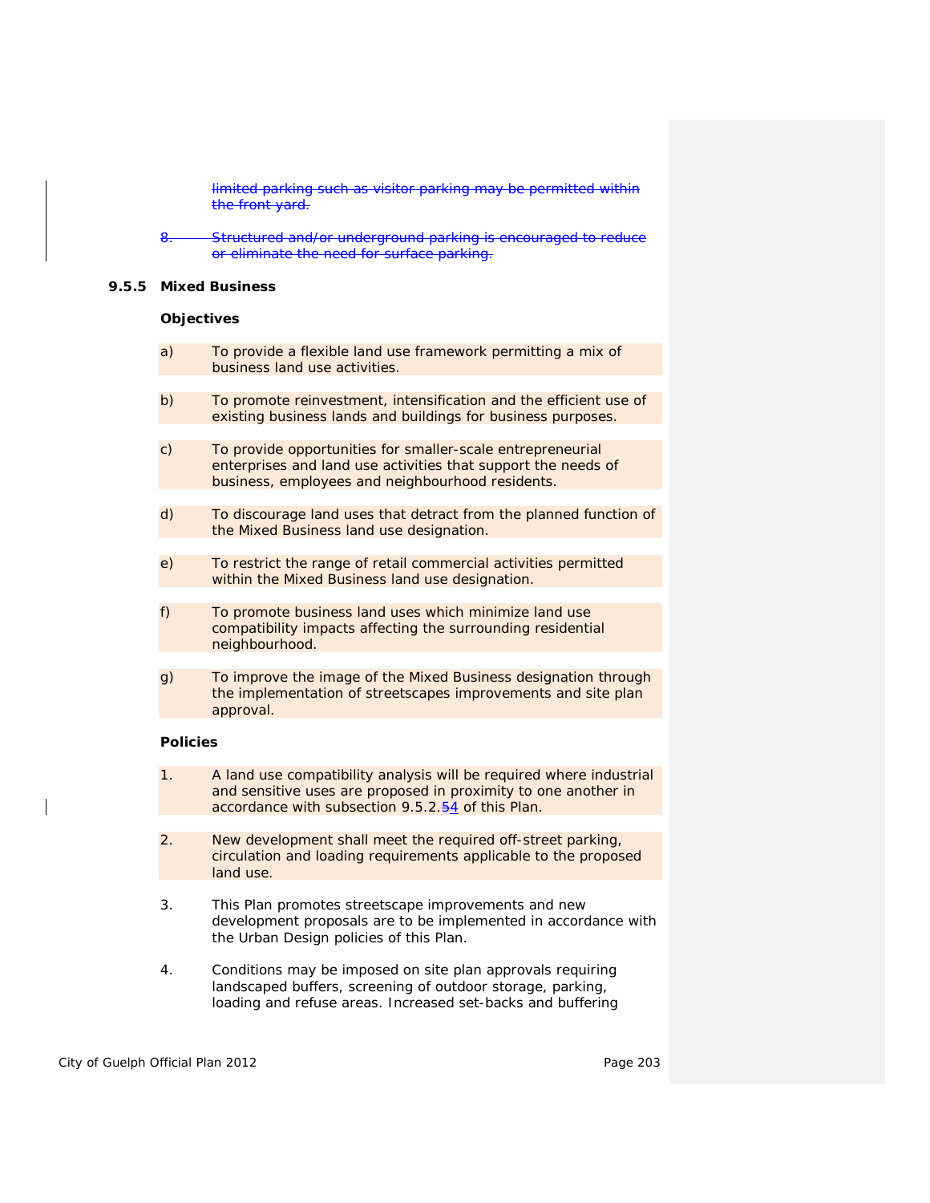~~limited parking such as visitor parking may be permitted within the front yard.~~

~~8. Structured and/or underground parking is encouraged to reduce or eliminate the need for surface parking.~~

### 9.5.5 Mixed Business

**Objectives**

a) To provide a flexible land use framework permitting a mix of business land use activities.

b) To promote reinvestment, intensification and the efficient use of existing business lands and buildings for business purposes.

c) To provide opportunities for smaller-scale entrepreneurial enterprises and land use activities that support the needs of business, employees and neighbourhood residents.

d) To discourage land uses that detract from the planned function of the Mixed Business land use designation.

e) To restrict the range of retail commercial activities permitted within the Mixed Business land use designation.

f) To promote business land uses which minimize land use compatibility impacts affecting the surrounding residential neighbourhood.

g) To improve the image of the Mixed Business designation through the implementation of streetscapes improvements and site plan approval.

**Policies**

1. A land use compatibility analysis will be required where industrial and sensitive uses are proposed in proximity to one another in accordance with subsection 9.5.2.~~5~~4 of this Plan.

2. New development shall meet the required off-street parking, circulation and loading requirements applicable to the proposed land use.

3. This Plan promotes streetscape improvements and new development proposals are to be implemented in accordance with the Urban Design policies of this Plan.

4. Conditions may be imposed on site plan approvals requiring landscaped buffers, screening of outdoor storage, parking, loading and refuse areas. Increased set-backs and buffering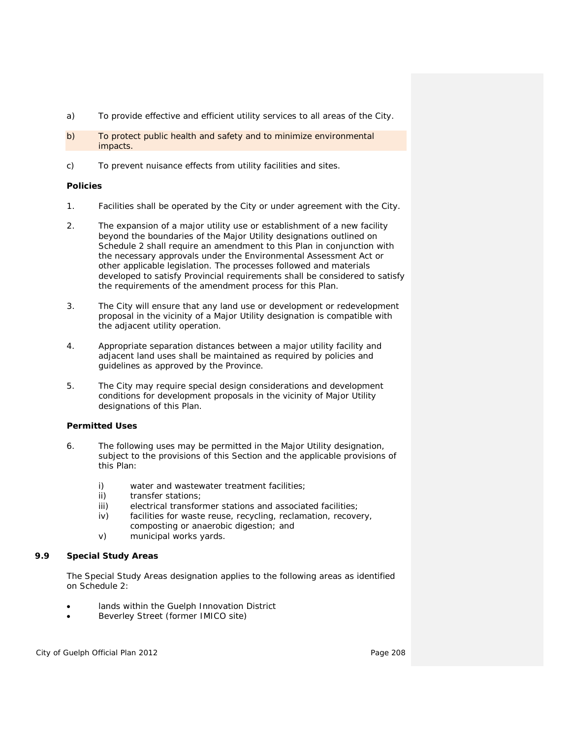a) To provide effective and efficient utility services to all areas of the City.

b) To protect public health and safety and to minimize environmental impacts.

c) To prevent nuisance effects from utility facilities and sites.

**Policies**

1. Facilities shall be operated by the City or under agreement with the City.

2. The expansion of a major utility use or establishment of a new facility beyond the boundaries of the Major Utility designations outlined on Schedule 2 shall require an amendment to this Plan in conjunction with the necessary approvals under the Environmental Assessment Act or other applicable legislation. The processes followed and materials developed to satisfy Provincial requirements shall be considered to satisfy the requirements of the amendment process for this Plan.

3. The City will ensure that any land use or development or redevelopment proposal in the vicinity of a Major Utility designation is compatible with the adjacent utility operation.

4. Appropriate separation distances between a major utility facility and adjacent land uses shall be maintained as required by policies and guidelines as approved by the Province.

5. The City may require special design considerations and development conditions for development proposals in the vicinity of Major Utility designations of this Plan.

**Permitted Uses**

6. The following uses may be permitted in the Major Utility designation, subject to the provisions of this Section and the applicable provisions of this Plan:

   i) water and wastewater treatment facilities;
   ii) transfer stations;
   iii) electrical transformer stations and associated facilities;
   iv) facilities for waste reuse, recycling, reclamation, recovery, composting or anaerobic digestion; and
   v) municipal works yards.

## 9.9 Special Study Areas

The Special Study Areas designation applies to the following areas as identified on Schedule 2:

- lands within the Guelph Innovation District
- Beverley Street (former IMICO site)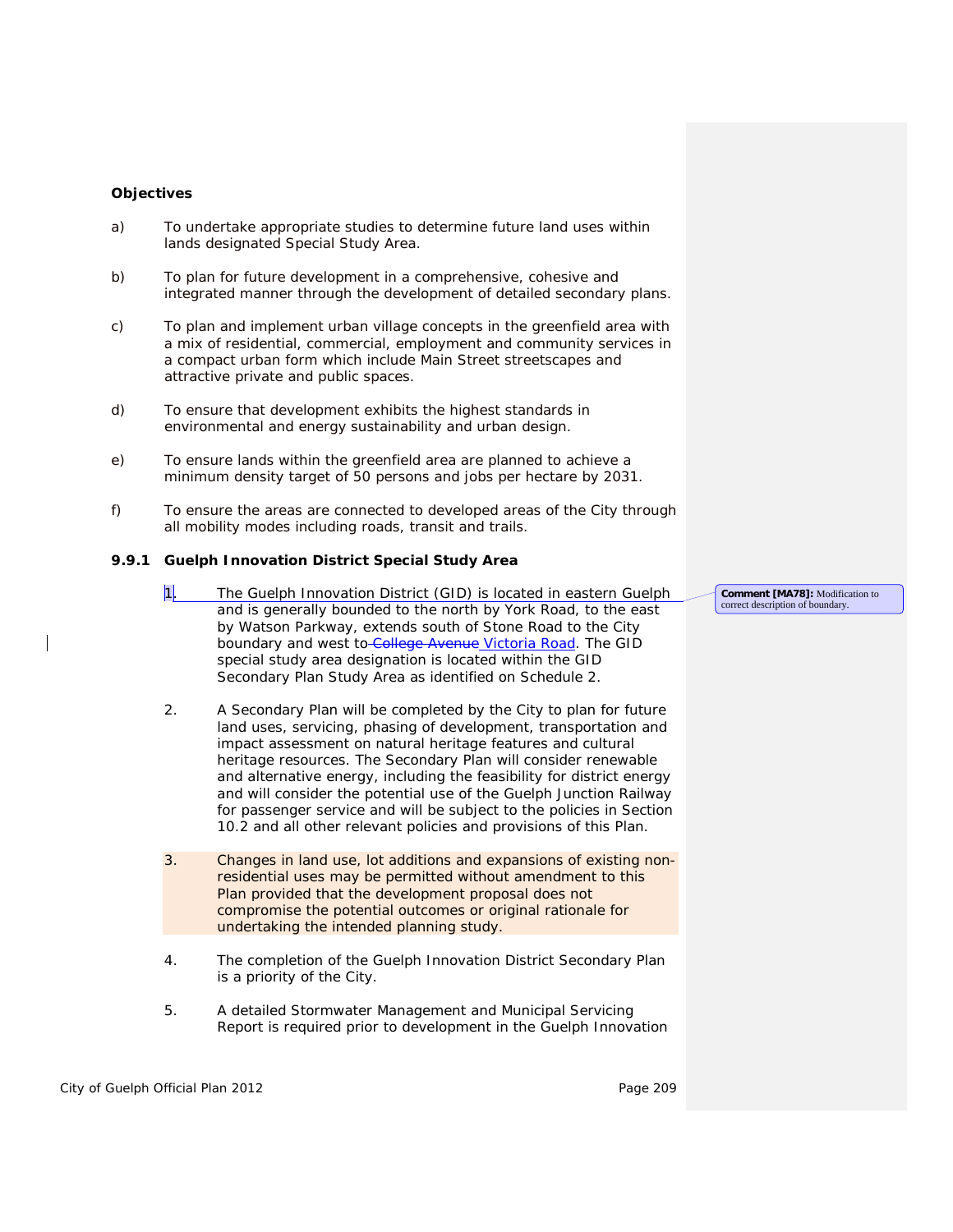**Objectives**

a) To undertake appropriate studies to determine future land uses within lands designated Special Study Area.

b) To plan for future development in a comprehensive, cohesive and integrated manner through the development of detailed secondary plans.

c) To plan and implement urban village concepts in the greenfield area with a mix of residential, commercial, employment and community services in a compact urban form which include Main Street streetscapes and attractive private and public spaces.

d) To ensure that development exhibits the highest standards in environmental and energy sustainability and urban design.

e) To ensure lands within the greenfield area are planned to achieve a minimum density target of 50 persons and jobs per hectare by 2031.

f) To ensure the areas are connected to developed areas of the City through all mobility modes including roads, transit and trails.

### 9.9.1 Guelph Innovation District Special Study Area

1. The Guelph Innovation District (GID) is located in eastern Guelph and is generally bounded to the north by York Road, to the east by Watson Parkway, extends south of Stone Road to the City boundary and west to ~~College Avenue~~ Victoria Road. The GID special study area designation is located within the GID Secondary Plan Study Area as identified on Schedule 2.

2. A Secondary Plan will be completed by the City to plan for future land uses, servicing, phasing of development, transportation and impact assessment on natural heritage features and cultural heritage resources. The Secondary Plan will consider renewable and alternative energy, including the feasibility for district energy and will consider the potential use of the Guelph Junction Railway for passenger service and will be subject to the policies in Section 10.2 and all other relevant policies and provisions of this Plan.

3. Changes in land use, lot additions and expansions of existing non-residential uses may be permitted without amendment to this Plan provided that the development proposal does not compromise the potential outcomes or original rationale for undertaking the intended planning study.

4. The completion of the Guelph Innovation District Secondary Plan is a priority of the City.

5. A detailed Stormwater Management and Municipal Servicing Report is required prior to development in the Guelph Innovation

**Comment [MA78]:** Modification to correct description of boundary.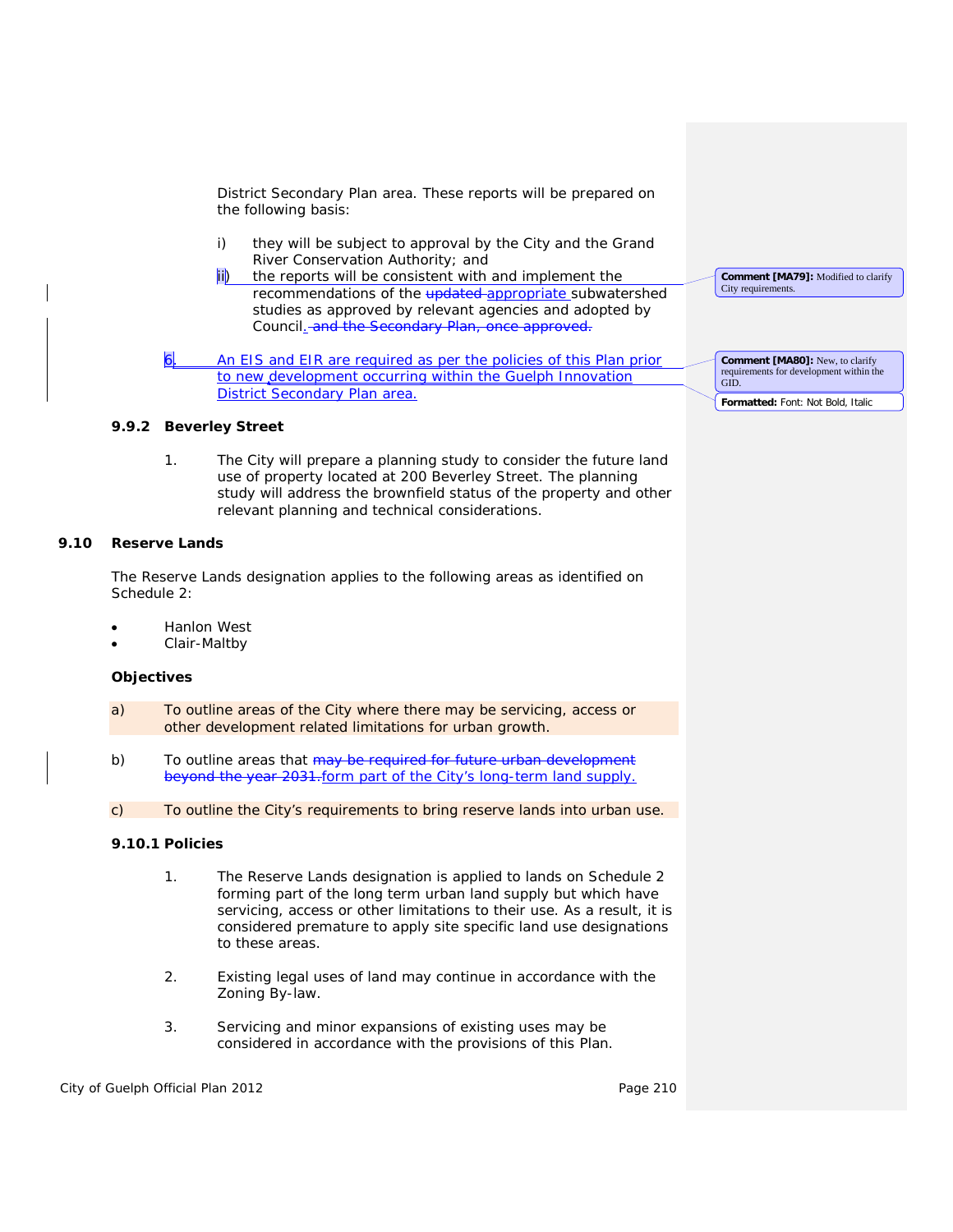District Secondary Plan area. These reports will be prepared on the following basis:

i) they will be subject to approval by the City and the Grand River Conservation Authority; and

ii) the reports will be consistent with and implement the recommendations of the ~~updated~~ appropriate subwatershed studies as approved by relevant agencies and adopted by Council. ~~and the Secondary Plan, once approved.~~

6. An EIS and EIR are required as per the policies of this Plan prior to new development occurring within the Guelph Innovation District Secondary Plan area.

> **Comment [MA79]:** Modified to clarify City requirements.

> **Comment [MA80]:** New, to clarify requirements for development within the GID.

> **Formatted:** Font: Not Bold, Italic

### 9.9.2 Beverley Street

1. The City will prepare a planning study to consider the future land use of property located at 200 Beverley Street. The planning study will address the brownfield status of the property and other relevant planning and technical considerations.

## 9.10 Reserve Lands

The Reserve Lands designation applies to the following areas as identified on Schedule 2:

- Hanlon West
- Clair-Maltby

**Objectives**

a) To outline areas of the City where there may be servicing, access or other development related limitations for urban growth.

b) To outline areas that ~~may be required for future urban development beyond the year 2031.~~ form part of the City's long-term land supply.

c) To outline the City's requirements to bring reserve lands into urban use.

### 9.10.1 Policies

1. The Reserve Lands designation is applied to lands on Schedule 2 forming part of the long term urban land supply but which have servicing, access or other limitations to their use. As a result, it is considered premature to apply site specific land use designations to these areas.

2. Existing legal uses of land may continue in accordance with the Zoning By-law.

3. Servicing and minor expansions of existing uses may be considered in accordance with the provisions of this Plan.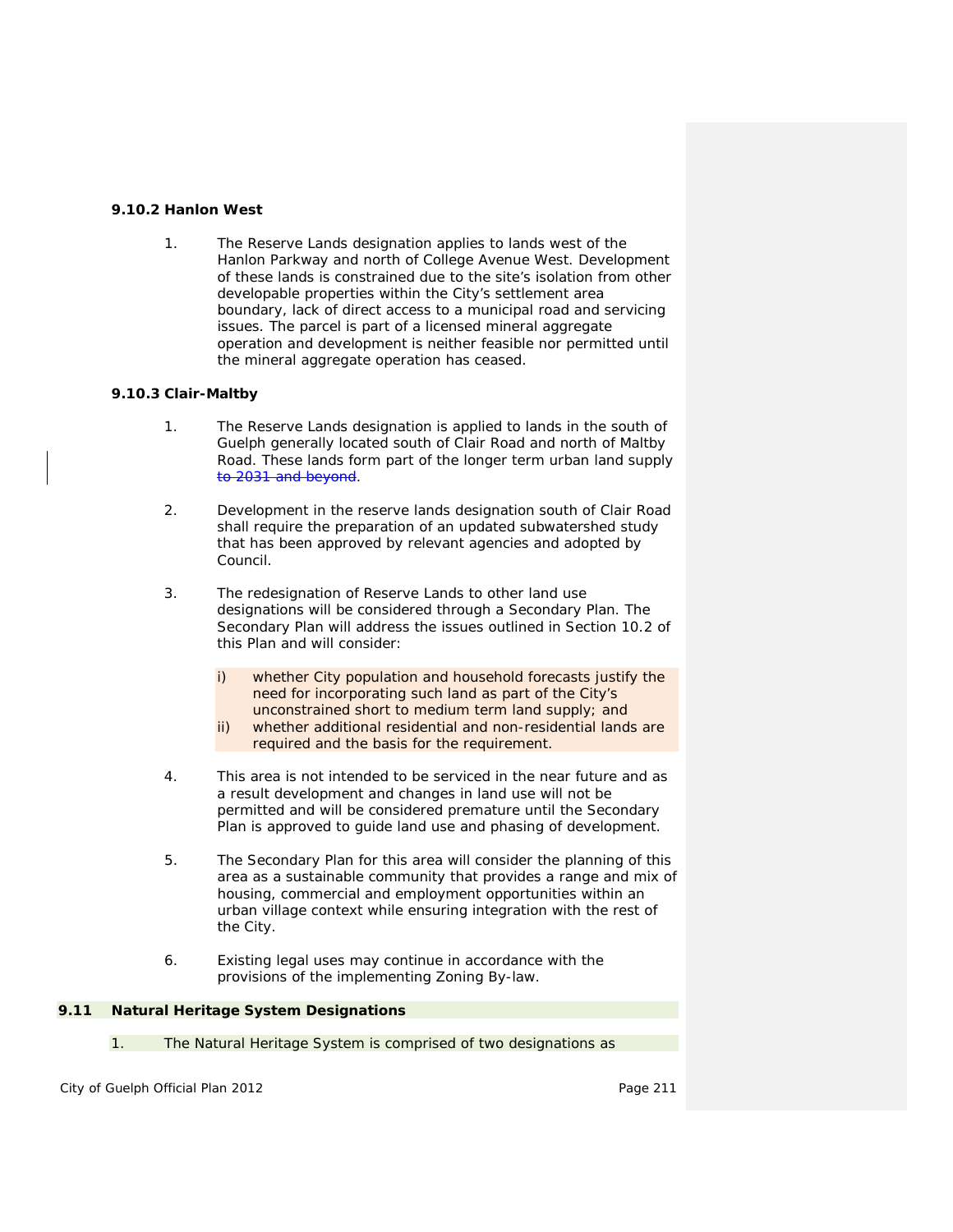### 9.10.2 Hanlon West

1. The Reserve Lands designation applies to lands west of the Hanlon Parkway and north of College Avenue West. Development of these lands is constrained due to the site's isolation from other developable properties within the City's settlement area boundary, lack of direct access to a municipal road and servicing issues. The parcel is part of a licensed mineral aggregate operation and development is neither feasible nor permitted until the mineral aggregate operation has ceased.

### 9.10.3 Clair-Maltby

1. The Reserve Lands designation is applied to lands in the south of Guelph generally located south of Clair Road and north of Maltby Road. These lands form part of the longer term urban land supply ~~to 2031 and beyond~~.

2. Development in the reserve lands designation south of Clair Road shall require the preparation of an updated subwatershed study that has been approved by relevant agencies and adopted by Council.

3. The redesignation of Reserve Lands to other land use designations will be considered through a Secondary Plan. The Secondary Plan will address the issues outlined in Section 10.2 of this Plan and will consider:

   i) whether City population and household forecasts justify the need for incorporating such land as part of the City's unconstrained short to medium term land supply; and
   ii) whether additional residential and non-residential lands are required and the basis for the requirement.

4. This area is not intended to be serviced in the near future and as a result development and changes in land use will not be permitted and will be considered premature until the Secondary Plan is approved to guide land use and phasing of development.

5. The Secondary Plan for this area will consider the planning of this area as a sustainable community that provides a range and mix of housing, commercial and employment opportunities within an urban village context while ensuring integration with the rest of the City.

6. Existing legal uses may continue in accordance with the provisions of the implementing Zoning By-law.

## 9.11 Natural Heritage System Designations

1. The Natural Heritage System is comprised of two designations as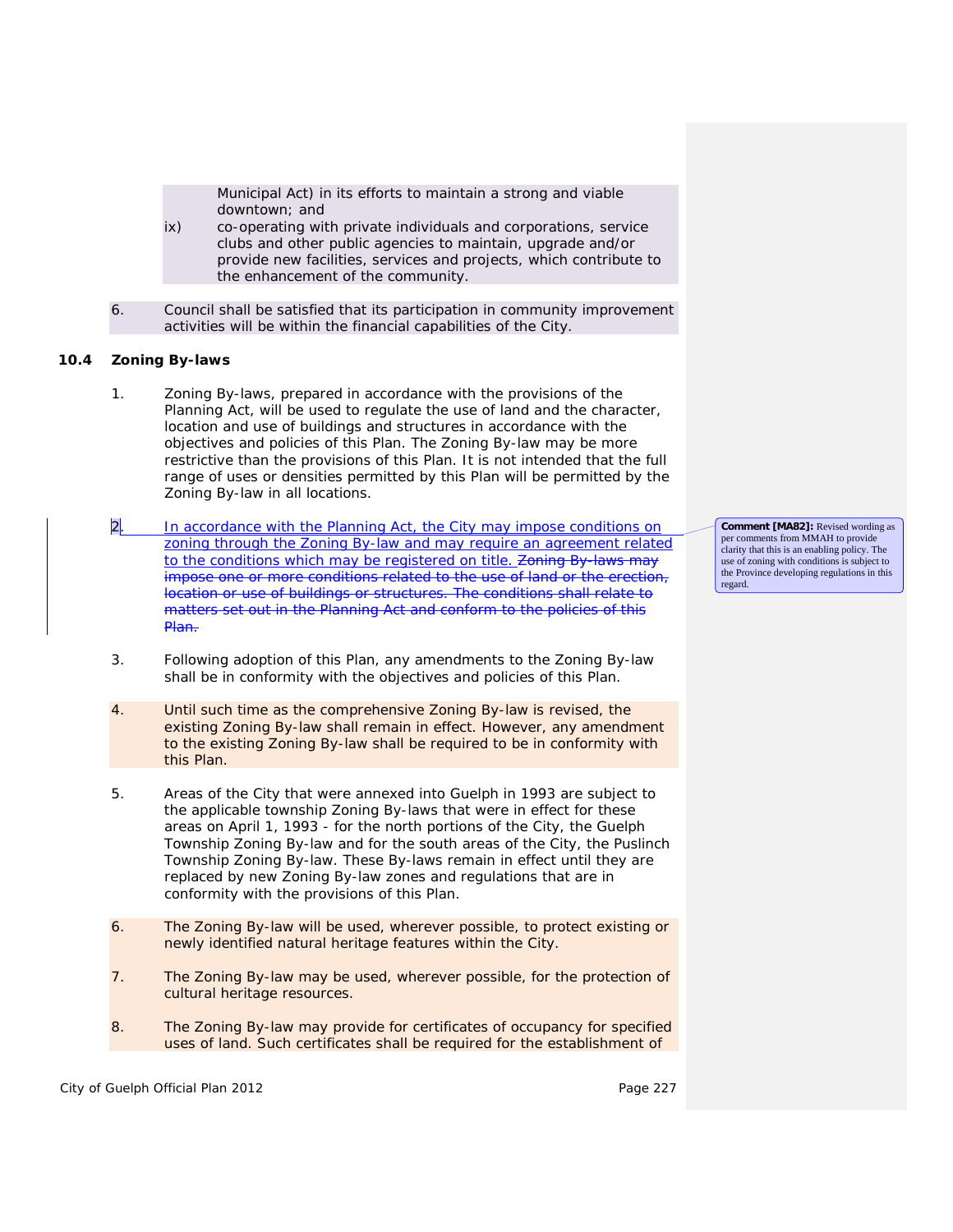Municipal Act) in its efforts to maintain a strong and viable downtown; and

ix) co-operating with private individuals and corporations, service clubs and other public agencies to maintain, upgrade and/or provide new facilities, services and projects, which contribute to the enhancement of the community.

6. Council shall be satisfied that its participation in community improvement activities will be within the financial capabilities of the City.

## 10.4 Zoning By-laws

1. Zoning By-laws, prepared in accordance with the provisions of the Planning Act, will be used to regulate the use of land and the character, location and use of buildings and structures in accordance with the objectives and policies of this Plan. The Zoning By-law may be more restrictive than the provisions of this Plan. It is not intended that the full range of uses or densities permitted by this Plan will be permitted by the Zoning By-law in all locations.

2. In accordance with the Planning Act, the City may impose conditions on zoning through the Zoning By-law and may require an agreement related to the conditions which may be registered on title. ~~Zoning By-laws may impose one or more conditions related to the use of land or the erection, location or use of buildings or structures. The conditions shall relate to matters set out in the Planning Act and conform to the policies of this Plan.~~

**Comment [MA82]:** Revised wording as per comments from MMAH to provide clarity that this is an enabling policy. The use of zoning with conditions is subject to the Province developing regulations in this regard.

3. Following adoption of this Plan, any amendments to the Zoning By-law shall be in conformity with the objectives and policies of this Plan.

4. Until such time as the comprehensive Zoning By-law is revised, the existing Zoning By-law shall remain in effect. However, any amendment to the existing Zoning By-law shall be required to be in conformity with this Plan.

5. Areas of the City that were annexed into Guelph in 1993 are subject to the applicable township Zoning By-laws that were in effect for these areas on April 1, 1993 - for the north portions of the City, the Guelph Township Zoning By-law and for the south areas of the City, the Puslinch Township Zoning By-law. These By-laws remain in effect until they are replaced by new Zoning By-law zones and regulations that are in conformity with the provisions of this Plan.

6. The Zoning By-law will be used, wherever possible, to protect existing or newly identified natural heritage features within the City.

7. The Zoning By-law may be used, wherever possible, for the protection of cultural heritage resources.

8. The Zoning By-law may provide for certificates of occupancy for specified uses of land. Such certificates shall be required for the establishment of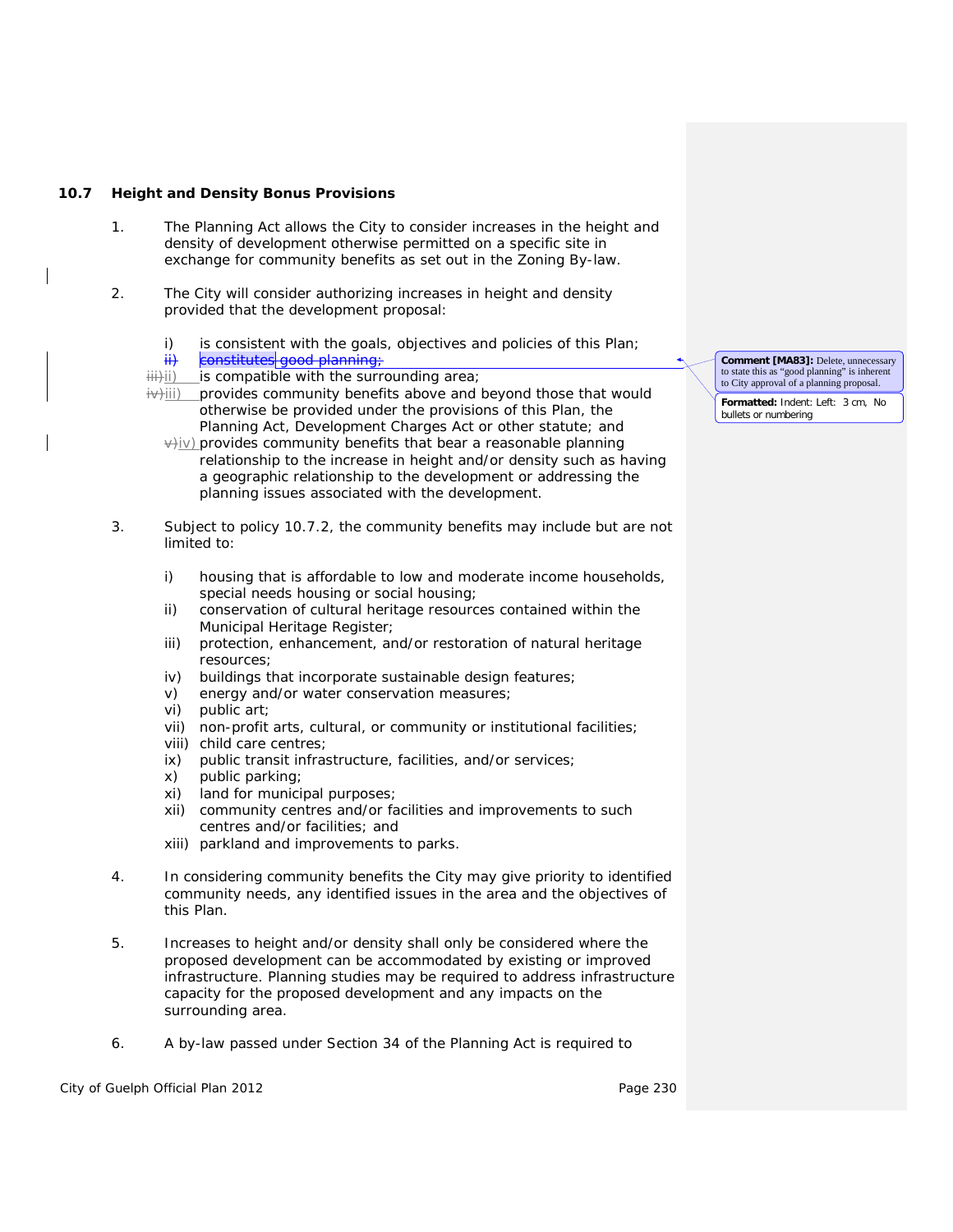### 10.7 Height and Density Bonus Provisions

1. The Planning Act allows the City to consider increases in the height and density of development otherwise permitted on a specific site in exchange for community benefits as set out in the Zoning By-law.

2. The City will consider authorizing increases in height and density provided that the development proposal:

   i) is consistent with the goals, objectives and policies of this Plan;
   ~~ii) constitutes good planning;~~
   ~~iii)~~ii) is compatible with the surrounding area;
   ~~iv)~~iii) provides community benefits above and beyond those that would otherwise be provided under the provisions of this Plan, the Planning Act, Development Charges Act or other statute; and
   ~~v)~~iv) provides community benefits that bear a reasonable planning relationship to the increase in height and/or density such as having a geographic relationship to the development or addressing the planning issues associated with the development.

3. Subject to policy 10.7.2, the community benefits may include but are not limited to:

   i) housing that is affordable to low and moderate income households, special needs housing or social housing;
   ii) conservation of cultural heritage resources contained within the Municipal Heritage Register;
   iii) protection, enhancement, and/or restoration of natural heritage resources;
   iv) buildings that incorporate sustainable design features;
   v) energy and/or water conservation measures;
   vi) public art;
   vii) non-profit arts, cultural, or community or institutional facilities;
   viii) child care centres;
   ix) public transit infrastructure, facilities, and/or services;
   x) public parking;
   xi) land for municipal purposes;
   xii) community centres and/or facilities and improvements to such centres and/or facilities; and
   xiii) parkland and improvements to parks.

4. In considering community benefits the City may give priority to identified community needs, any identified issues in the area and the objectives of this Plan.

5. Increases to height and/or density shall only be considered where the proposed development can be accommodated by existing or improved infrastructure. Planning studies may be required to address infrastructure capacity for the proposed development and any impacts on the surrounding area.

6. A by-law passed under Section 34 of the Planning Act is required to

**Comment [MA83]:** Delete, unnecessary to state this as "good planning" is inherent to City approval of a planning proposal.

**Formatted:** Indent: Left: 3 cm, No bullets or numbering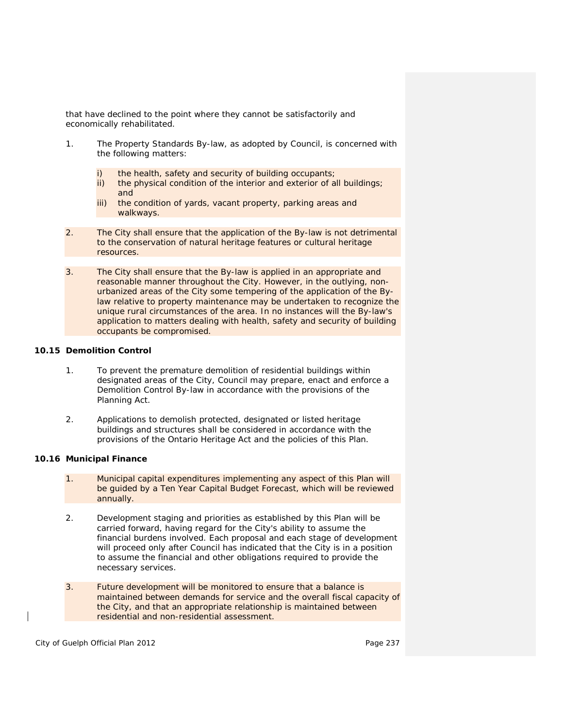that have declined to the point where they cannot be satisfactorily and economically rehabilitated.

1. The Property Standards By-law, as adopted by Council, is concerned with the following matters:

   i) the health, safety and security of building occupants;
   ii) the physical condition of the interior and exterior of all buildings; and
   iii) the condition of yards, vacant property, parking areas and walkways.

2. The City shall ensure that the application of the By-law is not detrimental to the conservation of natural heritage features or cultural heritage resources.

3. The City shall ensure that the By-law is applied in an appropriate and reasonable manner throughout the City. However, in the outlying, non-urbanized areas of the City some tempering of the application of the By-law relative to property maintenance may be undertaken to recognize the unique rural circumstances of the area. In no instances will the By-law's application to matters dealing with health, safety and security of building occupants be compromised.

### 10.15 Demolition Control

1. To prevent the premature demolition of residential buildings within designated areas of the City, Council may prepare, enact and enforce a Demolition Control By-law in accordance with the provisions of the Planning Act.

2. Applications to demolish protected, designated or listed heritage buildings and structures shall be considered in accordance with the provisions of the Ontario Heritage Act and the policies of this Plan.

### 10.16 Municipal Finance

1. Municipal capital expenditures implementing any aspect of this Plan will be guided by a Ten Year Capital Budget Forecast, which will be reviewed annually.

2. Development staging and priorities as established by this Plan will be carried forward, having regard for the City's ability to assume the financial burdens involved. Each proposal and each stage of development will proceed only after Council has indicated that the City is in a position to assume the financial and other obligations required to provide the necessary services.

3. Future development will be monitored to ensure that a balance is maintained between demands for service and the overall fiscal capacity of the City, and that an appropriate relationship is maintained between residential and non-residential assessment.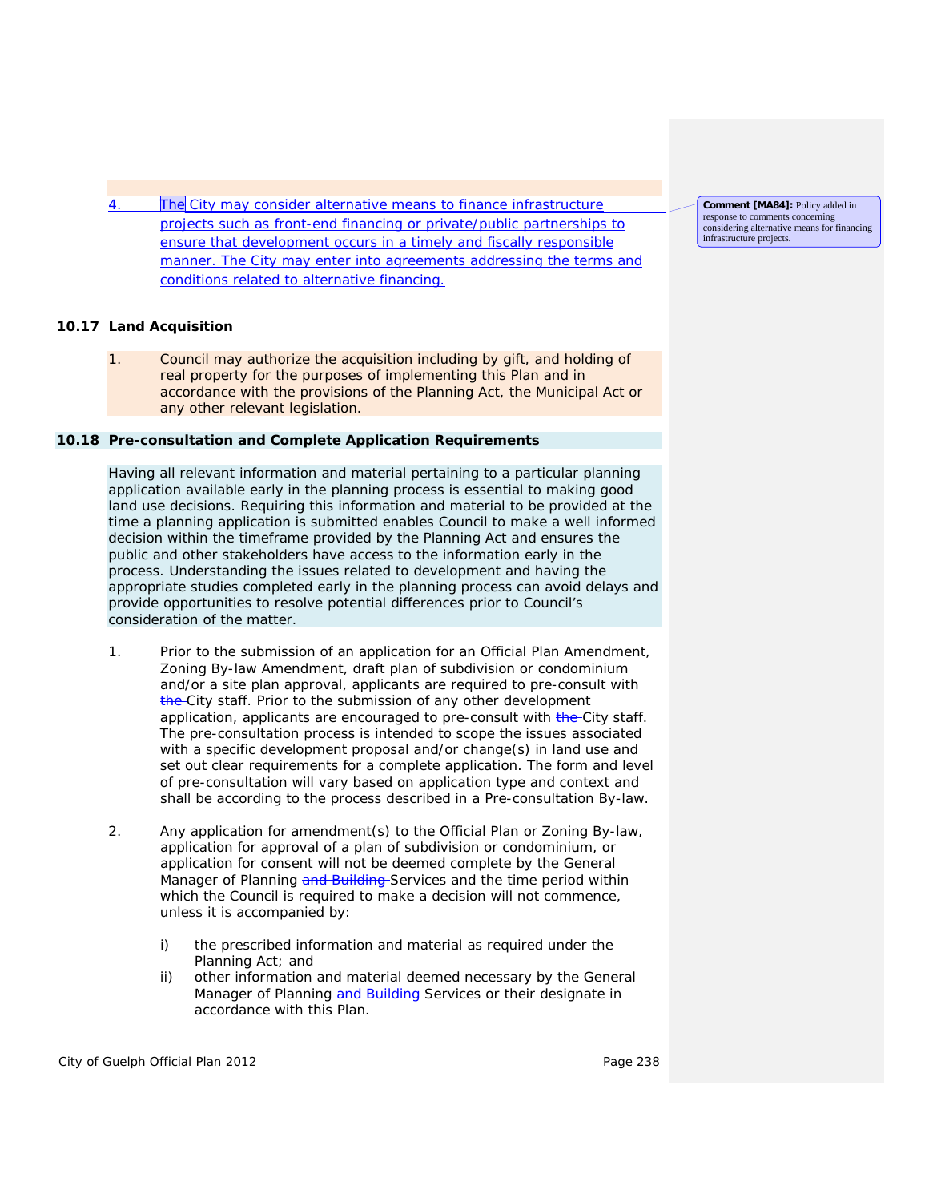4. The City may consider alternative means to finance infrastructure projects such as front-end financing or private/public partnerships to ensure that development occurs in a timely and fiscally responsible manner. The City may enter into agreements addressing the terms and conditions related to alternative financing.

**Comment [MA84]:** Policy added in response to comments concerning considering alternative means for financing infrastructure projects.

### 10.17 Land Acquisition

1. Council may authorize the acquisition including by gift, and holding of real property for the purposes of implementing this Plan and in accordance with the provisions of the Planning Act, the Municipal Act or any other relevant legislation.

### 10.18 Pre-consultation and Complete Application Requirements

Having all relevant information and material pertaining to a particular planning application available early in the planning process is essential to making good land use decisions. Requiring this information and material to be provided at the time a planning application is submitted enables Council to make a well informed decision within the timeframe provided by the Planning Act and ensures the public and other stakeholders have access to the information early in the process. Understanding the issues related to development and having the appropriate studies completed early in the planning process can avoid delays and provide opportunities to resolve potential differences prior to Council's consideration of the matter.

1. Prior to the submission of an application for an Official Plan Amendment, Zoning By-law Amendment, draft plan of subdivision or condominium and/or a site plan approval, applicants are required to pre-consult with ~~the~~ City staff. Prior to the submission of any other development application, applicants are encouraged to pre-consult with ~~the~~ City staff. The pre-consultation process is intended to scope the issues associated with a specific development proposal and/or change(s) in land use and set out clear requirements for a complete application. The form and level of pre-consultation will vary based on application type and context and shall be according to the process described in a Pre-consultation By-law.

2. Any application for amendment(s) to the Official Plan or Zoning By-law, application for approval of a plan of subdivision or condominium, or application for consent will not be deemed complete by the General Manager of Planning ~~and Building~~ Services and the time period within which the Council is required to make a decision will not commence, unless it is accompanied by:

   i) the prescribed information and material as required under the Planning Act; and
   ii) other information and material deemed necessary by the General Manager of Planning ~~and Building~~ Services or their designate in accordance with this Plan.